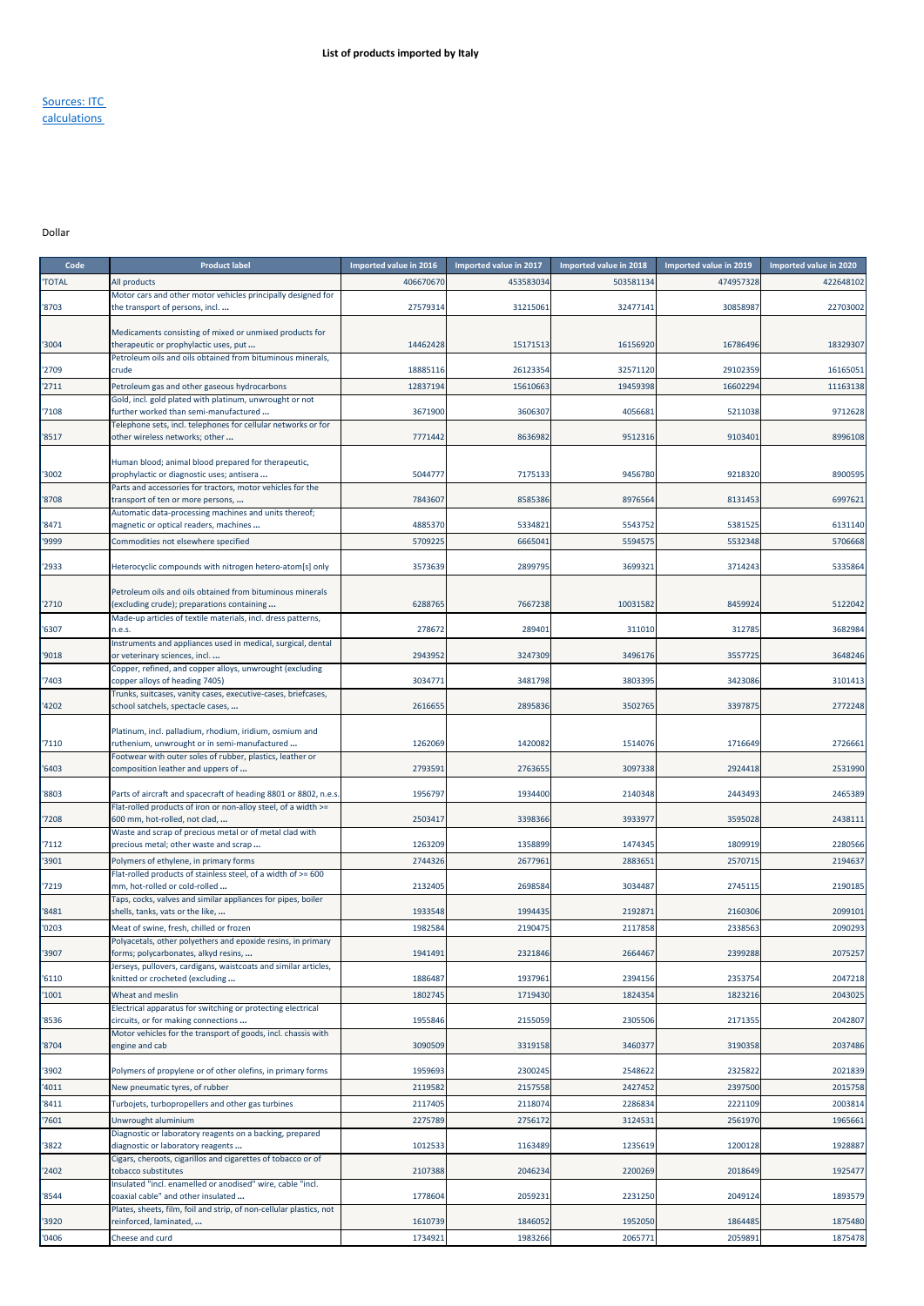# List of products imported by Italy

Sources: ITC calculations

Dollar

| Code | Product label | Imported value in 2016 | Imported value in 2017 | Imported value in 2018 | Imported value in 2019 | Imported value in 2020 |
|---|---|---|---|---|---|---|
| 'TOTAL | All products | 406670670 | 453583034 | 503581134 | 474957328 | 422648102 |
| '8703 | Motor cars and other motor vehicles principally designed for the transport of persons, incl. ... | 27579314 | 31215061 | 32477141 | 30858987 | 22703002 |
| '3004 | Medicaments consisting of mixed or unmixed products for therapeutic or prophylactic uses, put ... | 14462428 | 15171513 | 16156920 | 16786496 | 18329307 |
| '2709 | Petroleum oils and oils obtained from bituminous minerals, crude | 18885116 | 26123354 | 32571120 | 29102359 | 16165051 |
| '2711 | Petroleum gas and other gaseous hydrocarbons | 12837194 | 15610663 | 19459398 | 16602294 | 11163138 |
| '7108 | Gold, incl. gold plated with platinum, unwrought or not further worked than semi-manufactured ... | 3671900 | 3606307 | 4056681 | 5211038 | 9712628 |
| '8517 | Telephone sets, incl. telephones for cellular networks or for other wireless networks; other ... | 7771442 | 8636982 | 9512316 | 9103401 | 8996108 |
| '3002 | Human blood; animal blood prepared for therapeutic, prophylactic or diagnostic uses; antisera ... | 5044777 | 7175133 | 9456780 | 9218320 | 8900595 |
| '8708 | Parts and accessories for tractors, motor vehicles for the transport of ten or more persons, ... | 7843607 | 8585386 | 8976564 | 8131453 | 6997621 |
| '8471 | Automatic data-processing machines and units thereof; magnetic or optical readers, machines ... | 4885370 | 5334821 | 5543752 | 5381525 | 6131140 |
| '9999 | Commodities not elsewhere specified | 5709225 | 6665041 | 5594575 | 5532348 | 5706668 |
| '2933 | Heterocyclic compounds with nitrogen hetero-atom[s] only | 3573639 | 2899795 | 3699321 | 3714243 | 5335864 |
| '2710 | Petroleum oils and oils obtained from bituminous minerals (excluding crude); preparations containing ... | 6288765 | 7667238 | 10031582 | 8459924 | 5122042 |
| '6307 | Made-up articles of textile materials, incl. dress patterns, n.e.s. | 278672 | 289401 | 311010 | 312785 | 3682984 |
| '9018 | Instruments and appliances used in medical, surgical, dental or veterinary sciences, incl. ... | 2943952 | 3247309 | 3496176 | 3557725 | 3648246 |
| '7403 | Copper, refined, and copper alloys, unwrought (excluding copper alloys of heading 7405) | 3034771 | 3481798 | 3803395 | 3423086 | 3101413 |
| '4202 | Trunks, suitcases, vanity cases, executive-cases, briefcases, school satchels, spectacle cases, ... | 2616655 | 2895836 | 3502765 | 3397875 | 2772248 |
| '7110 | Platinum, incl. palladium, rhodium, iridium, osmium and ruthenium, unwrought or in semi-manufactured ... | 1262069 | 1420082 | 1514076 | 1716649 | 2726661 |
| '6403 | Footwear with outer soles of rubber, plastics, leather or composition leather and uppers of ... | 2793591 | 2763655 | 3097338 | 2924418 | 2531990 |
| '8803 | Parts of aircraft and spacecraft of heading 8801 or 8802, n.e.s. | 1956797 | 1934400 | 2140348 | 2443493 | 2465389 |
| '7208 | Flat-rolled products of iron or non-alloy steel, of a width >= 600 mm, hot-rolled, not clad, ... | 2503417 | 3398366 | 3933977 | 3595028 | 2438111 |
| '7112 | Waste and scrap of precious metal or of metal clad with precious metal; other waste and scrap ... | 1263209 | 1358899 | 1474345 | 1809919 | 2280566 |
| '3901 | Polymers of ethylene, in primary forms | 2744326 | 2677961 | 2883651 | 2570715 | 2194637 |
| '7219 | Flat-rolled products of stainless steel, of a width of >= 600 mm, hot-rolled or cold-rolled ... | 2132405 | 2698584 | 3034487 | 2745115 | 2190185 |
| '8481 | Taps, cocks, valves and similar appliances for pipes, boiler shells, tanks, vats or the like, ... | 1933548 | 1994435 | 2192871 | 2160306 | 2099101 |
| '0203 | Meat of swine, fresh, chilled or frozen | 1982584 | 2190475 | 2117858 | 2338563 | 2090293 |
| '3907 | Polyacetals, other polyethers and epoxide resins, in primary forms; polycarbonates, alkyd resins, ... | 1941491 | 2321846 | 2664467 | 2399288 | 2075257 |
| '6110 | Jerseys, pullovers, cardigans, waistcoats and similar articles, knitted or crocheted (excluding ... | 1886487 | 1937961 | 2394156 | 2353754 | 2047218 |
| '1001 | Wheat and meslin | 1802745 | 1719430 | 1824354 | 1823216 | 2043025 |
| '8536 | Electrical apparatus for switching or protecting electrical circuits, or for making connections ... | 1955846 | 2155059 | 2305506 | 2171355 | 2042807 |
| '8704 | Motor vehicles for the transport of goods, incl. chassis with engine and cab | 3090509 | 3319158 | 3460377 | 3190358 | 2037486 |
| '3902 | Polymers of propylene or of other olefins, in primary forms | 1959693 | 2300245 | 2548622 | 2325822 | 2021839 |
| '4011 | New pneumatic tyres, of rubber | 2119582 | 2157558 | 2427452 | 2397500 | 2015758 |
| '8411 | Turbojets, turbopropellers and other gas turbines | 2117405 | 2118074 | 2286834 | 2221109 | 2003814 |
| '7601 | Unwrought aluminium | 2275789 | 2756172 | 3124531 | 2561970 | 1965661 |
| '3822 | Diagnostic or laboratory reagents on a backing, prepared diagnostic or laboratory reagents ... | 1012533 | 1163489 | 1235619 | 1200128 | 1928887 |
| '2402 | Cigars, cheroots, cigarillos and cigarettes of tobacco or of tobacco substitutes | 2107388 | 2046234 | 2200269 | 2018649 | 1925477 |
| '8544 | Insulated "incl. enamelled or anodised" wire, cable "incl. coaxial cable" and other insulated ... | 1778604 | 2059231 | 2231250 | 2049124 | 1893579 |
| '3920 | Plates, sheets, film, foil and strip, of non-cellular plastics, not reinforced, laminated, ... | 1610739 | 1846052 | 1952050 | 1864485 | 1875480 |
| '0406 | Cheese and curd | 1734921 | 1983266 | 2065771 | 2059891 | 1875478 |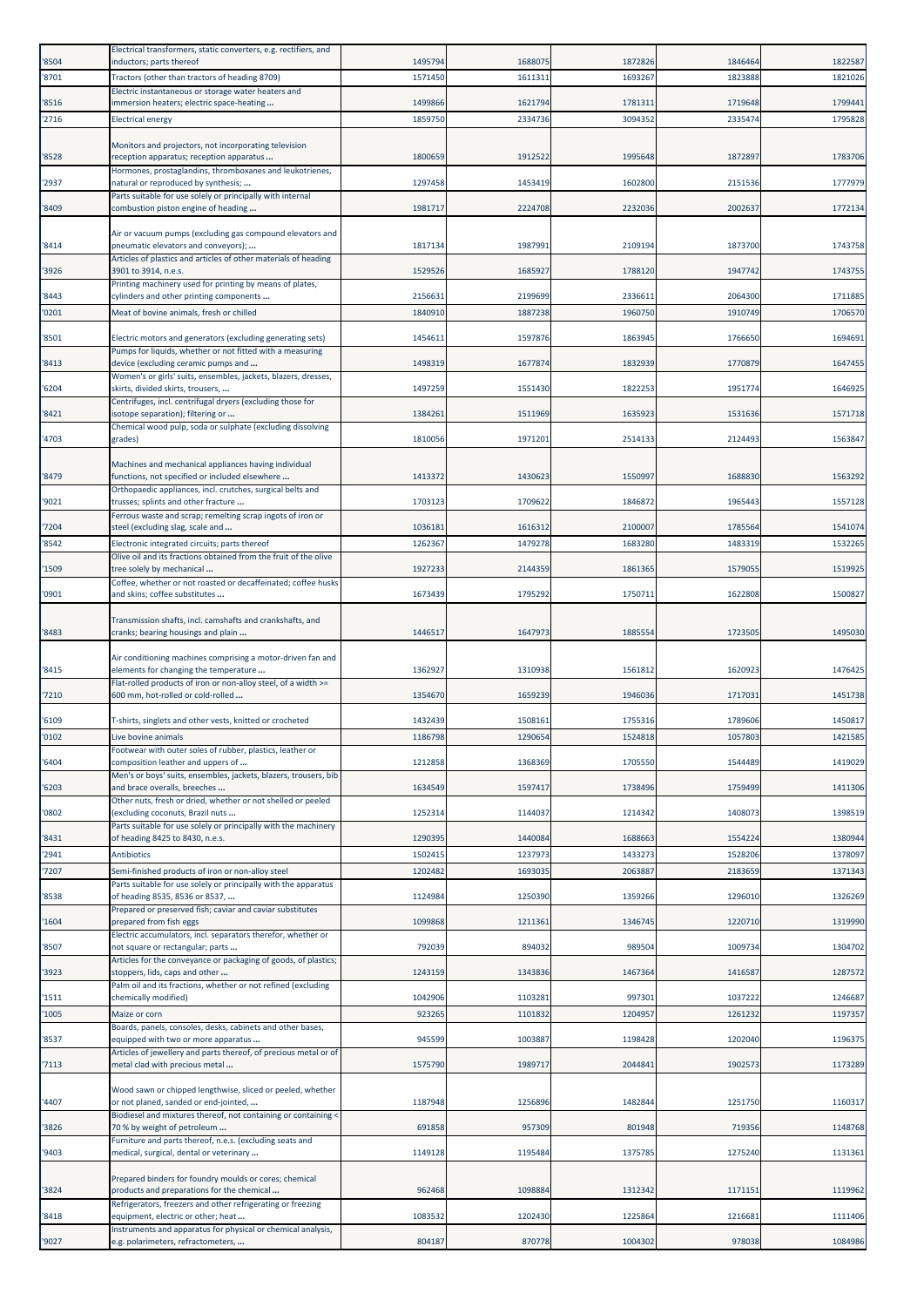| | | | | | | |
|---|---|---|---|---|---|---|
| '8504 | Electrical transformers, static converters, e.g. rectifiers, and inductors; parts thereof | 1495794 | 1688075 | 1872826 | 1846464 | 1822587 |
| '8701 | Tractors (other than tractors of heading 8709) | 1571450 | 1611311 | 1693267 | 1823888 | 1821026 |
| '8516 | Electric instantaneous or storage water heaters and immersion heaters; electric space-heating ... | 1499866 | 1621794 | 1781311 | 1719648 | 1799441 |
| '2716 | Electrical energy | 1859750 | 2334736 | 3094352 | 2335474 | 1795828 |
| '8528 | Monitors and projectors, not incorporating television reception apparatus; reception apparatus ... | 1800659 | 1912522 | 1995648 | 1872897 | 1783706 |
| '2937 | Hormones, prostaglandins, thromboxanes and leukotrienes, natural or reproduced by synthesis; ... | 1297458 | 1453419 | 1602800 | 2151536 | 1777979 |
| '8409 | Parts suitable for use solely or principally with internal combustion piston engine of heading ... | 1981717 | 2224708 | 2232036 | 2002637 | 1772134 |
| '8414 | Air or vacuum pumps (excluding gas compound elevators and pneumatic elevators and conveyors); ... | 1817134 | 1987991 | 2109194 | 1873700 | 1743758 |
| '3926 | Articles of plastics and articles of other materials of heading 3901 to 3914, n.e.s. | 1529526 | 1685927 | 1788120 | 1947742 | 1743755 |
| '8443 | Printing machinery used for printing by means of plates, cylinders and other printing components ... | 2156631 | 2199699 | 2336611 | 2064300 | 1711885 |
| '0201 | Meat of bovine animals, fresh or chilled | 1840910 | 1887238 | 1960750 | 1910749 | 1706570 |
| '8501 | Electric motors and generators (excluding generating sets) | 1454611 | 1597876 | 1863945 | 1766650 | 1694691 |
| '8413 | Pumps for liquids, whether or not fitted with a measuring device (excluding ceramic pumps and ... | 1498319 | 1677874 | 1832939 | 1770879 | 1647455 |
| '6204 | Women's or girls' suits, ensembles, jackets, blazers, dresses, skirts, divided skirts, trousers, ... | 1497259 | 1551430 | 1822253 | 1951774 | 1646925 |
| '8421 | Centrifuges, incl. centrifugal dryers (excluding those for isotope separation); filtering or ... | 1384261 | 1511969 | 1635923 | 1531636 | 1571718 |
| '4703 | Chemical wood pulp, soda or sulphate (excluding dissolving grades) | 1810056 | 1971201 | 2514133 | 2124493 | 1563847 |
| '8479 | Machines and mechanical appliances having individual functions, not specified or included elsewhere ... | 1413372 | 1430623 | 1550997 | 1688830 | 1563292 |
| '9021 | Orthopaedic appliances, incl. crutches, surgical belts and trusses; splints and other fracture ... | 1703123 | 1709622 | 1846872 | 1965443 | 1557128 |
| '7204 | Ferrous waste and scrap; remelting scrap ingots of iron or steel (excluding slag, scale and ... | 1036181 | 1616312 | 2100007 | 1785564 | 1541074 |
| '8542 | Electronic integrated circuits; parts thereof | 1262367 | 1479278 | 1683280 | 1483319 | 1532265 |
| '1509 | Olive oil and its fractions obtained from the fruit of the olive tree solely by mechanical ... | 1927233 | 2144359 | 1861365 | 1579055 | 1519925 |
| '0901 | Coffee, whether or not roasted or decaffeinated; coffee husks and skins; coffee substitutes ... | 1673439 | 1795292 | 1750711 | 1622808 | 1500827 |
| '8483 | Transmission shafts, incl. camshafts and crankshafts, and cranks; bearing housings and plain ... | 1446517 | 1647973 | 1885554 | 1723505 | 1495030 |
| '8415 | Air conditioning machines comprising a motor-driven fan and elements for changing the temperature ... | 1362927 | 1310938 | 1561812 | 1620923 | 1476425 |
| '7210 | Flat-rolled products of iron or non-alloy steel, of a width >= 600 mm, hot-rolled or cold-rolled ... | 1354670 | 1659239 | 1946036 | 1717031 | 1451738 |
| '6109 | T-shirts, singlets and other vests, knitted or crocheted | 1432439 | 1508161 | 1755316 | 1789606 | 1450817 |
| '0102 | Live bovine animals | 1186798 | 1290654 | 1524818 | 1057803 | 1421585 |
| '6404 | Footwear with outer soles of rubber, plastics, leather or composition leather and uppers of ... | 1212858 | 1368369 | 1705550 | 1544489 | 1419029 |
| '6203 | Men's or boys' suits, ensembles, jackets, blazers, trousers, bib and brace overalls, breeches ... | 1634549 | 1597417 | 1738496 | 1759499 | 1411306 |
| '0802 | Other nuts, fresh or dried, whether or not shelled or peeled (excluding coconuts, Brazil nuts ... | 1252314 | 1144037 | 1214342 | 1408073 | 1398519 |
| '8431 | Parts suitable for use solely or principally with the machinery of heading 8425 to 8430, n.e.s. | 1290395 | 1440084 | 1688663 | 1554224 | 1380944 |
| '2941 | Antibiotics | 1502415 | 1237973 | 1433273 | 1528206 | 1378097 |
| '7207 | Semi-finished products of iron or non-alloy steel | 1202482 | 1693035 | 2063887 | 2183659 | 1371343 |
| '8538 | Parts suitable for use solely or principally with the apparatus of heading 8535, 8536 or 8537, ... | 1124984 | 1250390 | 1359266 | 1296010 | 1326269 |
| '1604 | Prepared or preserved fish; caviar and caviar substitutes prepared from fish eggs | 1099868 | 1211361 | 1346745 | 1220710 | 1319990 |
| '8507 | Electric accumulators, incl. separators therefor, whether or not square or rectangular; parts ... | 792039 | 894032 | 989504 | 1009734 | 1304702 |
| '3923 | Articles for the conveyance or packaging of goods, of plastics; stoppers, lids, caps and other ... | 1243159 | 1343836 | 1467364 | 1416587 | 1287572 |
| '1511 | Palm oil and its fractions, whether or not refined (excluding chemically modified) | 1042906 | 1103281 | 997301 | 1037222 | 1246687 |
| '1005 | Maize or corn | 923265 | 1101832 | 1204957 | 1261232 | 1197357 |
| '8537 | Boards, panels, consoles, desks, cabinets and other bases, equipped with two or more apparatus ... | 945599 | 1003887 | 1198428 | 1202040 | 1196375 |
| '7113 | Articles of jewellery and parts thereof, of precious metal or of metal clad with precious metal ... | 1575790 | 1989717 | 2044841 | 1902573 | 1173289 |
| '4407 | Wood sawn or chipped lengthwise, sliced or peeled, whether or not planed, sanded or end-jointed, ... | 1187948 | 1256896 | 1482844 | 1251750 | 1160317 |
| '3826 | Biodiesel and mixtures thereof, not containing or containing < 70 % by weight of petroleum ... | 691858 | 957309 | 801948 | 719356 | 1148768 |
| '9403 | Furniture and parts thereof, n.e.s. (excluding seats and medical, surgical, dental or veterinary ... | 1149128 | 1195484 | 1375785 | 1275240 | 1131361 |
| '3824 | Prepared binders for foundry moulds or cores; chemical products and preparations for the chemical ... | 962468 | 1098884 | 1312342 | 1171151 | 1119962 |
| '8418 | Refrigerators, freezers and other refrigerating or freezing equipment, electric or other; heat ... | 1083532 | 1202430 | 1225864 | 1216681 | 1111406 |
| '9027 | Instruments and apparatus for physical or chemical analysis, e.g. polarimeters, refractometers, ... | 804187 | 870778 | 1004302 | 978038 | 1084986 |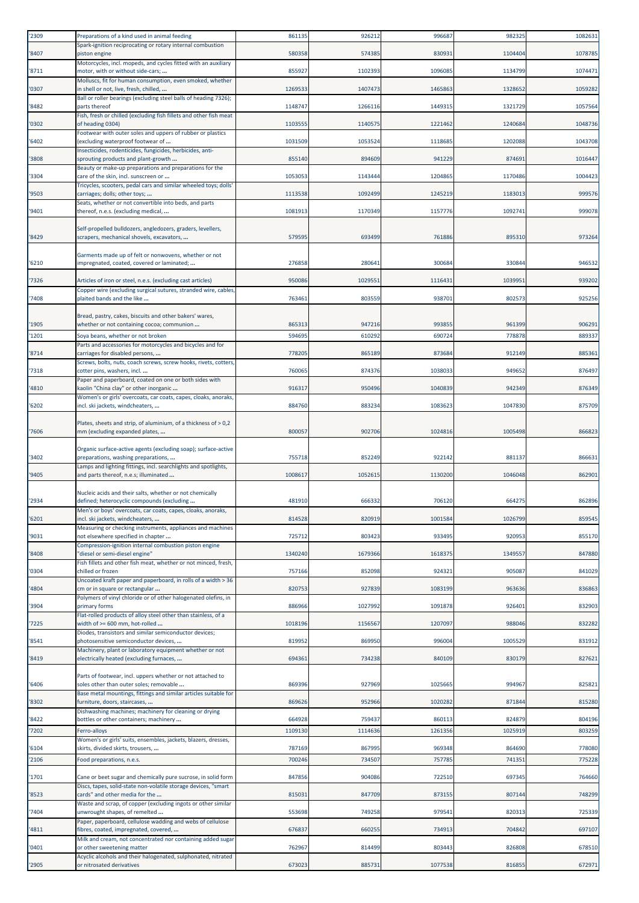| '2309 | Preparations of a kind used in animal feeding | 861135 | 926212 | 996687 | 982325 | 1082631 |
|---|---|---|---|---|---|---|
| '8407 | Spark-ignition reciprocating or rotary internal combustion piston engine | 580358 | 574385 | 830931 | 1104404 | 1078785 |
| '8711 | Motorcycles, incl. mopeds, and cycles fitted with an auxiliary motor, with or without side-cars; ... | 855927 | 1102393 | 1096085 | 1134799 | 1074471 |
| '0307 | Molluscs, fit for human consumption, even smoked, whether in shell or not, live, fresh, chilled, ... | 1269533 | 1407473 | 1465863 | 1328652 | 1059282 |
| '8482 | Ball or roller bearings (excluding steel balls of heading 7326); parts thereof | 1148747 | 1266116 | 1449315 | 1321729 | 1057564 |
| '0302 | Fish, fresh or chilled (excluding fish fillets and other fish meat of heading 0304) | 1103555 | 1140575 | 1221462 | 1240684 | 1048736 |
| '6402 | Footwear with outer soles and uppers of rubber or plastics (excluding waterproof footwear of ... | 1031509 | 1053524 | 1118685 | 1202088 | 1043708 |
| '3808 | Insecticides, rodenticides, fungicides, herbicides, anti-sprouting products and plant-growth ... | 855140 | 894609 | 941229 | 874691 | 1016447 |
| '3304 | Beauty or make-up preparations and preparations for the care of the skin, incl. sunscreen or ... | 1053053 | 1143444 | 1204865 | 1170486 | 1004423 |
| '9503 | Tricycles, scooters, pedal cars and similar wheeled toys; dolls' carriages; dolls; other toys; ... | 1113538 | 1092499 | 1245219 | 1183013 | 999576 |
| '9401 | Seats, whether or not convertible into beds, and parts thereof, n.e.s. (excluding medical, ... | 1081913 | 1170349 | 1157776 | 1092741 | 999078 |
| '8429 | Self-propelled bulldozers, angledozers, graders, levellers, scrapers, mechanical shovels, excavators, ... | 579595 | 693499 | 761886 | 895310 | 973264 |
| '6210 | Garments made up of felt or nonwovens, whether or not impregnated, coated, covered or laminated; ... | 276858 | 280641 | 300684 | 330844 | 946532 |
| '7326 | Articles of iron or steel, n.e.s. (excluding cast articles) | 950086 | 1029551 | 1116431 | 1039951 | 939202 |
| '7408 | Copper wire (excluding surgical sutures, stranded wire, cables, plaited bands and the like ... | 763461 | 803559 | 938701 | 802573 | 925256 |
| '1905 | Bread, pastry, cakes, biscuits and other bakers' wares, whether or not containing cocoa; communion ... | 865313 | 947216 | 993855 | 961399 | 906291 |
| '1201 | Soya beans, whether or not broken | 594695 | 610292 | 690724 | 778878 | 889337 |
| '8714 | Parts and accessories for motorcycles and bicycles and for carriages for disabled persons, ... | 778205 | 865189 | 873684 | 912149 | 885361 |
| '7318 | Screws, bolts, nuts, coach screws, screw hooks, rivets, cotters, cotter pins, washers, incl. ... | 760065 | 874376 | 1038033 | 949652 | 876497 |
| '4810 | Paper and paperboard, coated on one or both sides with kaolin "China clay" or other inorganic ... | 916317 | 950496 | 1040839 | 942349 | 876349 |
| '6202 | Women's or girls' overcoats, car coats, capes, cloaks, anoraks, incl. ski jackets, windcheaters, ... | 884760 | 883234 | 1083623 | 1047830 | 875709 |
| '7606 | Plates, sheets and strip, of aluminium, of a thickness of > 0,2 mm (excluding expanded plates, ... | 800057 | 902706 | 1024816 | 1005498 | 866823 |
| '3402 | Organic surface-active agents (excluding soap); surface-active preparations, washing preparations, ... | 755718 | 852249 | 922142 | 881137 | 866631 |
| '9405 | Lamps and lighting fittings, incl. searchlights and spotlights, and parts thereof, n.e.s; illuminated ... | 1008617 | 1052615 | 1130200 | 1046048 | 862901 |
| '2934 | Nucleic acids and their salts, whether or not chemically defined; heterocyclic compounds (excluding ... | 481910 | 666332 | 706120 | 664275 | 862896 |
| '6201 | Men's or boys' overcoats, car coats, capes, cloaks, anoraks, incl. ski jackets, windcheaters, ... | 814528 | 820919 | 1001584 | 1026799 | 859545 |
| '9031 | Measuring or checking instruments, appliances and machines not elsewhere specified in chapter ... | 725712 | 803423 | 933495 | 920953 | 855170 |
| '8408 | Compression-ignition internal combustion piston engine "diesel or semi-diesel engine" | 1340240 | 1679366 | 1618375 | 1349557 | 847880 |
| '0304 | Fish fillets and other fish meat, whether or not minced, fresh, chilled or frozen | 757166 | 852098 | 924321 | 905087 | 841029 |
| '4804 | Uncoated kraft paper and paperboard, in rolls of a width > 36 cm or in square or rectangular ... | 820753 | 927839 | 1083199 | 963636 | 836863 |
| '3904 | Polymers of vinyl chloride or of other halogenated olefins, in primary forms | 886966 | 1027992 | 1091878 | 926401 | 832903 |
| '7225 | Flat-rolled products of alloy steel other than stainless, of a width of >= 600 mm, hot-rolled ... | 1018196 | 1156567 | 1207097 | 988046 | 832282 |
| '8541 | Diodes, transistors and similar semiconductor devices; photosensitive semiconductor devices, ... | 819952 | 869950 | 996004 | 1005529 | 831912 |
| '8419 | Machinery, plant or laboratory equipment whether or not electrically heated (excluding furnaces, ... | 694361 | 734238 | 840109 | 830179 | 827621 |
| '6406 | Parts of footwear, incl. uppers whether or not attached to soles other than outer soles; removable ... | 869396 | 927969 | 1025665 | 994967 | 825821 |
| '8302 | Base metal mountings, fittings and similar articles suitable for furniture, doors, staircases, ... | 869626 | 952966 | 1020282 | 871844 | 815280 |
| '8422 | Dishwashing machines; machinery for cleaning or drying bottles or other containers; machinery ... | 664928 | 759437 | 860113 | 824879 | 804196 |
| '7202 | Ferro-alloys | 1109130 | 1114636 | 1261356 | 1025919 | 803259 |
| '6104 | Women's or girls' suits, ensembles, jackets, blazers, dresses, skirts, divided skirts, trousers, ... | 787169 | 867995 | 969348 | 864690 | 778080 |
| '2106 | Food preparations, n.e.s. | 700246 | 734507 | 757785 | 741351 | 775228 |
| '1701 | Cane or beet sugar and chemically pure sucrose, in solid form | 847856 | 904086 | 722510 | 697345 | 764660 |
| '8523 | Discs, tapes, solid-state non-volatile storage devices, "smart cards" and other media for the ... | 815031 | 847709 | 873155 | 807144 | 748299 |
| '7404 | Waste and scrap, of copper (excluding ingots or other similar unwrought shapes, of remelted ... | 553698 | 749258 | 979541 | 820313 | 725339 |
| '4811 | Paper, paperboard, cellulose wadding and webs of cellulose fibres, coated, impregnated, covered, ... | 676837 | 660255 | 734913 | 704842 | 697107 |
| '0401 | Milk and cream, not concentrated nor containing added sugar or other sweetening matter | 762967 | 814499 | 803443 | 826808 | 678510 |
| '2905 | Acyclic alcohols and their halogenated, sulphonated, nitrated or nitrosated derivatives | 673023 | 885731 | 1077538 | 816855 | 672971 |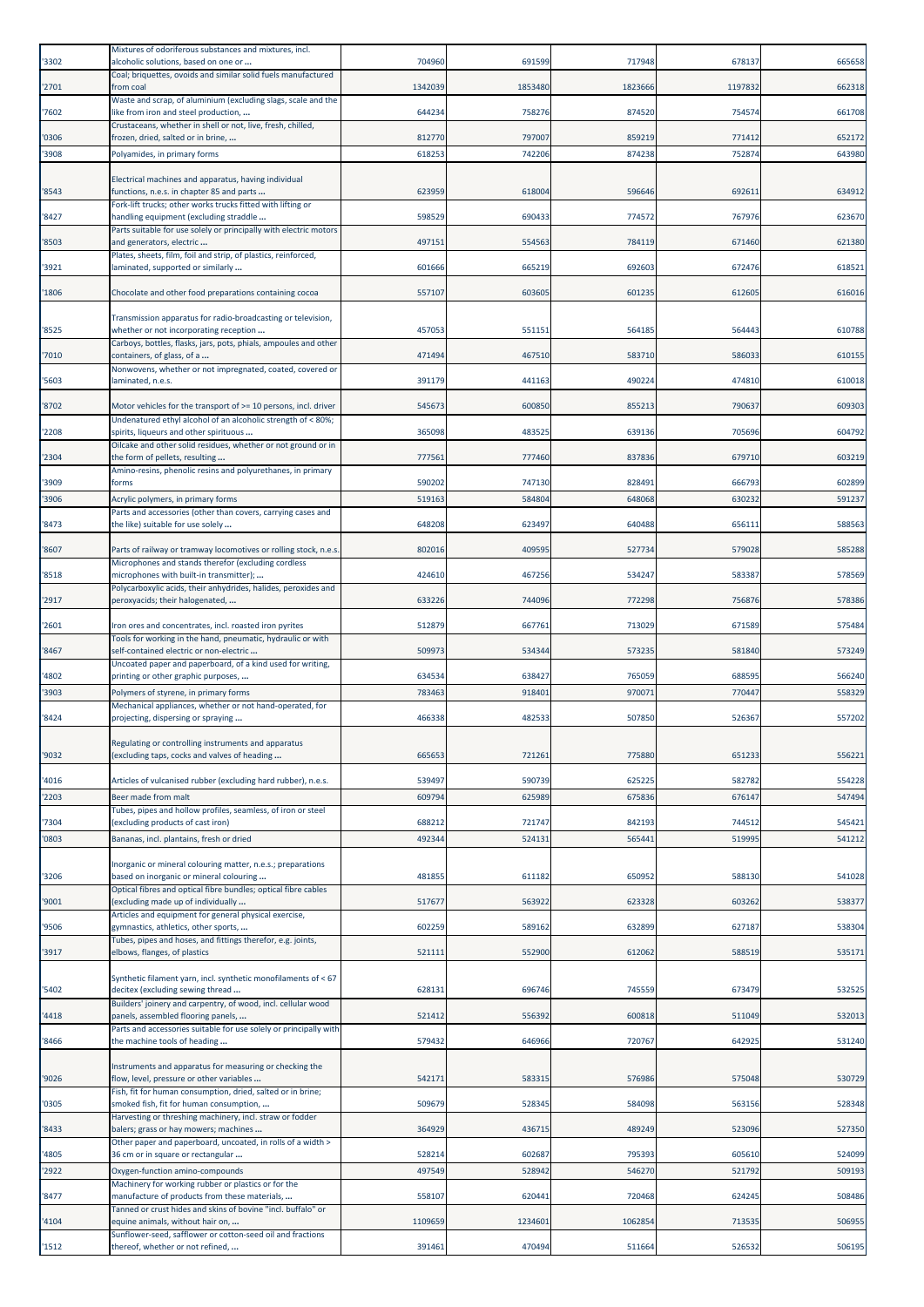| '3302 | Mixtures of odoriferous substances and mixtures, incl. alcoholic solutions, based on one or ... | 704960 | 691599 | 717948 | 678137 | 665658 |
|---|---|---|---|---|---|---|
| '2701 | Coal; briquettes, ovoids and similar solid fuels manufactured from coal | 1342039 | 1853480 | 1823666 | 1197832 | 662318 |
| '7602 | Waste and scrap, of aluminium (excluding slags, scale and the like from iron and steel production, ... | 644234 | 758276 | 874520 | 754574 | 661708 |
| '0306 | Crustaceans, whether in shell or not, live, fresh, chilled, frozen, dried, salted or in brine, ... | 812770 | 797007 | 859219 | 771412 | 652172 |
| '3908 | Polyamides, in primary forms | 618253 | 742206 | 874238 | 752874 | 643980 |
| '8543 | Electrical machines and apparatus, having individual functions, n.e.s. in chapter 85 and parts ... | 623959 | 618004 | 596646 | 692611 | 634912 |
| '8427 | Fork-lift trucks; other works trucks fitted with lifting or handling equipment (excluding straddle ... | 598529 | 690433 | 774572 | 767976 | 623670 |
| '8503 | Parts suitable for use solely or principally with electric motors and generators, electric ... | 497151 | 554563 | 784119 | 671460 | 621380 |
| '3921 | Plates, sheets, film, foil and strip, of plastics, reinforced, laminated, supported or similarly ... | 601666 | 665219 | 692603 | 672476 | 618521 |
| '1806 | Chocolate and other food preparations containing cocoa | 557107 | 603605 | 601235 | 612605 | 616016 |
| '8525 | Transmission apparatus for radio-broadcasting or television, whether or not incorporating reception ... | 457053 | 551151 | 564185 | 564443 | 610788 |
| '7010 | Carboys, bottles, flasks, jars, pots, phials, ampoules and other containers, of glass, of a ... | 471494 | 467510 | 583710 | 586033 | 610155 |
| '5603 | Nonwovens, whether or not impregnated, coated, covered or laminated, n.e.s. | 391179 | 441163 | 490224 | 474810 | 610018 |
| '8702 | Motor vehicles for the transport of >= 10 persons, incl. driver | 545673 | 600850 | 855213 | 790637 | 609303 |
| '2208 | Undenatured ethyl alcohol of an alcoholic strength of < 80%; spirits, liqueurs and other spirituous ... | 365098 | 483525 | 639136 | 705696 | 604792 |
| '2304 | Oilcake and other solid residues, whether or not ground or in the form of pellets, resulting ... | 777561 | 777460 | 837836 | 679710 | 603219 |
| '3909 | Amino-resins, phenolic resins and polyurethanes, in primary forms | 590202 | 747130 | 828491 | 666793 | 602899 |
| '3906 | Acrylic polymers, in primary forms | 519163 | 584804 | 648068 | 630232 | 591237 |
| '8473 | Parts and accessories (other than covers, carrying cases and the like) suitable for use solely ... | 648208 | 623497 | 640488 | 656111 | 588563 |
| '8607 | Parts of railway or tramway locomotives or rolling stock, n.e.s. | 802016 | 409595 | 527734 | 579028 | 585288 |
| '8518 | Microphones and stands therefor (excluding cordless microphones with built-in transmitter); ... | 424610 | 467256 | 534247 | 583387 | 578569 |
| '2917 | Polycarboxylic acids, their anhydrides, halides, peroxides and peroxyacids; their halogenated, ... | 633226 | 744096 | 772298 | 756876 | 578386 |
| '2601 | Iron ores and concentrates, incl. roasted iron pyrites | 512879 | 667761 | 713029 | 671589 | 575484 |
| '8467 | Tools for working in the hand, pneumatic, hydraulic or with self-contained electric or non-electric ... | 509973 | 534344 | 573235 | 581840 | 573249 |
| '4802 | Uncoated paper and paperboard, of a kind used for writing, printing or other graphic purposes, ... | 634534 | 638427 | 765059 | 688595 | 566240 |
| '3903 | Polymers of styrene, in primary forms | 783463 | 918401 | 970071 | 770447 | 558329 |
| '8424 | Mechanical appliances, whether or not hand-operated, for projecting, dispersing or spraying ... | 466338 | 482533 | 507850 | 526367 | 557202 |
| '9032 | Regulating or controlling instruments and apparatus (excluding taps, cocks and valves of heading ... | 665653 | 721261 | 775880 | 651233 | 556221 |
| '4016 | Articles of vulcanised rubber (excluding hard rubber), n.e.s. | 539497 | 590739 | 625225 | 582782 | 554228 |
| '2203 | Beer made from malt | 609794 | 625989 | 675836 | 676147 | 547494 |
| '7304 | Tubes, pipes and hollow profiles, seamless, of iron or steel (excluding products of cast iron) | 688212 | 721747 | 842193 | 744512 | 545421 |
| '0803 | Bananas, incl. plantains, fresh or dried | 492344 | 524131 | 565441 | 519995 | 541212 |
| '3206 | Inorganic or mineral colouring matter, n.e.s.; preparations based on inorganic or mineral colouring ... | 481855 | 611182 | 650952 | 588130 | 541028 |
| '9001 | Optical fibres and optical fibre bundles; optical fibre cables (excluding made up of individually ... | 517677 | 563922 | 623328 | 603262 | 538377 |
| '9506 | Articles and equipment for general physical exercise, gymnastics, athletics, other sports, ... | 602259 | 589162 | 632899 | 627187 | 538304 |
| '3917 | Tubes, pipes and hoses, and fittings therefor, e.g. joints, elbows, flanges, of plastics | 521111 | 552900 | 612062 | 588519 | 535171 |
| '5402 | Synthetic filament yarn, incl. synthetic monofilaments of < 67 decitex (excluding sewing thread ... | 628131 | 696746 | 745559 | 673479 | 532525 |
| '4418 | Builders' joinery and carpentry, of wood, incl. cellular wood panels, assembled flooring panels, ... | 521412 | 556392 | 600818 | 511049 | 532013 |
| '8466 | Parts and accessories suitable for use solely or principally with the machine tools of heading ... | 579432 | 646966 | 720767 | 642925 | 531240 |
| '9026 | Instruments and apparatus for measuring or checking the flow, level, pressure or other variables ... | 542171 | 583315 | 576986 | 575048 | 530729 |
| '0305 | Fish, fit for human consumption, dried, salted or in brine; smoked fish, fit for human consumption, ... | 509679 | 528345 | 584098 | 563156 | 528348 |
| '8433 | Harvesting or threshing machinery, incl. straw or fodder balers; grass or hay mowers; machines ... | 364929 | 436715 | 489249 | 523096 | 527350 |
| '4805 | Other paper and paperboard, uncoated, in rolls of a width > 36 cm or in square or rectangular ... | 528214 | 602687 | 795393 | 605610 | 524099 |
| '2922 | Oxygen-function amino-compounds | 497549 | 528942 | 546270 | 521792 | 509193 |
| '8477 | Machinery for working rubber or plastics or for the manufacture of products from these materials, ... | 558107 | 620441 | 720468 | 624245 | 508486 |
| '4104 | Tanned or crust hides and skins of bovine "incl. buffalo" or equine animals, without hair on, ... | 1109659 | 1234601 | 1062854 | 713535 | 506955 |
| '1512 | Sunflower-seed, safflower or cotton-seed oil and fractions thereof, whether or not refined, ... | 391461 | 470494 | 511664 | 526532 | 506195 |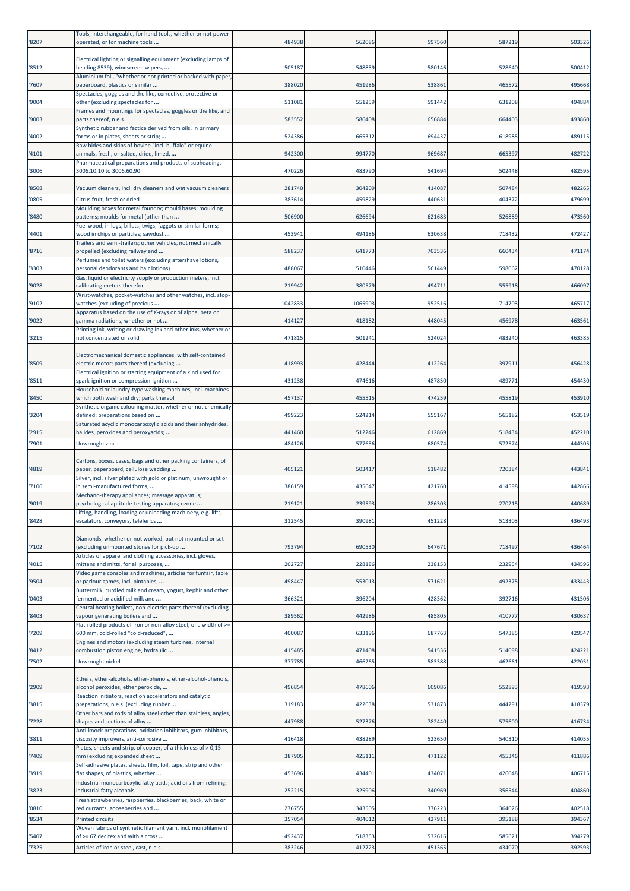| '8207 | Tools, interchangeable, for hand tools, whether or not power-operated, or for machine tools ... | 484938 | 562086 | 597560 | 587219 | 503326 |
|---|---|---|---|---|---|---|
| '8512 | Electrical lighting or signalling equipment (excluding lamps of heading 8539), windscreen wipers, ... | 505187 | 548859 | 580146 | 528640 | 500412 |
| '7607 | Aluminium foil, "whether or not printed or backed with paper, paperboard, plastics or similar ... | 388020 | 451986 | 538861 | 465572 | 495668 |
| '9004 | Spectacles, goggles and the like, corrective, protective or other (excluding spectacles for ... | 511081 | 551259 | 591442 | 631208 | 494884 |
| '9003 | Frames and mountings for spectacles, goggles or the like, and parts thereof, n.e.s. | 583552 | 586408 | 656884 | 664403 | 493860 |
| '4002 | Synthetic rubber and factice derived from oils, in primary forms or in plates, sheets or strip; ... | 524386 | 665312 | 694437 | 618985 | 489115 |
| '4101 | Raw hides and skins of bovine "incl. buffalo" or equine animals, fresh, or salted, dried, limed, ... | 942300 | 994770 | 969687 | 665397 | 482722 |
| '3006 | Pharmaceutical preparations and products of subheadings 3006.10.10 to 3006.60.90 | 470226 | 483790 | 541694 | 502448 | 482595 |
| '8508 | Vacuum cleaners, incl. dry cleaners and wet vacuum cleaners | 281740 | 304209 | 414087 | 507484 | 482265 |
| '0805 | Citrus fruit, fresh or dried | 383614 | 459829 | 440631 | 404372 | 479699 |
| '8480 | Moulding boxes for metal foundry; mould bases; moulding patterns; moulds for metal (other than ... | 506900 | 626694 | 621683 | 526889 | 473560 |
| '4401 | Fuel wood, in logs, billets, twigs, faggots or similar forms; wood in chips or particles; sawdust ... | 453941 | 494186 | 630638 | 718432 | 472427 |
| '8716 | Trailers and semi-trailers; other vehicles, not mechanically propelled (excluding railway and ... | 588237 | 641773 | 703536 | 660434 | 471174 |
| '3303 | Perfumes and toilet waters (excluding aftershave lotions, personal deodorants and hair lotions) | 488067 | 510446 | 561449 | 598062 | 470128 |
| '9028 | Gas, liquid or electricity supply or production meters, incl. calibrating meters therefor | 219942 | 380579 | 494711 | 555918 | 466097 |
| '9102 | Wrist-watches, pocket-watches and other watches, incl. stop-watches (excluding of precious ... | 1042833 | 1065903 | 952516 | 714703 | 465717 |
| '9022 | Apparatus based on the use of X-rays or of alpha, beta or gamma radiations, whether or not ... | 414127 | 418182 | 448045 | 456978 | 463561 |
| '3215 | Printing ink, writing or drawing ink and other inks, whether or not concentrated or solid | 471815 | 501241 | 524024 | 483240 | 463385 |
| '8509 | Electromechanical domestic appliances, with self-contained electric motor; parts thereof (excluding ... | 418993 | 428444 | 412264 | 397911 | 456428 |
| '8511 | Electrical ignition or starting equipment of a kind used for spark-ignition or compression-ignition ... | 431238 | 474616 | 487850 | 489771 | 454430 |
| '8450 | Household or laundry-type washing machines, incl. machines which both wash and dry; parts thereof | 457137 | 455515 | 474259 | 455819 | 453910 |
| '3204 | Synthetic organic colouring matter, whether or not chemically defined; preparations based on ... | 499223 | 524214 | 555167 | 565182 | 453519 |
| '2915 | Saturated acyclic monocarboxylic acids and their anhydrides, halides, peroxides and peroxyacids; ... | 441460 | 512246 | 612869 | 518434 | 452210 |
| '7901 | Unwrought zinc : | 484126 | 577656 | 680574 | 572574 | 444305 |
| '4819 | Cartons, boxes, cases, bags and other packing containers, of paper, paperboard, cellulose wadding ... | 405121 | 503417 | 518482 | 720384 | 443841 |
| '7106 | Silver, incl. silver plated with gold or platinum, unwrought or in semi-manufactured forms, ... | 386159 | 435647 | 421760 | 414598 | 442866 |
| '9019 | Mechano-therapy appliances; massage apparatus; psychological aptitude-testing apparatus; ozone ... | 219121 | 239593 | 286303 | 270215 | 440689 |
| '8428 | Lifting, handling, loading or unloading machinery, e.g. lifts, escalators, conveyors, teleferics ... | 312545 | 390981 | 451228 | 513303 | 436493 |
| '7102 | Diamonds, whether or not worked, but not mounted or set (excluding unmounted stones for pick-up ... | 793794 | 690530 | 647671 | 718497 | 436464 |
| '4015 | Articles of apparel and clothing accessories, incl. gloves, mittens and mitts, for all purposes, ... | 202727 | 228186 | 238153 | 232954 | 434596 |
| '9504 | Video game consoles and machines, articles for funfair, table or parlour games, incl. pintables, ... | 498447 | 553013 | 571621 | 492375 | 433443 |
| '0403 | Buttermilk, curdled milk and cream, yogurt, kephir and other fermented or acidified milk and ... | 366321 | 396204 | 428362 | 392716 | 431506 |
| '8403 | Central heating boilers, non-electric; parts thereof (excluding vapour generating boilers and ... | 389562 | 442986 | 485805 | 410777 | 430637 |
| '7209 | Flat-rolled products of iron or non-alloy steel, of a width of >= 600 mm, cold-rolled "cold-reduced", ... | 400087 | 633196 | 687763 | 547385 | 429547 |
| '8412 | Engines and motors (excluding steam turbines, internal combustion piston engine, hydraulic ... | 415485 | 471408 | 541536 | 514098 | 424221 |
| '7502 | Unwrought nickel | 377785 | 466265 | 583388 | 462661 | 422051 |
| '2909 | Ethers, ether-alcohols, ether-phenols, ether-alcohol-phenols, alcohol peroxides, ether peroxide, ... | 496854 | 478606 | 609086 | 552893 | 419593 |
| '3815 | Reaction initiators, reaction accelerators and catalytic preparations, n.e.s. (excluding rubber ... | 319183 | 422638 | 531873 | 444291 | 418379 |
| '7228 | Other bars and rods of alloy steel other than stainless, angles, shapes and sections of alloy ... | 447988 | 527376 | 782440 | 575600 | 416734 |
| '3811 | Anti-knock preparations, oxidation inhibitors, gum inhibitors, viscosity improvers, anti-corrosive ... | 416418 | 438289 | 523650 | 540310 | 414055 |
| '7409 | Plates, sheets and strip, of copper, of a thickness of > 0,15 mm (excluding expanded sheet ... | 387905 | 425111 | 471122 | 455346 | 411886 |
| '3919 | Self-adhesive plates, sheets, film, foil, tape, strip and other flat shapes, of plastics, whether ... | 453696 | 434401 | 434071 | 426048 | 406715 |
| '3823 | Industrial monocarboxylic fatty acids; acid oils from refining; industrial fatty alcohols | 252215 | 325906 | 340969 | 356544 | 404860 |
| '0810 | Fresh strawberries, raspberries, blackberries, back, white or red currants, gooseberries and ... | 276755 | 343505 | 376223 | 364026 | 402518 |
| '8534 | Printed circuits | 357054 | 404012 | 427911 | 395188 | 394367 |
| '5407 | Woven fabrics of synthetic filament yarn, incl. monofilament of >= 67 decitex and with a cross ... | 492437 | 518353 | 532616 | 585621 | 394279 |
| '7325 | Articles of iron or steel, cast, n.e.s. | 383246 | 412723 | 451365 | 434070 | 392593 |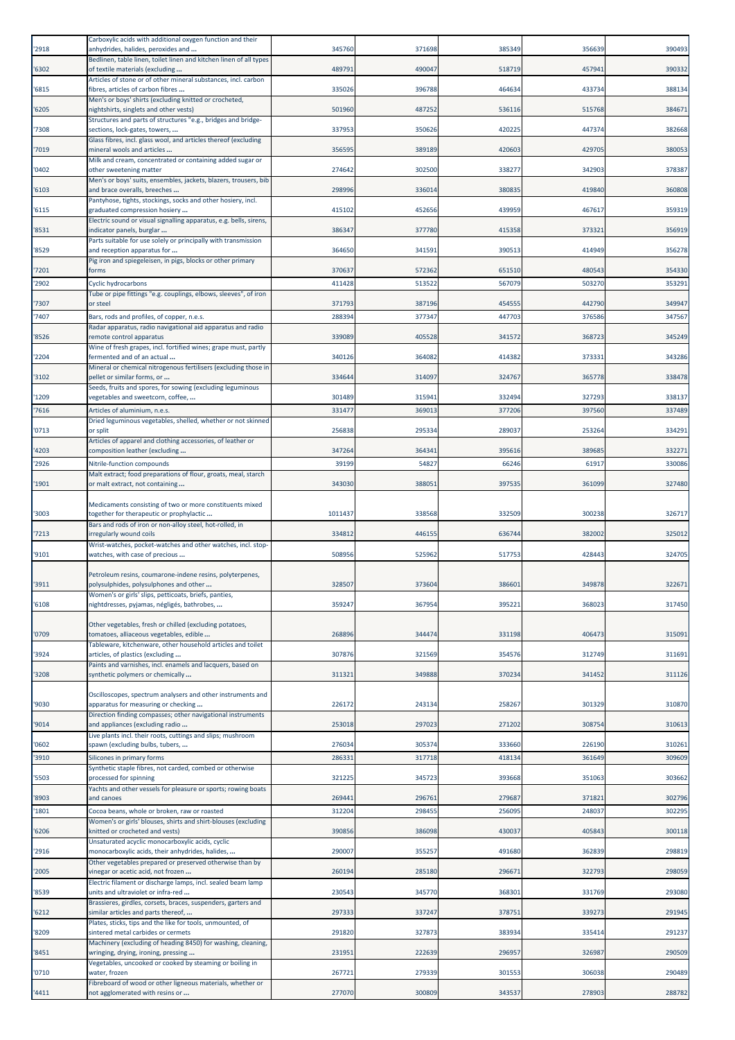| '2918 | Carboxylic acids with additional oxygen function and their anhydrides, halides, peroxides and ... | 345760 | 371698 | 385349 | 356639 | 390493 |
|---|---|---|---|---|---|---|
| '6302 | Bedlinen, table linen, toilet linen and kitchen linen of all types of textile materials (excluding ... | 489791 | 490047 | 518719 | 457941 | 390332 |
| '6815 | Articles of stone or of other mineral substances, incl. carbon fibres, articles of carbon fibres ... | 335026 | 396788 | 464634 | 433734 | 388134 |
| '6205 | Men's or boys' shirts (excluding knitted or crocheted, nightshirts, singlets and other vests) | 501960 | 487252 | 536116 | 515768 | 384671 |
| '7308 | Structures and parts of structures "e.g., bridges and bridge-sections, lock-gates, towers, ... | 337953 | 350626 | 420225 | 447374 | 382668 |
| '7019 | Glass fibres, incl. glass wool, and articles thereof (excluding mineral wools and articles ... | 356595 | 389189 | 420603 | 429705 | 380053 |
| '0402 | Milk and cream, concentrated or containing added sugar or other sweetening matter | 274642 | 302500 | 338277 | 342903 | 378387 |
| '6103 | Men's or boys' suits, ensembles, jackets, blazers, trousers, bib and brace overalls, breeches ... | 298996 | 336014 | 380835 | 419840 | 360808 |
| '6115 | Pantyhose, tights, stockings, socks and other hosiery, incl. graduated compression hosiery ... | 415102 | 452656 | 439959 | 467617 | 359319 |
| '8531 | Electric sound or visual signalling apparatus, e.g. bells, sirens, indicator panels, burglar ... | 386347 | 377780 | 415358 | 373321 | 356919 |
| '8529 | Parts suitable for use solely or principally with transmission and reception apparatus for ... | 364650 | 341591 | 390513 | 414949 | 356278 |
| '7201 | Pig iron and spiegeleisen, in pigs, blocks or other primary forms | 370637 | 572362 | 651510 | 480543 | 354330 |
| '2902 | Cyclic hydrocarbons | 411428 | 513522 | 567079 | 503270 | 353291 |
| '7307 | Tube or pipe fittings "e.g. couplings, elbows, sleeves", of iron or steel | 371793 | 387196 | 454555 | 442790 | 349947 |
| '7407 | Bars, rods and profiles, of copper, n.e.s. | 288394 | 377347 | 447703 | 376586 | 347567 |
| '8526 | Radar apparatus, radio navigational aid apparatus and radio remote control apparatus | 339089 | 405528 | 341572 | 368723 | 345249 |
| '2204 | Wine of fresh grapes, incl. fortified wines; grape must, partly fermented and of an actual ... | 340126 | 364082 | 414382 | 373331 | 343286 |
| '3102 | Mineral or chemical nitrogenous fertilisers (excluding those in pellet or similar forms, or ... | 334644 | 314097 | 324767 | 365778 | 338478 |
| '1209 | Seeds, fruits and spores, for sowing (excluding leguminous vegetables and sweetcorn, coffee, ... | 301489 | 315941 | 332494 | 327293 | 338137 |
| '7616 | Articles of aluminium, n.e.s. | 331477 | 369013 | 377206 | 397560 | 337489 |
| '0713 | Dried leguminous vegetables, shelled, whether or not skinned or split | 256838 | 295334 | 289037 | 253264 | 334291 |
| '4203 | Articles of apparel and clothing accessories, of leather or composition leather (excluding ... | 347264 | 364341 | 395616 | 389685 | 332271 |
| '2926 | Nitrile-function compounds | 39199 | 54827 | 66246 | 61917 | 330086 |
| '1901 | Malt extract; food preparations of flour, groats, meal, starch or malt extract, not containing ... | 343030 | 388051 | 397535 | 361099 | 327480 |
| '3003 | Medicaments consisting of two or more constituents mixed together for therapeutic or prophylactic ... | 1011437 | 338568 | 332509 | 300238 | 326717 |
| '7213 | Bars and rods of iron or non-alloy steel, hot-rolled, in irregularly wound coils | 334812 | 446155 | 636744 | 382002 | 325012 |
| '9101 | Wrist-watches, pocket-watches and other watches, incl. stop-watches, with case of precious ... | 508956 | 525962 | 517753 | 428443 | 324705 |
| '3911 | Petroleum resins, coumarone-indene resins, polyterpenes, polysulphides, polysulphones and other ... | 328507 | 373604 | 386601 | 349878 | 322671 |
| '6108 | Women's or girls' slips, petticoats, briefs, panties, nightdresses, pyjamas, négligés, bathrobes, ... | 359247 | 367954 | 395221 | 368023 | 317450 |
| '0709 | Other vegetables, fresh or chilled (excluding potatoes, tomatoes, alliaceous vegetables, edible ... | 268896 | 344474 | 331198 | 406473 | 315091 |
| '3924 | Tableware, kitchenware, other household articles and toilet articles, of plastics (excluding ... | 307876 | 321569 | 354576 | 312749 | 311691 |
| '3208 | Paints and varnishes, incl. enamels and lacquers, based on synthetic polymers or chemically ... | 311321 | 349888 | 370234 | 341452 | 311126 |
| '9030 | Oscilloscopes, spectrum analysers and other instruments and apparatus for measuring or checking ... | 226172 | 243134 | 258267 | 301329 | 310870 |
| '9014 | Direction finding compasses; other navigational instruments and appliances (excluding radio ... | 253018 | 297023 | 271202 | 308754 | 310613 |
| '0602 | Live plants incl. their roots, cuttings and slips; mushroom spawn (excluding bulbs, tubers, ... | 276034 | 305374 | 333660 | 226190 | 310261 |
| '3910 | Silicones in primary forms | 286331 | 317718 | 418134 | 361649 | 309609 |
| '5503 | Synthetic staple fibres, not carded, combed or otherwise processed for spinning | 321225 | 345723 | 393668 | 351063 | 303662 |
| '8903 | Yachts and other vessels for pleasure or sports; rowing boats and canoes | 269441 | 296761 | 279687 | 371821 | 302796 |
| '1801 | Cocoa beans, whole or broken, raw or roasted | 312204 | 298455 | 256095 | 248037 | 302295 |
| '6206 | Women's or girls' blouses, shirts and shirt-blouses (excluding knitted or crocheted and vests) | 390856 | 386098 | 430037 | 405843 | 300118 |
| '2916 | Unsaturated acyclic monocarboxylic acids, cyclic monocarboxylic acids, their anhydrides, halides, ... | 290007 | 355257 | 491680 | 362839 | 298819 |
| '2005 | Other vegetables prepared or preserved otherwise than by vinegar or acetic acid, not frozen ... | 260194 | 285180 | 296671 | 322793 | 298059 |
| '8539 | Electric filament or discharge lamps, incl. sealed beam lamp units and ultraviolet or infra-red ... | 230543 | 345770 | 368301 | 331769 | 293080 |
| '6212 | Brassieres, girdles, corsets, braces, suspenders, garters and similar articles and parts thereof, ... | 297333 | 337247 | 378751 | 339273 | 291945 |
| '8209 | Plates, sticks, tips and the like for tools, unmounted, of sintered metal carbides or cermets | 291820 | 327873 | 383934 | 335414 | 291237 |
| '8451 | Machinery (excluding of heading 8450) for washing, cleaning, wringing, drying, ironing, pressing ... | 231951 | 222639 | 296957 | 326987 | 290509 |
| '0710 | Vegetables, uncooked or cooked by steaming or boiling in water, frozen | 267721 | 279339 | 301553 | 306038 | 290489 |
| '4411 | Fibreboard of wood or other ligneous materials, whether or not agglomerated with resins or ... | 277070 | 300809 | 343537 | 278903 | 288782 |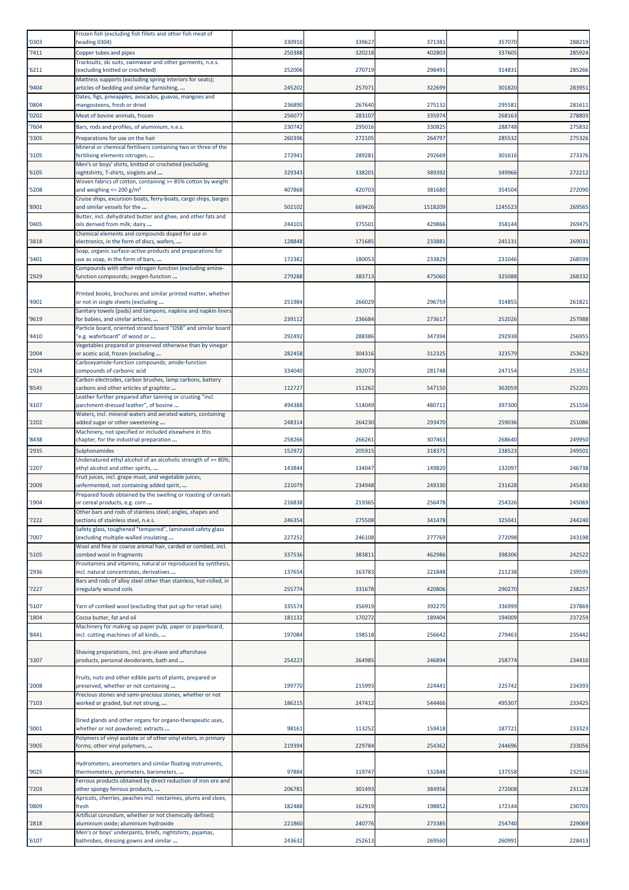| '0303 | Frozen fish (excluding fish fillets and other fish meat of heading 0304) | 330910 | 339627 | 371381 | 357070 | 288219 |
|---|---|---|---|---|---|---|
| '7411 | Copper tubes and pipes | 250388 | 320218 | 402803 | 337605 | 285924 |
| '6211 | Tracksuits, ski suits, swimwear and other garments, n.e.s. (excluding knitted or crocheted) | 252006 | 270719 | 298491 | 314831 | 285266 |
| '9404 | Mattress supports (excluding spring interiors for seats); articles of bedding and similar furnishing, ... | 245202 | 257071 | 322699 | 301820 | 283951 |
| '0804 | Dates, figs, pineapples, avocados, guavas, mangoes and mangosteens, fresh or dried | 236890 | 267640 | 275132 | 295581 | 281611 |
| '0202 | Meat of bovine animals, frozen | 256077 | 283107 | 335974 | 268163 | 278803 |
| '7604 | Bars, rods and profiles, of aluminium, n.e.s. | 230742 | 295016 | 330825 | 288748 | 275832 |
| '3305 | Preparations for use on the hair | 260396 | 272105 | 264797 | 285532 | 275326 |
| '3105 | Mineral or chemical fertilisers containing two or three of the fertilising elements nitrogen, ... | 272941 | 289281 | 292669 | 301616 | 273376 |
| '6105 | Men's or boys' shirts, knitted or crocheted (excluding nightshirts, T-shirts, singlets and ... | 329343 | 338201 | 389392 | 349966 | 272212 |
| '5208 | Woven fabrics of cotton, containing >= 85% cotton by weight and weighing <= 200 g/m² | 407868 | 420703 | 381680 | 354504 | 272090 |
| '8901 | Cruise ships, excursion boats, ferry-boats, cargo ships, barges and similar vessels for the ... | 502102 | 669426 | 1518209 | 1245523 | 269565 |
| '0405 | Butter, incl. dehydrated butter and ghee, and other fats and oils derived from milk; dairy ... | 244101 | 375501 | 429866 | 358144 | 269475 |
| '3818 | Chemical elements and compounds doped for use in electronics, in the form of discs, wafers, ... | 128848 | 171685 | 233881 | 245131 | 269031 |
| '3401 | Soap; organic surface-active products and preparations for use as soap, in the form of bars, ... | 172382 | 180053 | 233829 | 231046 | 268599 |
| '2929 | Compounds with other nitrogen function (excluding amine-function compounds; oxygen-function ... | 279288 | 383713 | 475060 | 325088 | 268332 |
| '4901 | Printed books, brochures and similar printed matter, whether or not in single sheets (excluding ... | 251984 | 266029 | 296759 | 314855 | 261821 |
| '9619 | Sanitary towels (pads) and tampons, napkins and napkin liners for babies, and similar articles, ... | 239112 | 236684 | 273617 | 252026 | 257988 |
| '4410 | Particle board, oriented strand board "OSB" and similar board "e.g. waferboard" of wood or ... | 292492 | 288386 | 347394 | 292938 | 256955 |
| '2004 | Vegetables prepared or preserved otherwise than by vinegar or acetic acid, frozen (excluding ... | 282458 | 304316 | 312325 | 323579 | 253623 |
| '2924 | Carboxyamide-function compounds; amide-function compounds of carbonic acid | 334040 | 292073 | 281748 | 247154 | 253552 |
| '8545 | Carbon electrodes, carbon brushes, lamp carbons, battery carbons and other articles of graphite ... | 112727 | 151262 | 547150 | 363059 | 252201 |
| '4107 | Leather further prepared after tanning or crusting "incl. parchment-dressed leather", of bovine ... | 494388 | 514049 | 480711 | 397300 | 251556 |
| '2202 | Waters, incl. mineral waters and aerated waters, containing added sugar or other sweetening ... | 248314 | 264230 | 293470 | 259036 | 251086 |
| '8438 | Machinery, not specified or included elsewhere in this chapter, for the industrial preparation ... | 258266 | 266261 | 307463 | 268640 | 249950 |
| '2935 | Sulphonamides | 152972 | 205915 | 318371 | 238523 | 249501 |
| '2207 | Undenatured ethyl alcohol of an alcoholic strength of >= 80%; ethyl alcohol and other spirits, ... | 143844 | 134047 | 149820 | 132097 | 246738 |
| '2009 | Fruit juices, incl. grape must, and vegetable juices, unfermented, not containing added spirit, ... | 221079 | 234948 | 249330 | 231628 | 245430 |
| '1904 | Prepared foods obtained by the swelling or roasting of cereals or cereal products, e.g. corn ... | 216838 | 219365 | 256478 | 254326 | 245069 |
| '7222 | Other bars and rods of stainless steel; angles, shapes and sections of stainless steel, n.e.s. | 246354 | 275508 | 341478 | 325041 | 244240 |
| '7007 | Safety glass, toughened "tempered", laminated safety glass (excluding multiple-walled insulating ... | 227252 | 246108 | 277769 | 272098 | 243198 |
| '5105 | Wool and fine or coarse animal hair, carded or combed, incl. combed wool in fragments | 337536 | 383811 | 462986 | 398306 | 242522 |
| '2936 | Provitamins and vitamins, natural or reproduced by synthesis, incl. natural concentrates, derivatives ... | 137654 | 163783 | 221848 | 211238 | 239595 |
| '7227 | Bars and rods of alloy steel other than stainless, hot-rolled, in irregularly wound coils | 255774 | 331678 | 420806 | 290270 | 238257 |
| '5107 | Yarn of combed wool (excluding that put up for retail sale) | 335574 | 356919 | 392270 | 336999 | 237869 |
| '1804 | Cocoa butter, fat and oil | 181132 | 170272 | 189404 | 194009 | 237259 |
| '8441 | Machinery for making up paper pulp, paper or paperboard, incl. cutting machines of all kinds, ... | 197084 | 198518 | 256642 | 279463 | 235442 |
| '3307 | Shaving preparations, incl. pre-shave and aftershave products, personal deodorants, bath and ... | 254223 | 264985 | 246894 | 258774 | 234410 |
| '2008 | Fruits, nuts and other edible parts of plants, prepared or preserved, whether or not containing ... | 199770 | 215993 | 224441 | 225742 | 234393 |
| '7103 | Precious stones and semi-precious stones, whether or not worked or graded, but not strung, ... | 186215 | 247412 | 544466 | 495307 | 233425 |
| '3001 | Dried glands and other organs for organo-therapeutic uses, whether or not powdered; extracts ... | 98161 | 113252 | 159418 | 187721 | 233323 |
| '3905 | Polymers of vinyl acetate or of other vinyl esters, in primary forms; other vinyl polymers, ... | 219394 | 229784 | 254362 | 244696 | 233056 |
| '9025 | Hydrometers, areometers and similar floating instruments, thermometers, pyrometers, barometers, ... | 97884 | 119747 | 132848 | 137558 | 232516 |
| '7203 | Ferrous products obtained by direct reduction of iron ore and other spongy ferrous products, ... | 206781 | 301493 | 384956 | 272008 | 231128 |
| '0809 | Apricots, cherries, peaches incl. nectarines, plums and sloes, fresh | 182488 | 162919 | 198852 | 172144 | 230701 |
| '2818 | Artificial corundum, whether or not chemically defined; aluminium oxide; aluminium hydroxide | 221860 | 240776 | 273385 | 254740 | 229069 |
| '6107 | Men's or boys' underpants, briefs, nightshirts, pyjamas, bathrobes, dressing gowns and similar ... | 243632 | 252613 | 269560 | 260991 | 228413 |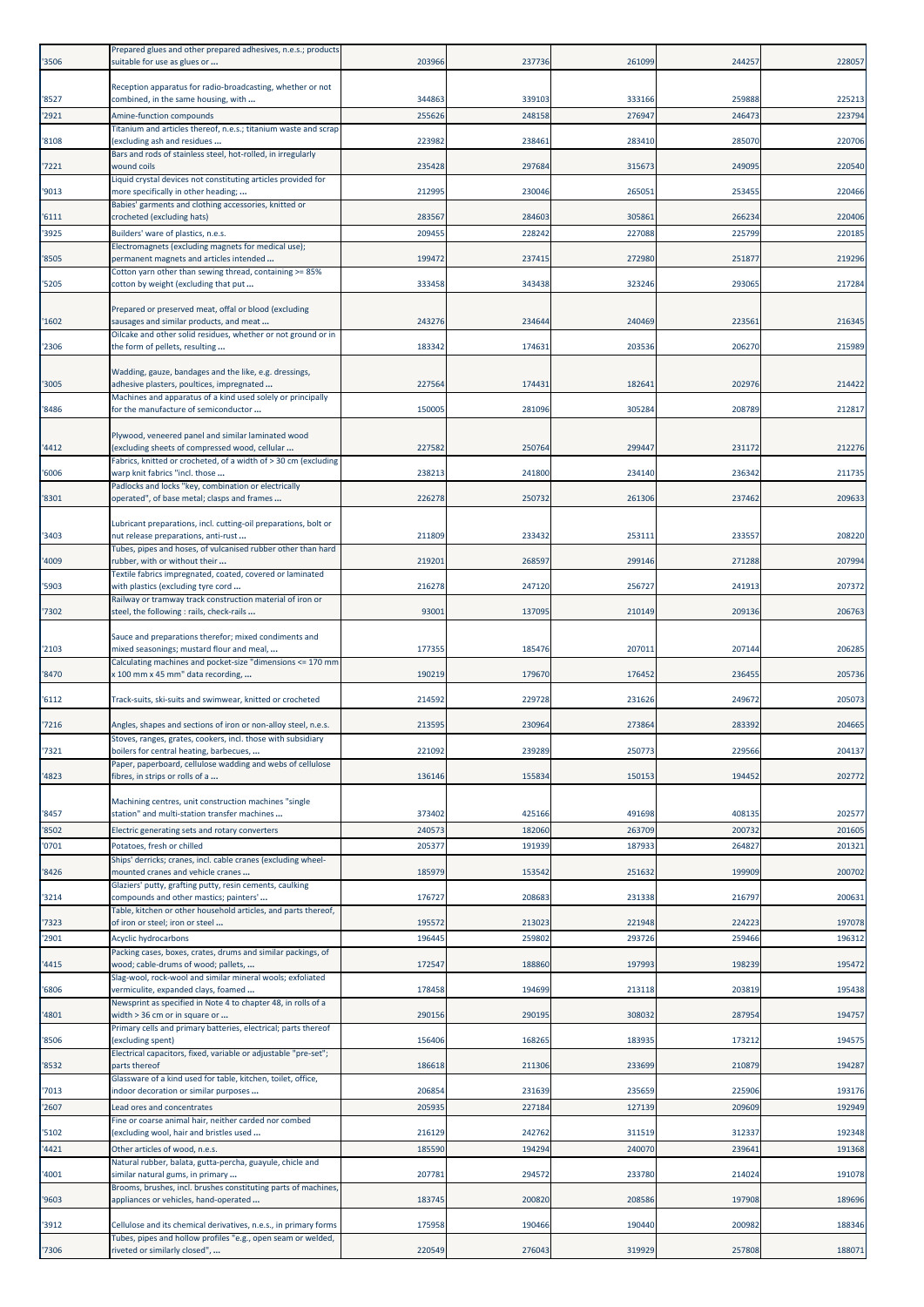| '3506 | Prepared glues and other prepared adhesives, n.e.s.; products suitable for use as glues or ... | 203966 | 237736 | 261099 | 244257 | 228057 |
|---|---|---|---|---|---|---|
| '8527 | Reception apparatus for radio-broadcasting, whether or not combined, in the same housing, with ... | 344863 | 339103 | 333166 | 259888 | 225213 |
| '2921 | Amine-function compounds | 255626 | 248158 | 276947 | 246473 | 223794 |
| '8108 | Titanium and articles thereof, n.e.s.; titanium waste and scrap (excluding ash and residues ... | 223982 | 238461 | 283410 | 285070 | 220706 |
| '7221 | Bars and rods of stainless steel, hot-rolled, in irregularly wound coils | 235428 | 297684 | 315673 | 249095 | 220540 |
| '9013 | Liquid crystal devices not constituting articles provided for more specifically in other heading; ... | 212995 | 230046 | 265051 | 253455 | 220466 |
| '6111 | Babies' garments and clothing accessories, knitted or crocheted (excluding hats) | 283567 | 284603 | 305861 | 266234 | 220406 |
| '3925 | Builders' ware of plastics, n.e.s. | 209455 | 228242 | 227088 | 225799 | 220185 |
| '8505 | Electromagnets (excluding magnets for medical use); permanent magnets and articles intended ... | 199472 | 237415 | 272980 | 251877 | 219296 |
| '5205 | Cotton yarn other than sewing thread, containing >= 85% cotton by weight (excluding that put ... | 333458 | 343438 | 323246 | 293065 | 217284 |
| '1602 | Prepared or preserved meat, offal or blood (excluding sausages and similar products, and meat ... | 243276 | 234644 | 240469 | 223561 | 216345 |
| '2306 | Oilcake and other solid residues, whether or not ground or in the form of pellets, resulting ... | 183342 | 174631 | 203536 | 206270 | 215989 |
| '3005 | Wadding, gauze, bandages and the like, e.g. dressings, adhesive plasters, poultices, impregnated ... | 227564 | 174431 | 182641 | 202976 | 214422 |
| '8486 | Machines and apparatus of a kind used solely or principally for the manufacture of semiconductor ... | 150005 | 281096 | 305284 | 208789 | 212817 |
| '4412 | Plywood, veneered panel and similar laminated wood (excluding sheets of compressed wood, cellular ... | 227582 | 250764 | 299447 | 231172 | 212276 |
| '6006 | Fabrics, knitted or crocheted, of a width of > 30 cm (excluding warp knit fabrics "incl. those ... | 238213 | 241800 | 234140 | 236342 | 211735 |
| '8301 | Padlocks and locks "key, combination or electrically operated", of base metal; clasps and frames ... | 226278 | 250732 | 261306 | 237462 | 209633 |
| '3403 | Lubricant preparations, incl. cutting-oil preparations, bolt or nut release preparations, anti-rust ... | 211809 | 233432 | 253111 | 233557 | 208220 |
| '4009 | Tubes, pipes and hoses, of vulcanised rubber other than hard rubber, with or without their ... | 219201 | 268597 | 299146 | 271288 | 207994 |
| '5903 | Textile fabrics impregnated, coated, covered or laminated with plastics (excluding tyre cord ... | 216278 | 247120 | 256727 | 241913 | 207372 |
| '7302 | Railway or tramway track construction material of iron or steel, the following : rails, check-rails ... | 93001 | 137095 | 210149 | 209136 | 206763 |
| '2103 | Sauce and preparations therefor; mixed condiments and mixed seasonings; mustard flour and meal, ... | 177355 | 185476 | 207011 | 207144 | 206285 |
| '8470 | Calculating machines and pocket-size "dimensions <= 170 mm x 100 mm x 45 mm" data recording, ... | 190219 | 179670 | 176452 | 236455 | 205736 |
| '6112 | Track-suits, ski-suits and swimwear, knitted or crocheted | 214592 | 229728 | 231626 | 249672 | 205073 |
| '7216 | Angles, shapes and sections of iron or non-alloy steel, n.e.s. | 213595 | 230964 | 273864 | 283392 | 204665 |
| '7321 | Stoves, ranges, grates, cookers, incl. those with subsidiary boilers for central heating, barbecues, ... | 221092 | 239289 | 250773 | 229566 | 204137 |
| '4823 | Paper, paperboard, cellulose wadding and webs of cellulose fibres, in strips or rolls of a ... | 136146 | 155834 | 150153 | 194452 | 202772 |
| '8457 | Machining centres, unit construction machines "single station" and multi-station transfer machines ... | 373402 | 425166 | 491698 | 408135 | 202577 |
| '8502 | Electric generating sets and rotary converters | 240573 | 182060 | 263709 | 200732 | 201605 |
| '0701 | Potatoes, fresh or chilled | 205377 | 191939 | 187933 | 264827 | 201321 |
| '8426 | Ships' derricks; cranes, incl. cable cranes (excluding wheel-mounted cranes and vehicle cranes ... | 185979 | 153542 | 251632 | 199909 | 200702 |
| '3214 | Glaziers' putty, grafting putty, resin cements, caulking compounds and other mastics; painters' ... | 176727 | 208683 | 231338 | 216797 | 200631 |
| '7323 | Table, kitchen or other household articles, and parts thereof, of iron or steel; iron or steel ... | 195572 | 213023 | 221948 | 224223 | 197078 |
| '2901 | Acyclic hydrocarbons | 196445 | 259802 | 293726 | 259466 | 196312 |
| '4415 | Packing cases, boxes, crates, drums and similar packings, of wood; cable-drums of wood; pallets, ... | 172547 | 188860 | 197993 | 198239 | 195472 |
| '6806 | Slag-wool, rock-wool and similar mineral wools; exfoliated vermiculite, expanded clays, foamed ... | 178458 | 194699 | 213118 | 203819 | 195438 |
| '4801 | Newsprint as specified in Note 4 to chapter 48, in rolls of a width > 36 cm or in square or ... | 290156 | 290195 | 308032 | 287954 | 194757 |
| '8506 | Primary cells and primary batteries, electrical; parts thereof (excluding spent) | 156406 | 168265 | 183935 | 173212 | 194575 |
| '8532 | Electrical capacitors, fixed, variable or adjustable "pre-set"; parts thereof | 186618 | 211306 | 233699 | 210879 | 194287 |
| '7013 | Glassware of a kind used for table, kitchen, toilet, office, indoor decoration or similar purposes ... | 206854 | 231639 | 235659 | 225906 | 193176 |
| '2607 | Lead ores and concentrates | 205935 | 227184 | 127139 | 209609 | 192949 |
| '5102 | Fine or coarse animal hair, neither carded nor combed (excluding wool, hair and bristles used ... | 216129 | 242762 | 311519 | 312337 | 192348 |
| '4421 | Other articles of wood, n.e.s. | 185590 | 194294 | 240070 | 239641 | 191368 |
| '4001 | Natural rubber, balata, gutta-percha, guayule, chicle and similar natural gums, in primary ... | 207781 | 294572 | 233780 | 214024 | 191078 |
| '9603 | Brooms, brushes, incl. brushes constituting parts of machines, appliances or vehicles, hand-operated ... | 183745 | 200820 | 208586 | 197908 | 189696 |
| '3912 | Cellulose and its chemical derivatives, n.e.s., in primary forms | 175958 | 190466 | 190440 | 200982 | 188346 |
| '7306 | Tubes, pipes and hollow profiles "e.g., open seam or welded, riveted or similarly closed", ... | 220549 | 276043 | 319929 | 257808 | 188071 |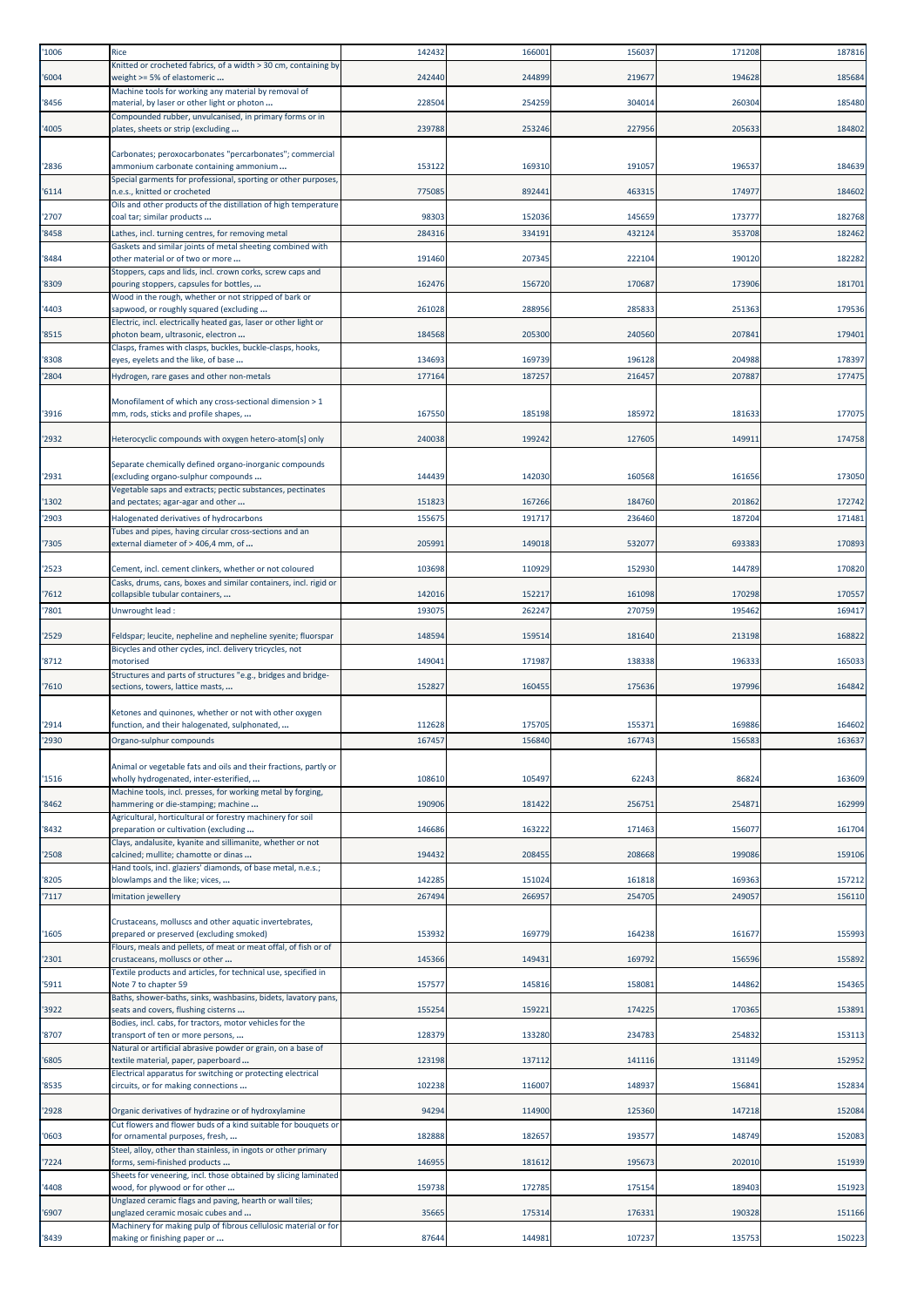| | | | | | | |
|---|---|---|---|---|---|---|
| '1006 | Rice | 142432 | 166001 | 156037 | 171208 | 187816 |
| '6004 | Knitted or crocheted fabrics, of a width > 30 cm, containing by weight >= 5% of elastomeric ... | 242440 | 244899 | 219677 | 194628 | 185684 |
| '8456 | Machine tools for working any material by removal of material, by laser or other light or photon ... | 228504 | 254259 | 304014 | 260304 | 185480 |
| '4005 | Compounded rubber, unvulcanised, in primary forms or in plates, sheets or strip (excluding ... | 239788 | 253246 | 227956 | 205633 | 184802 |
| '2836 | Carbonates; peroxocarbonates "percarbonates"; commercial ammonium carbonate containing ammonium ... | 153122 | 169310 | 191057 | 196537 | 184639 |
| '6114 | Special garments for professional, sporting or other purposes, n.e.s., knitted or crocheted | 775085 | 892441 | 463315 | 174977 | 184602 |
| '2707 | Oils and other products of the distillation of high temperature coal tar; similar products ... | 98303 | 152036 | 145659 | 173777 | 182768 |
| '8458 | Lathes, incl. turning centres, for removing metal | 284316 | 334191 | 432124 | 353708 | 182462 |
| '8484 | Gaskets and similar joints of metal sheeting combined with other material or of two or more ... | 191460 | 207345 | 222104 | 190120 | 182282 |
| '8309 | Stoppers, caps and lids, incl. crown corks, screw caps and pouring stoppers, capsules for bottles, ... | 162476 | 156720 | 170687 | 173906 | 181701 |
| '4403 | Wood in the rough, whether or not stripped of bark or sapwood, or roughly squared (excluding ... | 261028 | 288956 | 285833 | 251363 | 179536 |
| '8515 | Electric, incl. electrically heated gas, laser or other light or photon beam, ultrasonic, electron ... | 184568 | 205300 | 240560 | 207841 | 179401 |
| '8308 | Clasps, frames with clasps, buckles, buckle-clasps, hooks, eyes, eyelets and the like, of base ... | 134693 | 169739 | 196128 | 204988 | 178397 |
| '2804 | Hydrogen, rare gases and other non-metals | 177164 | 187257 | 216457 | 207887 | 177475 |
| '3916 | Monofilament of which any cross-sectional dimension > 1 mm, rods, sticks and profile shapes, ... | 167550 | 185198 | 185972 | 181633 | 177075 |
| '2932 | Heterocyclic compounds with oxygen hetero-atom[s] only | 240038 | 199242 | 127605 | 149911 | 174758 |
| '2931 | Separate chemically defined organo-inorganic compounds (excluding organo-sulphur compounds ... | 144439 | 142030 | 160568 | 161656 | 173050 |
| '1302 | Vegetable saps and extracts; pectic substances, pectinates and pectates; agar-agar and other ... | 151823 | 167266 | 184760 | 201862 | 172742 |
| '2903 | Halogenated derivatives of hydrocarbons | 155675 | 191717 | 236460 | 187204 | 171481 |
| '7305 | Tubes and pipes, having circular cross-sections and an external diameter of > 406,4 mm, of ... | 205991 | 149018 | 532077 | 693383 | 170893 |
| '2523 | Cement, incl. cement clinkers, whether or not coloured | 103698 | 110929 | 152930 | 144789 | 170820 |
| '7612 | Casks, drums, cans, boxes and similar containers, incl. rigid or collapsible tubular containers, ... | 142016 | 152217 | 161098 | 170298 | 170557 |
| '7801 | Unwrought lead : | 193075 | 262247 | 270759 | 195462 | 169417 |
| '2529 | Feldspar; leucite, nepheline and nepheline syenite; fluorspar | 148594 | 159514 | 181640 | 213198 | 168822 |
| '8712 | Bicycles and other cycles, incl. delivery tricycles, not motorised | 149041 | 171987 | 138338 | 196333 | 165033 |
| '7610 | Structures and parts of structures "e.g., bridges and bridge-sections, towers, lattice masts, ... | 152827 | 160455 | 175636 | 197996 | 164842 |
| '2914 | Ketones and quinones, whether or not with other oxygen function, and their halogenated, sulphonated, ... | 112628 | 175705 | 155371 | 169886 | 164602 |
| '2930 | Organo-sulphur compounds | 167457 | 156840 | 167743 | 156583 | 163637 |
| '1516 | Animal or vegetable fats and oils and their fractions, partly or wholly hydrogenated, inter-esterified, ... | 108610 | 105497 | 62243 | 86824 | 163609 |
| '8462 | Machine tools, incl. presses, for working metal by forging, hammering or die-stamping; machine ... | 190906 | 181422 | 256751 | 254871 | 162999 |
| '8432 | Agricultural, horticultural or forestry machinery for soil preparation or cultivation (excluding ... | 146686 | 163222 | 171463 | 156077 | 161704 |
| '2508 | Clays, andalusite, kyanite and sillimanite, whether or not calcined; mullite; chamotte or dinas ... | 194432 | 208455 | 208668 | 199086 | 159106 |
| '8205 | Hand tools, incl. glaziers' diamonds, of base metal, n.e.s.; blowlamps and the like; vices, ... | 142285 | 151024 | 161818 | 169363 | 157212 |
| '7117 | Imitation jewellery | 267494 | 266957 | 254705 | 249057 | 156110 |
| '1605 | Crustaceans, molluscs and other aquatic invertebrates, prepared or preserved (excluding smoked) | 153932 | 169779 | 164238 | 161677 | 155993 |
| '2301 | Flours, meals and pellets, of meat or meat offal, of fish or of crustaceans, molluscs or other ... | 145366 | 149431 | 169792 | 156596 | 155892 |
| '5911 | Textile products and articles, for technical use, specified in Note 7 to chapter 59 | 157577 | 145816 | 158081 | 144862 | 154365 |
| '3922 | Baths, shower-baths, sinks, washbasins, bidets, lavatory pans, seats and covers, flushing cisterns ... | 155254 | 159221 | 174225 | 170365 | 153891 |
| '8707 | Bodies, incl. cabs, for tractors, motor vehicles for the transport of ten or more persons, ... | 128379 | 133280 | 234783 | 254832 | 153113 |
| '6805 | Natural or artificial abrasive powder or grain, on a base of textile material, paper, paperboard ... | 123198 | 137112 | 141116 | 131149 | 152952 |
| '8535 | Electrical apparatus for switching or protecting electrical circuits, or for making connections ... | 102238 | 116007 | 148937 | 156841 | 152834 |
| '2928 | Organic derivatives of hydrazine or of hydroxylamine | 94294 | 114900 | 125360 | 147218 | 152084 |
| '0603 | Cut flowers and flower buds of a kind suitable for bouquets or for ornamental purposes, fresh, ... | 182888 | 182657 | 193577 | 148749 | 152083 |
| '7224 | Steel, alloy, other than stainless, in ingots or other primary forms, semi-finished products ... | 146955 | 181612 | 195673 | 202010 | 151939 |
| '4408 | Sheets for veneering, incl. those obtained by slicing laminated wood, for plywood or for other ... | 159738 | 172785 | 175154 | 189403 | 151923 |
| '6907 | Unglazed ceramic flags and paving, hearth or wall tiles; unglazed ceramic mosaic cubes and ... | 35665 | 175314 | 176331 | 190328 | 151166 |
| '8439 | Machinery for making pulp of fibrous cellulosic material or for making or finishing paper or ... | 87644 | 144981 | 107237 | 135753 | 150223 |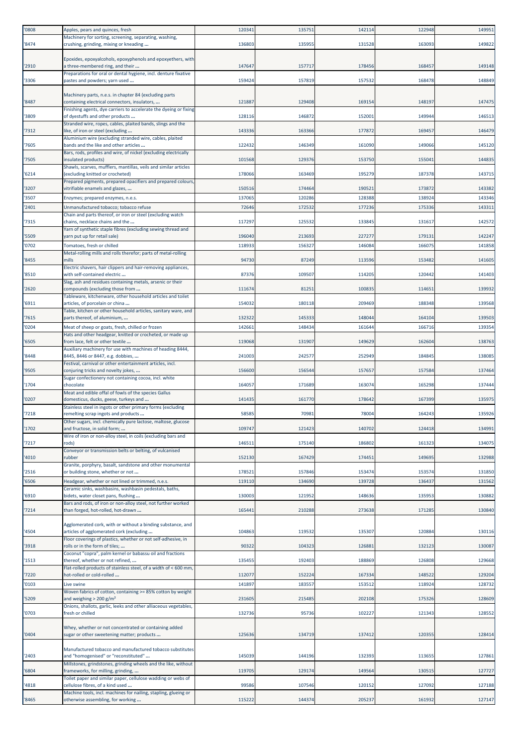| '0808 | Apples, pears and quinces, fresh | 120341 | 135751 | 142114 | 122948 | 149951 |
|---|---|---|---|---|---|---|
| '8474 | Machinery for sorting, screening, separating, washing, crushing, grinding, mixing or kneading ... | 136803 | 135955 | 131528 | 163093 | 149822 |
| '2910 | Epoxides, epoxyalcohols, epoxyphenols and epoxyethers, with a three-membered ring, and their ... | 147647 | 157717 | 178456 | 168457 | 149148 |
| '3306 | Preparations for oral or dental hygiene, incl. denture fixative pastes and powders; yarn used ... | 159424 | 157819 | 157532 | 168478 | 148849 |
| '8487 | Machinery parts, n.e.s. in chapter 84 (excluding parts containing electrical connectors, insulators, ... | 121887 | 129408 | 169154 | 148197 | 147475 |
| '3809 | Finishing agents, dye carriers to accelerate the dyeing or fixing of dyestuffs and other products ... | 128116 | 146872 | 152001 | 149944 | 146513 |
| '7312 | Stranded wire, ropes, cables, plaited bands, slings and the like, of iron or steel (excluding ... | 143336 | 163366 | 177872 | 169457 | 146479 |
| '7605 | Aluminium wire (excluding stranded wire, cables, plaited bands and the like and other articles ... | 122432 | 146349 | 161090 | 149066 | 145120 |
| '7505 | Bars, rods, profiles and wire, of nickel (excluding electrically insulated products) | 101568 | 129376 | 153750 | 155041 | 144835 |
| '6214 | Shawls, scarves, mufflers, mantillas, veils and similar articles (excluding knitted or crocheted) | 178066 | 163469 | 195279 | 187378 | 143715 |
| '3207 | Prepared pigments, prepared opacifiers and prepared colours, vitrifiable enamels and glazes, ... | 150516 | 174464 | 190521 | 173872 | 143382 |
| '3507 | Enzymes; prepared enzymes, n.e.s. | 137065 | 120286 | 128388 | 138924 | 143346 |
| '2401 | Unmanufactured tobacco; tobacco refuse | 72646 | 172532 | 177236 | 175336 | 143311 |
| '7315 | Chain and parts thereof, or iron or steel (excluding watch chains, necklace chains and the ... | 117297 | 125532 | 133845 | 131617 | 142572 |
| '5509 | Yarn of synthetic staple fibres (excluding sewing thread and yarn put up for retail sale) | 196040 | 213693 | 227277 | 179131 | 142247 |
| '0702 | Tomatoes, fresh or chilled | 118933 | 156327 | 146084 | 166075 | 141858 |
| '8455 | Metal-rolling mills and rolls therefor; parts of metal-rolling mills | 94730 | 87249 | 113596 | 153482 | 141605 |
| '8510 | Electric shavers, hair clippers and hair-removing appliances, with self-contained electric ... | 87376 | 109507 | 114205 | 120442 | 141403 |
| '2620 | Slag, ash and residues containing metals, arsenic or their compounds (excluding those from ... | 111674 | 81251 | 100835 | 114651 | 139932 |
| '6911 | Tableware, kitchenware, other household articles and toilet articles, of porcelain or china ... | 154032 | 180118 | 209469 | 188348 | 139568 |
| '7615 | Table, kitchen or other household articles, sanitary ware, and parts thereof, of aluminium, ... | 132322 | 145333 | 148044 | 164104 | 139503 |
| '0204 | Meat of sheep or goats, fresh, chilled or frozen | 142661 | 148434 | 161644 | 166716 | 139354 |
| '6505 | Hats and other headgear, knitted or crocheted, or made up from lace, felt or other textile ... | 119068 | 131907 | 149629 | 162604 | 138763 |
| '8448 | Auxiliary machinery for use with machines of heading 8444, 8445, 8446 or 8447, e.g. dobbies, ... | 241003 | 242577 | 252949 | 184845 | 138085 |
| '9505 | Festival, carnival or other entertainment articles, incl. conjuring tricks and novelty jokes, ... | 156600 | 156544 | 157657 | 157584 | 137464 |
| '1704 | Sugar confectionery not containing cocoa, incl. white chocolate | 164057 | 171689 | 163074 | 165298 | 137444 |
| '0207 | Meat and edible offal of fowls of the species Gallus domesticus, ducks, geese, turkeys and ... | 141435 | 161770 | 178642 | 167399 | 135975 |
| '7218 | Stainless steel in ingots or other primary forms (excluding remelting scrap ingots and products ... | 58585 | 70981 | 78004 | 164243 | 135926 |
| '1702 | Other sugars, incl. chemically pure lactose, maltose, glucose and fructose, in solid form; ... | 109747 | 121423 | 140702 | 124418 | 134991 |
| '7217 | Wire of iron or non-alloy steel, in coils (excluding bars and rods) | 146511 | 175140 | 186802 | 161323 | 134075 |
| '4010 | Conveyor or transmission belts or belting, of vulcanised rubber | 152130 | 167429 | 174451 | 149695 | 132988 |
| '2516 | Granite, porphyry, basalt, sandstone and other monumental or building stone, whether or not ... | 178521 | 157846 | 153474 | 153574 | 131850 |
| '6506 | Headgear, whether or not lined or trimmed, n.e.s. | 119110 | 134690 | 139728 | 136437 | 131562 |
| '6910 | Ceramic sinks, washbasins, washbasin pedestals, baths, bidets, water closet pans, flushing ... | 130003 | 121952 | 148636 | 135953 | 130882 |
| '7214 | Bars and rods, of iron or non-alloy steel, not further worked than forged, hot-rolled, hot-drawn ... | 165441 | 210288 | 273638 | 171285 | 130840 |
| '4504 | Agglomerated cork, with or without a binding substance, and articles of agglomerated cork (excluding ... | 104863 | 119532 | 135307 | 120884 | 130116 |
| '3918 | Floor coverings of plastics, whether or not self-adhesive, in rolls or in the form of tiles; ... | 90322 | 104323 | 126881 | 132123 | 130087 |
| '1513 | Coconut "copra", palm kernel or babassu oil and fractions thereof, whether or not refined, ... | 135455 | 192403 | 188869 | 126808 | 129668 |
| '7220 | Flat-rolled products of stainless steel, of a width of < 600 mm, hot-rolled or cold-rolled ... | 112077 | 152224 | 167334 | 148522 | 129204 |
| '0103 | Live swine | 141897 | 183557 | 153512 | 118924 | 128732 |
| '5209 | Woven fabrics of cotton, containing >= 85% cotton by weight and weighing > 200 g/m² | 231605 | 215485 | 202108 | 175326 | 128609 |
| '0703 | Onions, shallots, garlic, leeks and other alliaceous vegetables, fresh or chilled | 132736 | 95736 | 102227 | 121343 | 128552 |
| '0404 | Whey, whether or not concentrated or containing added sugar or other sweetening matter; products ... | 125636 | 134719 | 137412 | 120355 | 128414 |
| '2403 | Manufactured tobacco and manufactured tobacco substitutes and "homogenised" or "reconstituted" ... | 145039 | 144196 | 132393 | 113655 | 127861 |
| '6804 | Millstones, grindstones, grinding wheels and the like, without frameworks, for milling, grinding, ... | 119705 | 129174 | 149564 | 130515 | 127727 |
| '4818 | Toilet paper and similar paper, cellulose wadding or webs of cellulose fibres, of a kind used ... | 99586 | 107546 | 120152 | 127092 | 127188 |
| '8465 | Machine tools, incl. machines for nailing, stapling, glueing or otherwise assembling, for working ... | 115222 | 144374 | 205237 | 161932 | 127147 |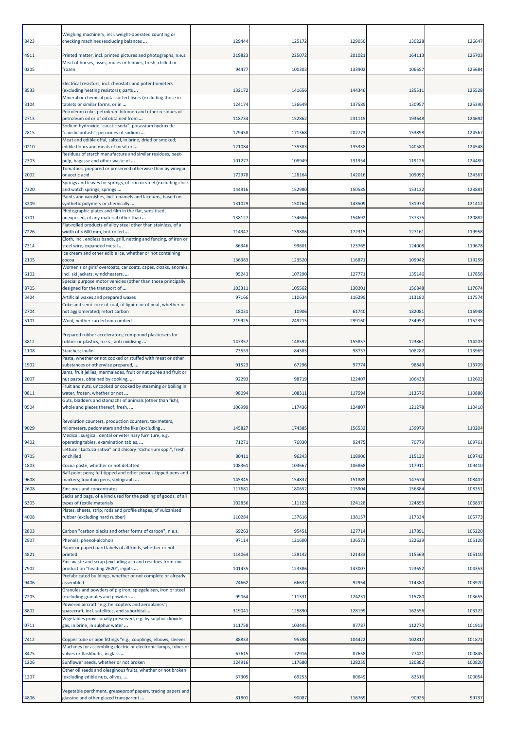| '8423 | Weighing machinery, incl. weight-operated counting or checking machines (excluding balances ... | 129444 | 125172 | 129050 | 130228 | 126647 |
|---|---|---|---|---|---|---|
| '4911 | Printed matter, incl. printed pictures and photographs, n.e.s. | 219823 | 225072 | 201021 | 164113 | 125703 |
| '0205 | Meat of horses, asses, mules or hinnies, fresh, chilled or frozen | 94477 | 100303 | 133902 | 106657 | 125684 |
| '8533 | Electrical resistors, incl. rheostats and potentiometers (excluding heating resistors); parts ... | 132172 | 141656 | 144346 | 125511 | 125528 |
| '3104 | Mineral or chemical potassic fertilisers (excluding those in tablets or similar forms, or in ... | 124174 | 126649 | 137589 | 130957 | 125390 |
| '2713 | Petroleum coke, petroleum bitumen and other residues of petroleum oil or of oil obtained from ... | 118734 | 152862 | 231115 | 193648 | 124692 |
| '2815 | Sodium hydroxide "caustic soda", potassium hydroxide "caustic potash"; peroxides of sodium ... | 129458 | 171368 | 202773 | 153898 | 124567 |
| '0210 | Meat and edible offal, salted, in brine, dried or smoked; edible flours and meals of meat or ... | 121084 | 135383 | 135338 | 140580 | 124548 |
| '2303 | Residues of starch manufacture and similar residues, beet-pulp, bagasse and other waste of ... | 101277 | 108949 | 131954 | 119126 | 124480 |
| '2002 | Tomatoes, prepared or preserved otherwise than by vinegar or acetic acid | 172978 | 128164 | 142016 | 109092 | 124367 |
| '7320 | Springs and leaves for springs, of iron or steel (excluding clock and watch springs, springs ... | 144916 | 152980 | 150585 | 153122 | 123881 |
| '3209 | Paints and varnishes, incl. enamels and lacquers, based on synthetic polymers or chemically ... | 131029 | 150164 | 143509 | 131973 | 121412 |
| '3701 | Photographic plates and film in the flat, sensitised, unexposed, of any material other than ... | 138127 | 134686 | 154692 | 137375 | 120882 |
| '7226 | Flat-rolled products of alloy steel other than stainless, of a width of < 600 mm, hot-rolled ... | 114347 | 139886 | 172315 | 127161 | 119958 |
| '7314 | Cloth, incl. endless bands, grill, netting and fencing, of iron or steel wire, expanded metal ... | 86346 | 99601 | 123765 | 124008 | 119678 |
| '2105 | Ice cream and other edible ice, whether or not containing cocoa | 136983 | 123520 | 116871 | 109942 | 119259 |
| '6102 | Women's or girls' overcoats, car coats, capes, cloaks, anoraks, incl. ski jackets, windcheaters, ... | 95243 | 107290 | 127771 | 135146 | 117858 |
| '8705 | Special purpose motor vehicles (other than those principally designed for the transport of ... | 103311 | 105562 | 130201 | 156848 | 117674 |
| '3404 | Artificial waxes and prepared waxes | 97166 | 110634 | 116299 | 113180 | 117574 |
| '2704 | Coke and semi-coke of coal, of lignite or of peat, whether or not agglomerated; retort carbon | 18031 | 10906 | 61740 | 182081 | 116948 |
| '5101 | Wool, neither carded nor combed | 219925 | 249215 | 299160 | 234952 | 115239 |
| '3812 | Prepared rubber accelerators; compound plasticisers for rubber or plastics, n.e.s.; anti-oxidising ... | 147357 | 148592 | 155857 | 123861 | 114203 |
| '1108 | Starches; inulin | 73553 | 84385 | 98737 | 108282 | 113969 |
| '1902 | Pasta, whether or not cooked or stuffed with meat or other substances or otherwise prepared, ... | 91523 | 67296 | 97774 | 98849 | 113709 |
| '2007 | Jams, fruit jellies, marmalades, fruit or nut purée and fruit or nut pastes, obtained by cooking, ... | 92293 | 98719 | 122407 | 106433 | 112602 |
| '0811 | Fruit and nuts, uncooked or cooked by steaming or boiling in water, frozen, whether or not ... | 98094 | 108311 | 117594 | 113576 | 110880 |
| '0504 | Guts, bladders and stomachs of animals (other than fish), whole and pieces thereof, fresh, ... | 106999 | 117436 | 124807 | 121278 | 110410 |
| '9029 | Revolution counters, production counters, taximeters, milometers, pedometers and the like (excluding ... | 145827 | 174385 | 156532 | 139979 | 110204 |
| '9402 | Medical, surgical, dental or veterinary furniture, e.g. operating tables, examination tables, ... | 71271 | 76030 | 92475 | 70779 | 109761 |
| '0705 | Lettuce "Lactuca sativa" and chicory "Cichorium spp.", fresh or chilled | 80411 | 96243 | 118906 | 115130 | 109742 |
| '1803 | Cocoa paste, whether or not defatted | 108361 | 103667 | 106868 | 117911 | 109410 |
| '9608 | Ball-point pens; felt tipped and other porous-tipped pens and markers; fountain pens, stylograph ... | 145345 | 154837 | 151889 | 147674 | 108407 |
| '2608 | Zinc ores and concentrates | 117681 | 180652 | 215904 | 156884 | 108351 |
| '6305 | Sacks and bags, of a kind used for the packing of goods, of all types of textile materials | 102856 | 111123 | 124128 | 124855 | 106837 |
| '4008 | Plates, sheets, strip, rods and profile shapes, of vulcanised rubber (excluding hard rubber) | 110284 | 137616 | 138157 | 117334 | 105773 |
| '2803 | Carbon "carbon blacks and other forms of carbon", n.e.s. | 69263 | 95451 | 127714 | 117891 | 105220 |
| '2907 | Phenols; phenol-alcohols | 97114 | 121600 | 136573 | 122629 | 105120 |
| '4821 | Paper or paperboard labels of all kinds, whether or not printed | 114064 | 128142 | 121433 | 115569 | 105110 |
| '7902 | Zinc waste and scrap (excluding ash and residues from zinc production "heading 2620", ingots ... | 101435 | 123386 | 143007 | 123652 | 104353 |
| '9406 | Prefabricated buildings, whether or not complete or already assembled | 74662 | 66637 | 92954 | 114380 | 103970 |
| '7205 | Granules and powders of pig iron, spiegeleisen, iron or steel (excluding granules and powders ... | 99064 | 111331 | 124231 | 115780 | 103655 |
| '8802 | Powered aircraft "e.g. helicopters and aeroplanes"; spacecraft, incl. satellites, and suborbital ... | 319041 | 125890 | 128199 | 162556 | 103322 |
| '0711 | Vegetables provisionally preserved, e.g. by sulphur dioxide gas, in brine, in sulphur water ... | 111758 | 103445 | 97787 | 112770 | 101913 |
| '7412 | Copper tube or pipe fittings "e.g., couplings, elbows, sleeves" | 88833 | 95398 | 104422 | 102817 | 101871 |
| '8475 | Machines for assembling electric or electronic lamps, tubes or valves or flashbulbs, in glass ... | 67615 | 72916 | 87658 | 77421 | 100845 |
| '1206 | Sunflower seeds, whether or not broken | 124916 | 117680 | 128255 | 120882 | 100820 |
| '1207 | Other oil seeds and oleaginous fruits, whether or not broken (excluding edible nuts, olives, ... | 67305 | 69253 | 80649 | 82316 | 100054 |
| '4806 | Vegetable parchment, greaseproof papers, tracing papers and glassine and other glazed transparent ... | 81801 | 90087 | 116769 | 90925 | 99737 |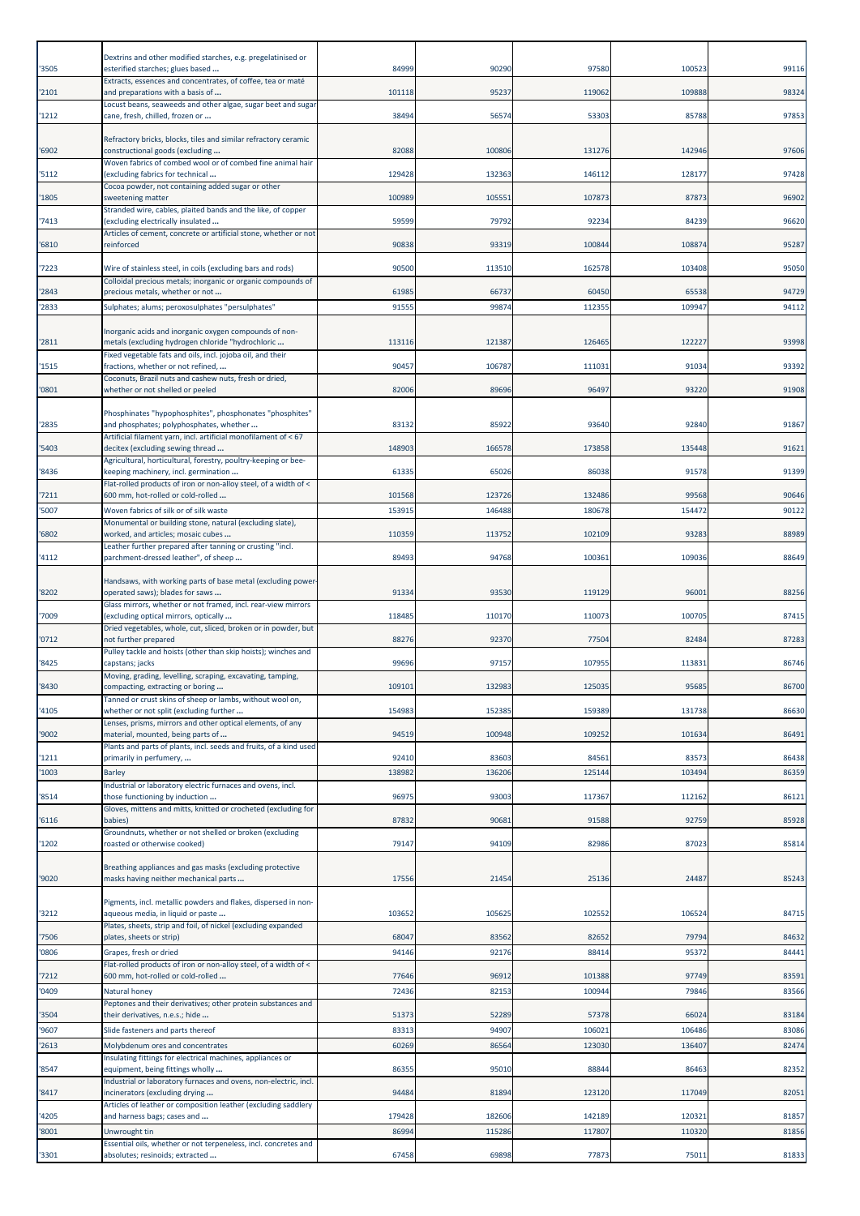| | | | | | | |
|---|---|---|---|---|---|---|
| '3505 | Dextrins and other modified starches, e.g. pregelatinised or esterified starches; glues based ... | 84999 | 90290 | 97580 | 100523 | 99116 |
| '2101 | Extracts, essences and concentrates, of coffee, tea or maté and preparations with a basis of ... | 101118 | 95237 | 119062 | 109888 | 98324 |
| '1212 | Locust beans, seaweeds and other algae, sugar beet and sugar cane, fresh, chilled, frozen or ... | 38494 | 56574 | 53303 | 85788 | 97853 |
| '6902 | Refractory bricks, blocks, tiles and similar refractory ceramic constructional goods (excluding ... | 82088 | 100806 | 131276 | 142946 | 97606 |
| '5112 | Woven fabrics of combed wool or of combed fine animal hair (excluding fabrics for technical ... | 129428 | 132363 | 146112 | 128177 | 97428 |
| '1805 | Cocoa powder, not containing added sugar or other sweetening matter | 100989 | 105551 | 107873 | 87873 | 96902 |
| '7413 | Stranded wire, cables, plaited bands and the like, of copper (excluding electrically insulated ... | 59599 | 79792 | 92234 | 84239 | 96620 |
| '6810 | Articles of cement, concrete or artificial stone, whether or not reinforced | 90838 | 93319 | 100844 | 108874 | 95287 |
| '7223 | Wire of stainless steel, in coils (excluding bars and rods) | 90500 | 113510 | 162578 | 103408 | 95050 |
| '2843 | Colloidal precious metals; inorganic or organic compounds of precious metals, whether or not ... | 61985 | 66737 | 60450 | 65538 | 94729 |
| '2833 | Sulphates; alums; peroxosulphates "persulphates" | 91555 | 99874 | 112355 | 109947 | 94112 |
| '2811 | Inorganic acids and inorganic oxygen compounds of non-metals (excluding hydrogen chloride "hydrochloric ... | 113116 | 121387 | 126465 | 122227 | 93998 |
| '1515 | Fixed vegetable fats and oils, incl. jojoba oil, and their fractions, whether or not refined, ... | 90457 | 106787 | 111031 | 91034 | 93392 |
| '0801 | Coconuts, Brazil nuts and cashew nuts, fresh or dried, whether or not shelled or peeled | 82006 | 89696 | 96497 | 93220 | 91908 |
| '2835 | Phosphinates "hypophosphites", phosphonates "phosphites" and phosphates; polyphosphates, whether ... | 83132 | 85922 | 93640 | 92840 | 91867 |
| '5403 | Artificial filament yarn, incl. artificial monofilament of < 67 decitex (excluding sewing thread ... | 148903 | 166578 | 173858 | 135448 | 91621 |
| '8436 | Agricultural, horticultural, forestry, poultry-keeping or bee-keeping machinery, incl. germination ... | 61335 | 65026 | 86038 | 91578 | 91399 |
| '7211 | Flat-rolled products of iron or non-alloy steel, of a width of < 600 mm, hot-rolled or cold-rolled ... | 101568 | 123726 | 132486 | 99568 | 90646 |
| '5007 | Woven fabrics of silk or of silk waste | 153915 | 146488 | 180678 | 154472 | 90122 |
| '6802 | Monumental or building stone, natural (excluding slate), worked, and articles; mosaic cubes ... | 110359 | 113752 | 102109 | 93283 | 88989 |
| '4112 | Leather further prepared after tanning or crusting "incl. parchment-dressed leather", of sheep ... | 89493 | 94768 | 100361 | 109036 | 88649 |
| '8202 | Handsaws, with working parts of base metal (excluding power-operated saws); blades for saws ... | 91334 | 93530 | 119129 | 96001 | 88256 |
| '7009 | Glass mirrors, whether or not framed, incl. rear-view mirrors (excluding optical mirrors, optically ... | 118485 | 110170 | 110073 | 100705 | 87415 |
| '0712 | Dried vegetables, whole, cut, sliced, broken or in powder, but not further prepared | 88276 | 92370 | 77504 | 82484 | 87283 |
| '8425 | Pulley tackle and hoists (other than skip hoists); winches and capstans; jacks | 99696 | 97157 | 107955 | 113831 | 86746 |
| '8430 | Moving, grading, levelling, scraping, excavating, tamping, compacting, extracting or boring ... | 109101 | 132983 | 125035 | 95685 | 86700 |
| '4105 | Tanned or crust skins of sheep or lambs, without wool on, whether or not split (excluding further ... | 154983 | 152385 | 159389 | 131738 | 86630 |
| '9002 | Lenses, prisms, mirrors and other optical elements, of any material, mounted, being parts of ... | 94519 | 100948 | 109252 | 101634 | 86491 |
| '1211 | Plants and parts of plants, incl. seeds and fruits, of a kind used primarily in perfumery, ... | 92410 | 83603 | 84561 | 83573 | 86438 |
| '1003 | Barley | 138982 | 136206 | 125144 | 103494 | 86359 |
| '8514 | Industrial or laboratory electric furnaces and ovens, incl. those functioning by induction ... | 96975 | 93003 | 117367 | 112162 | 86121 |
| '6116 | Gloves, mittens and mitts, knitted or crocheted (excluding for babies) | 87832 | 90681 | 91588 | 92759 | 85928 |
| '1202 | Groundnuts, whether or not shelled or broken (excluding roasted or otherwise cooked) | 79147 | 94109 | 82986 | 87023 | 85814 |
| '9020 | Breathing appliances and gas masks (excluding protective masks having neither mechanical parts ... | 17556 | 21454 | 25136 | 24487 | 85243 |
| '3212 | Pigments, incl. metallic powders and flakes, dispersed in non-aqueous media, in liquid or paste ... | 103652 | 105625 | 102552 | 106524 | 84715 |
| '7506 | Plates, sheets, strip and foil, of nickel (excluding expanded plates, sheets or strip) | 68047 | 83562 | 82652 | 79794 | 84632 |
| '0806 | Grapes, fresh or dried | 94146 | 92176 | 88414 | 95372 | 84441 |
| '7212 | Flat-rolled products of iron or non-alloy steel, of a width of < 600 mm, hot-rolled or cold-rolled ... | 77646 | 96912 | 101388 | 97749 | 83591 |
| '0409 | Natural honey | 72436 | 82153 | 100944 | 79846 | 83566 |
| '3504 | Peptones and their derivatives; other protein substances and their derivatives, n.e.s.; hide ... | 51373 | 52289 | 57378 | 66024 | 83184 |
| '9607 | Slide fasteners and parts thereof | 83313 | 94907 | 106021 | 106486 | 83086 |
| '2613 | Molybdenum ores and concentrates | 60269 | 86564 | 123030 | 136407 | 82474 |
| '8547 | Insulating fittings for electrical machines, appliances or equipment, being fittings wholly ... | 86355 | 95010 | 88844 | 86463 | 82352 |
| '8417 | Industrial or laboratory furnaces and ovens, non-electric, incl. incinerators (excluding drying ... | 94484 | 81894 | 123120 | 117049 | 82051 |
| '4205 | Articles of leather or composition leather (excluding saddlery and harness bags; cases and ... | 179428 | 182606 | 142189 | 120321 | 81857 |
| '8001 | Unwrought tin | 86994 | 115286 | 117807 | 110320 | 81856 |
| '3301 | Essential oils, whether or not terpeneless, incl. concretes and absolutes; resinoids; extracted ... | 67458 | 69898 | 77873 | 75011 | 81833 |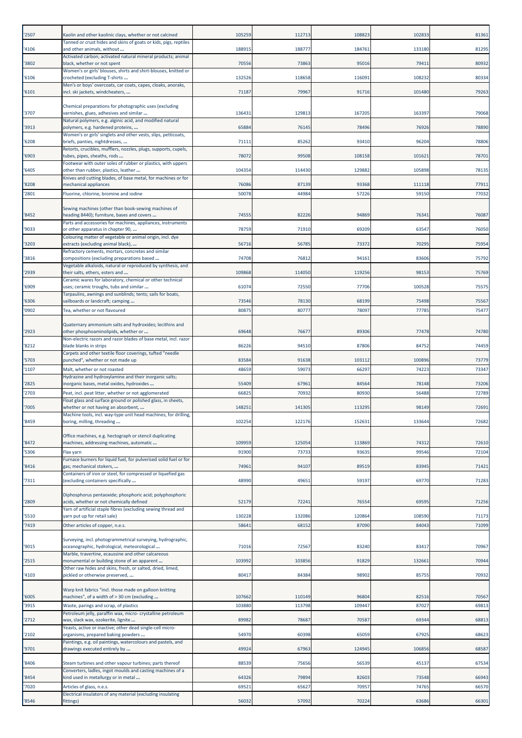| '2507 | Kaolin and other kaolinic clays, whether or not calcined | 105259 | 112713 | 108823 | 102833 | 81361 |
|---|---|---|---|---|---|---|
| '4106 | Tanned or crust hides and skins of goats or kids, pigs, reptiles and other animals, without ... | 188915 | 188777 | 184761 | 133180 | 81295 |
| '3802 | Activated carbon; activated natural mineral products; animal black, whether or not spent | 70556 | 73863 | 95016 | 79411 | 80932 |
| '6106 | Women's or girls' blouses, shirts and shirt-blouses, knitted or crocheted (excluding T-shirts ... | 132526 | 118658 | 116091 | 108232 | 80334 |
| '6101 | Men's or boys' overcoats, car coats, capes, cloaks, anoraks, incl. ski jackets, windcheaters, ... | 71187 | 79967 | 91716 | 101480 | 79263 |
| '3707 | Chemical preparations for photographic uses (excluding varnishes, glues, adhesives and similar ... | 136431 | 129813 | 167205 | 163397 | 79068 |
| '3913 | Natural polymers, e.g. alginic acid, and modified natural polymers, e.g. hardened proteins, ... | 65884 | 76145 | 78496 | 76926 | 78890 |
| '6208 | Women's or girls' singlets and other vests, slips, petticoats, briefs, panties, nightdresses, ... | 71111 | 85262 | 93410 | 96204 | 78806 |
| '6903 | Retorts, crucibles, mufflers, nozzles, plugs, supports, cupels, tubes, pipes, sheaths, rods ... | 78072 | 99508 | 108158 | 101621 | 78701 |
| '6405 | Footwear with outer soles of rubber or plastics, with uppers other than rubber, plastics, leather ... | 104354 | 114430 | 129882 | 105898 | 78135 |
| '8208 | Knives and cutting blades, of base metal, for machines or for mechanical appliances | 76086 | 87139 | 93368 | 111118 | 77911 |
| '2801 | Fluorine, chlorine, bromine and iodine | 50078 | 44984 | 57226 | 59150 | 77032 |
| '8452 | Sewing machines (other than book-sewing machines of heading 8440); furniture, bases and covers ... | 74555 | 82226 | 94869 | 76341 | 76087 |
| '9033 | Parts and accessories for machines, appliances, instruments or other apparatus in chapter 90, ... | 78759 | 71910 | 69209 | 63547 | 76050 |
| '3203 | Colouring matter of vegetable or animal origin, incl. dye extracts (excluding animal black), ... | 56716 | 56785 | 73372 | 70295 | 75954 |
| '3816 | Refractory cements, mortars, concretes and similar compositions (excluding preparations based ... | 74708 | 76812 | 94161 | 83606 | 75792 |
| '2939 | Vegetable alkaloids, natural or reproduced by synthesis, and their salts, ethers, esters and ... | 109868 | 114050 | 119256 | 98153 | 75769 |
| '6909 | Ceramic wares for laboratory, chemical or other technical uses; ceramic troughs, tubs and similar ... | 61074 | 72550 | 77706 | 100528 | 75575 |
| '6306 | Tarpaulins, awnings and sunblinds; tents; sails for boats, sailboards or landcraft; camping ... | 73546 | 78130 | 68199 | 75498 | 75567 |
| '0902 | Tea, whether or not flavoured | 80875 | 80777 | 78097 | 77785 | 75477 |
| '2923 | Quaternary ammonium salts and hydroxides; lecithins and other phosphoaminolipids, whether or ... | 69648 | 76677 | 89306 | 77478 | 74780 |
| '8212 | Non-electric razors and razor blades of base metal, incl. razor blade blanks in strips | 86226 | 94510 | 87806 | 84752 | 74459 |
| '5703 | Carpets and other textile floor coverings, tufted "needle punched", whether or not made up | 83584 | 91638 | 103112 | 100896 | 73779 |
| '1107 | Malt, whether or not roasted | 48659 | 59073 | 66297 | 74223 | 73347 |
| '2825 | Hydrazine and hydroxylamine and their inorganic salts; inorganic bases, metal oxides, hydroxides ... | 55409 | 67961 | 84564 | 78148 | 73206 |
| '2703 | Peat, incl. peat litter, whether or not agglomerated | 66825 | 70932 | 80930 | 56488 | 72789 |
| '7005 | Float glass and surface ground or polished glass, in sheets, whether or not having an absorbent, ... | 148251 | 141305 | 113295 | 98149 | 72691 |
| '8459 | Machine tools, incl. way-type unit head machines, for drilling, boring, milling, threading ... | 102254 | 122176 | 152631 | 133644 | 72682 |
| '8472 | Office machines, e.g. hectograph or stencil duplicating machines, addressing machines, automatic ... | 109959 | 125054 | 113869 | 74312 | 72610 |
| '5306 | Flax yarn | 91900 | 73733 | 93635 | 99546 | 72104 |
| '8416 | Furnace burners for liquid fuel, for pulverised solid fuel or for gas; mechanical stokers, ... | 74961 | 94107 | 89519 | 83945 | 71421 |
| '7311 | Containers of iron or steel, for compressed or liquefied gas (excluding containers specifically ... | 48990 | 49651 | 59197 | 69770 | 71283 |
| '2809 | Diphosphorus pentaoxide; phosphoric acid; polyphosphoric acids, whether or not chemically defined | 52179 | 72241 | 76554 | 69595 | 71256 |
| '5510 | Yarn of artificial staple fibres (excluding sewing thread and yarn put up for retail sale) | 130228 | 132086 | 120864 | 108590 | 71173 |
| '7419 | Other articles of copper, n.e.s. | 58641 | 68152 | 87090 | 84043 | 71099 |
| '9015 | Surveying, incl. photogrammetrical surveying, hydrographic, oceanographic, hydrological, meteorological ... | 71016 | 72567 | 83240 | 83417 | 70967 |
| '2515 | Marble, travertine, ecaussine and other calcareous monumental or building stone of an apparent ... | 103992 | 103856 | 91829 | 132661 | 70944 |
| '4103 | Other raw hides and skins, fresh, or salted, dried, limed, pickled or otherwise preserved, ... | 80417 | 84384 | 98902 | 85755 | 70932 |
| '6005 | Warp knit fabrics "incl. those made on galloon knitting machines", of a width of > 30 cm (excluding ... | 107662 | 110149 | 96804 | 82516 | 70567 |
| '3915 | Waste, parings and scrap, of plastics | 103880 | 113798 | 109447 | 87027 | 69813 |
| '2712 | Petroleum jelly, paraffin wax, micro- crystalline petroleum wax, slack wax, ozokerite, lignite ... | 89982 | 78687 | 70587 | 69344 | 68813 |
| '2102 | Yeasts, active or inactive; other dead single-cell micro-organisms, prepared baking powders ... | 54970 | 60398 | 65059 | 67925 | 68623 |
| '9701 | Paintings, e.g. oil paintings, watercolours and pastels, and drawings executed entirely by ... | 49924 | 67963 | 124945 | 106856 | 68587 |
| '8406 | Steam turbines and other vapour turbines; parts thereof | 88539 | 75656 | 56539 | 45137 | 67534 |
| '8454 | Converters, ladles, ingot moulds and casting machines of a kind used in metallurgy or in metal ... | 64326 | 79894 | 82603 | 73548 | 66943 |
| '7020 | Articles of glass, n.e.s. | 69521 | 65627 | 70957 | 74765 | 66570 |
| '8546 | Electrical insulators of any material (excluding insulating fittings) | 56032 | 57092 | 70224 | 63686 | 66301 |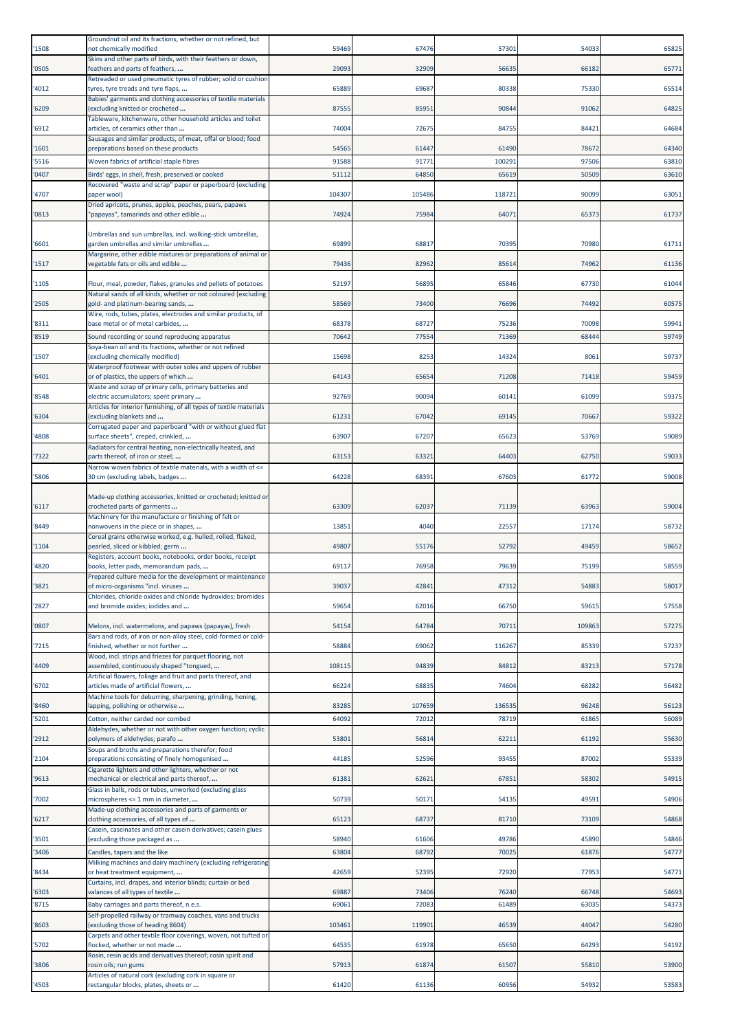| '1508 | Groundnut oil and its fractions, whether or not refined, but not chemically modified | 59469 | 67476 | 57301 | 54033 | 65825 |
|---|---|---|---|---|---|---|
| '0505 | Skins and other parts of birds, with their feathers or down, feathers and parts of feathers, ... | 29093 | 32909 | 56635 | 66182 | 65771 |
| '4012 | Retreaded or used pneumatic tyres of rubber; solid or cushion tyres, tyre treads and tyre flaps, ... | 65889 | 69687 | 80338 | 75330 | 65514 |
| '6209 | Babies' garments and clothing accessories of textile materials (excluding knitted or crocheted ... | 87555 | 85951 | 90844 | 91062 | 64825 |
| '6912 | Tableware, kitchenware, other household articles and toilet articles, of ceramics other than ... | 74004 | 72675 | 84755 | 84421 | 64684 |
| '1601 | Sausages and similar products, of meat, offal or blood; food preparations based on these products | 54565 | 61447 | 61490 | 78672 | 64340 |
| '5516 | Woven fabrics of artificial staple fibres | 91588 | 91771 | 100291 | 97506 | 63810 |
| '0407 | Birds' eggs, in shell, fresh, preserved or cooked | 51112 | 64850 | 65619 | 50509 | 63610 |
| '4707 | Recovered "waste and scrap" paper or paperboard (excluding paper wool) | 104307 | 105486 | 118721 | 90099 | 63051 |
| '0813 | Dried apricots, prunes, apples, peaches, pears, papaws "papayas", tamarinds and other edible ... | 74924 | 75984 | 64071 | 65373 | 61737 |
| '6601 | Umbrellas and sun umbrellas, incl. walking-stick umbrellas, garden umbrellas and similar umbrellas ... | 69899 | 68817 | 70395 | 70980 | 61711 |
| '1517 | Margarine, other edible mixtures or preparations of animal or vegetable fats or oils and edible ... | 79436 | 82962 | 85614 | 74962 | 61136 |
| '1105 | Flour, meal, powder, flakes, granules and pellets of potatoes | 52197 | 56895 | 65846 | 67730 | 61044 |
| '2505 | Natural sands of all kinds, whether or not coloured (excluding gold- and platinum-bearing sands, ... | 58569 | 73400 | 76696 | 74492 | 60575 |
| '8311 | Wire, rods, tubes, plates, electrodes and similar products, of base metal or of metal carbides, ... | 68378 | 68727 | 75236 | 70098 | 59941 |
| '8519 | Sound recording or sound reproducing apparatus | 70642 | 77554 | 71369 | 68444 | 59749 |
| '1507 | Soya-bean oil and its fractions, whether or not refined (excluding chemically modified) | 15698 | 8253 | 14324 | 8061 | 59737 |
| '6401 | Waterproof footwear with outer soles and uppers of rubber or of plastics, the uppers of which ... | 64143 | 65654 | 71208 | 71418 | 59459 |
| '8548 | Waste and scrap of primary cells, primary batteries and electric accumulators; spent primary ... | 92769 | 90094 | 60141 | 61099 | 59375 |
| '6304 | Articles for interior furnishing, of all types of textile materials (excluding blankets and ... | 61231 | 67042 | 69145 | 70667 | 59322 |
| '4808 | Corrugated paper and paperboard "with or without glued flat surface sheets", creped, crinkled, ... | 63907 | 67207 | 65623 | 53769 | 59089 |
| '7322 | Radiators for central heating, non-electrically heated, and parts thereof, of iron or steel; ... | 63153 | 63321 | 64403 | 62750 | 59033 |
| '5806 | Narrow woven fabrics of textile materials, with a width of <= 30 cm (excluding labels, badges ... | 64228 | 68391 | 67603 | 61772 | 59008 |
| '6117 | Made-up clothing accessories, knitted or crocheted; knitted or crocheted parts of garments ... | 63309 | 62037 | 71139 | 63963 | 59004 |
| '8449 | Machinery for the manufacture or finishing of felt or nonwovens in the piece or in shapes, ... | 13851 | 4040 | 22557 | 17174 | 58732 |
| '1104 | Cereal grains otherwise worked, e.g. hulled, rolled, flaked, pearled, sliced or kibbled; germ ... | 49807 | 55176 | 52792 | 49459 | 58652 |
| '4820 | Registers, account books, notebooks, order books, receipt books, letter pads, memorandum pads, ... | 69117 | 76958 | 79639 | 75199 | 58559 |
| '3821 | Prepared culture media for the development or maintenance of micro-organisms "incl. viruses ... | 39037 | 42841 | 47312 | 54883 | 58017 |
| '2827 | Chlorides, chloride oxides and chloride hydroxides; bromides and bromide oxides; iodides and ... | 59654 | 62016 | 66750 | 59615 | 57558 |
| '0807 | Melons, incl. watermelons, and papaws (papayas), fresh | 54154 | 64784 | 70711 | 109863 | 57275 |
| '7215 | Bars and rods, of iron or non-alloy steel, cold-formed or cold-finished, whether or not further ... | 58884 | 69062 | 116267 | 85339 | 57237 |
| '4409 | Wood, incl. strips and friezes for parquet flooring, not assembled, continuously shaped "tongued, ... | 108115 | 94839 | 84812 | 83213 | 57178 |
| '6702 | Artificial flowers, foliage and fruit and parts thereof, and articles made of artificial flowers, ... | 66224 | 68835 | 74604 | 68282 | 56482 |
| '8460 | Machine tools for deburring, sharpening, grinding, honing, lapping, polishing or otherwise ... | 83285 | 107659 | 136535 | 96248 | 56123 |
| '5201 | Cotton, neither carded nor combed | 64092 | 72012 | 78719 | 61865 | 56089 |
| '2912 | Aldehydes, whether or not with other oxygen function; cyclic polymers of aldehydes; parafo ... | 53801 | 56814 | 62211 | 61192 | 55630 |
| '2104 | Soups and broths and preparations therefor; food preparations consisting of finely homogenised ... | 44185 | 52596 | 93455 | 87002 | 55339 |
| '9613 | Cigarette lighters and other lighters, whether or not mechanical or electrical and parts thereof, ... | 61381 | 62621 | 67851 | 58302 | 54915 |
| '7002 | Glass in balls, rods or tubes, unworked (excluding glass microspheres <= 1 mm in diameter, ... | 50739 | 50171 | 54135 | 49591 | 54906 |
| '6217 | Made-up clothing accessories and parts of garments or clothing accessories, of all types of ... | 65123 | 68737 | 81710 | 73109 | 54868 |
| '3501 | Casein, caseinates and other casein derivatives; casein glues (excluding those packaged as ... | 58940 | 61606 | 49786 | 45890 | 54846 |
| '3406 | Candles, tapers and the like | 63804 | 68792 | 70025 | 61876 | 54777 |
| '8434 | Milking machines and dairy machinery (excluding refrigerating or heat treatment equipment, ... | 42659 | 52395 | 72920 | 77953 | 54771 |
| '6303 | Curtains, incl. drapes, and interior blinds; curtain or bed valances of all types of textile ... | 69887 | 73406 | 76240 | 66748 | 54693 |
| '8715 | Baby carriages and parts thereof, n.e.s. | 69061 | 72083 | 61489 | 63035 | 54373 |
| '8603 | Self-propelled railway or tramway coaches, vans and trucks (excluding those of heading 8604) | 103461 | 119901 | 46539 | 44047 | 54280 |
| '5702 | Carpets and other textile floor coverings, woven, not tufted or flocked, whether or not made ... | 64535 | 61978 | 65650 | 64293 | 54192 |
| '3806 | Rosin, resin acids and derivatives thereof; rosin spirit and rosin oils; run gums | 57913 | 61874 | 61507 | 55810 | 53900 |
| '4503 | Articles of natural cork (excluding cork in square or rectangular blocks, plates, sheets or ... | 61420 | 61136 | 60956 | 54932 | 53583 |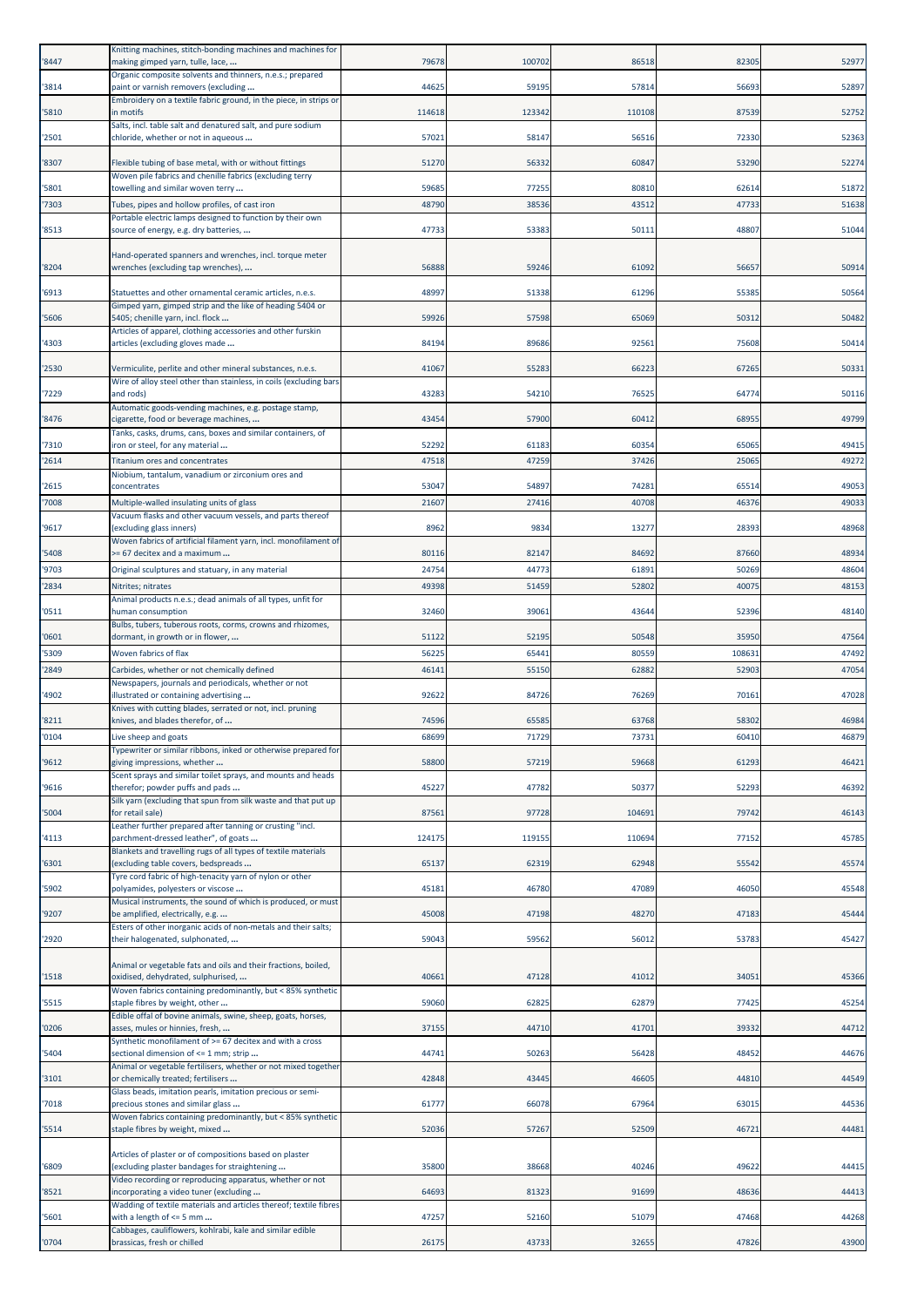| | | | | | | |
|---|---|---|---|---|---|---|
| '8447 | Knitting machines, stitch-bonding machines and machines for making gimped yarn, tulle, lace, ... | 79678 | 100702 | 86518 | 82305 | 52977 |
| '3814 | Organic composite solvents and thinners, n.e.s.; prepared paint or varnish removers (excluding ... | 44625 | 59195 | 57814 | 56693 | 52897 |
| '5810 | Embroidery on a textile fabric ground, in the piece, in strips or in motifs | 114618 | 123342 | 110108 | 87539 | 52752 |
| '2501 | Salts, incl. table salt and denatured salt, and pure sodium chloride, whether or not in aqueous ... | 57021 | 58147 | 56516 | 72330 | 52363 |
| '8307 | Flexible tubing of base metal, with or without fittings | 51270 | 56332 | 60847 | 53290 | 52274 |
| '5801 | Woven pile fabrics and chenille fabrics (excluding terry towelling and similar woven terry ... | 59685 | 77255 | 80810 | 62614 | 51872 |
| '7303 | Tubes, pipes and hollow profiles, of cast iron | 48790 | 38536 | 43512 | 47733 | 51638 |
| '8513 | Portable electric lamps designed to function by their own source of energy, e.g. dry batteries, ... | 47733 | 53383 | 50111 | 48807 | 51044 |
| '8204 | Hand-operated spanners and wrenches, incl. torque meter wrenches (excluding tap wrenches), ... | 56888 | 59246 | 61092 | 56657 | 50914 |
| '6913 | Statuettes and other ornamental ceramic articles, n.e.s. | 48997 | 51338 | 61296 | 55385 | 50564 |
| '5606 | Gimped yarn, gimped strip and the like of heading 5404 or 5405; chenille yarn, incl. flock ... | 59926 | 57598 | 65069 | 50312 | 50482 |
| '4303 | Articles of apparel, clothing accessories and other furskin articles (excluding gloves made ... | 84194 | 89686 | 92561 | 75608 | 50414 |
| '2530 | Vermiculite, perlite and other mineral substances, n.e.s. | 41067 | 55283 | 66223 | 67265 | 50331 |
| '7229 | Wire of alloy steel other than stainless, in coils (excluding bars and rods) | 43283 | 54210 | 76525 | 64774 | 50116 |
| '8476 | Automatic goods-vending machines, e.g. postage stamp, cigarette, food or beverage machines, ... | 43454 | 57900 | 60412 | 68955 | 49799 |
| '7310 | Tanks, casks, drums, cans, boxes and similar containers, of iron or steel, for any material ... | 52292 | 61183 | 60354 | 65065 | 49415 |
| '2614 | Titanium ores and concentrates | 47518 | 47259 | 37426 | 25065 | 49272 |
| '2615 | Niobium, tantalum, vanadium or zirconium ores and concentrates | 53047 | 54897 | 74281 | 65514 | 49053 |
| '7008 | Multiple-walled insulating units of glass | 21607 | 27416 | 40708 | 46376 | 49033 |
| '9617 | Vacuum flasks and other vacuum vessels, and parts thereof (excluding glass inners) | 8962 | 9834 | 13277 | 28393 | 48968 |
| '5408 | Woven fabrics of artificial filament yarn, incl. monofilament of >= 67 decitex and a maximum ... | 80116 | 82147 | 84692 | 87660 | 48934 |
| '9703 | Original sculptures and statuary, in any material | 24754 | 44773 | 61891 | 50269 | 48604 |
| '2834 | Nitrites; nitrates | 49398 | 51459 | 52802 | 40075 | 48153 |
| '0511 | Animal products n.e.s.; dead animals of all types, unfit for human consumption | 32460 | 39061 | 43644 | 52396 | 48140 |
| '0601 | Bulbs, tubers, tuberous roots, corms, crowns and rhizomes, dormant, in growth or in flower, ... | 51122 | 52195 | 50548 | 35950 | 47564 |
| '5309 | Woven fabrics of flax | 56225 | 65441 | 80559 | 108631 | 47492 |
| '2849 | Carbides, whether or not chemically defined | 46141 | 55150 | 62882 | 52903 | 47054 |
| '4902 | Newspapers, journals and periodicals, whether or not illustrated or containing advertising ... | 92622 | 84726 | 76269 | 70161 | 47028 |
| '8211 | Knives with cutting blades, serrated or not, incl. pruning knives, and blades therefor, of ... | 74596 | 65585 | 63768 | 58302 | 46984 |
| '0104 | Live sheep and goats | 68699 | 71729 | 73731 | 60410 | 46879 |
| '9612 | Typewriter or similar ribbons, inked or otherwise prepared for giving impressions, whether ... | 58800 | 57219 | 59668 | 61293 | 46421 |
| '9616 | Scent sprays and similar toilet sprays, and mounts and heads therefor; powder puffs and pads ... | 45227 | 47782 | 50377 | 52293 | 46392 |
| '5004 | Silk yarn (excluding that spun from silk waste and that put up for retail sale) | 87561 | 97728 | 104691 | 79742 | 46143 |
| '4113 | Leather further prepared after tanning or crusting "incl. parchment-dressed leather", of goats ... | 124175 | 119155 | 110694 | 77152 | 45785 |
| '6301 | Blankets and travelling rugs of all types of textile materials (excluding table covers, bedspreads ... | 65137 | 62319 | 62948 | 55542 | 45574 |
| '5902 | Tyre cord fabric of high-tenacity yarn of nylon or other polyamides, polyesters or viscose ... | 45181 | 46780 | 47089 | 46050 | 45548 |
| '9207 | Musical instruments, the sound of which is produced, or must be amplified, electrically, e.g. ... | 45008 | 47198 | 48270 | 47183 | 45444 |
| '2920 | Esters of other inorganic acids of non-metals and their salts; their halogenated, sulphonated, ... | 59043 | 59562 | 56012 | 53783 | 45427 |
| '1518 | Animal or vegetable fats and oils and their fractions, boiled, oxidised, dehydrated, sulphurised, ... | 40661 | 47128 | 41012 | 34051 | 45366 |
| '5515 | Woven fabrics containing predominantly, but < 85% synthetic staple fibres by weight, other ... | 59060 | 62825 | 62879 | 77425 | 45254 |
| '0206 | Edible offal of bovine animals, swine, sheep, goats, horses, asses, mules or hinnies, fresh, ... | 37155 | 44710 | 41701 | 39332 | 44712 |
| '5404 | Synthetic monofilament of >= 67 decitex and with a cross sectional dimension of <= 1 mm; strip ... | 44741 | 50263 | 56428 | 48452 | 44676 |
| '3101 | Animal or vegetable fertilisers, whether or not mixed together or chemically treated; fertilisers ... | 42848 | 43445 | 46605 | 44810 | 44549 |
| '7018 | Glass beads, imitation pearls, imitation precious or semi-precious stones and similar glass ... | 61777 | 66078 | 67964 | 63015 | 44536 |
| '5514 | Woven fabrics containing predominantly, but < 85% synthetic staple fibres by weight, mixed ... | 52036 | 57267 | 52509 | 46721 | 44481 |
| '6809 | Articles of plaster or of compositions based on plaster (excluding plaster bandages for straightening ... | 35800 | 38668 | 40246 | 49622 | 44415 |
| '8521 | Video recording or reproducing apparatus, whether or not incorporating a video tuner (excluding ... | 64693 | 81323 | 91699 | 48636 | 44413 |
| '5601 | Wadding of textile materials and articles thereof; textile fibres with a length of <= 5 mm ... | 47257 | 52160 | 51079 | 47468 | 44268 |
| '0704 | Cabbages, cauliflowers, kohlrabi, kale and similar edible brassicas, fresh or chilled | 26175 | 43733 | 32655 | 47826 | 43900 |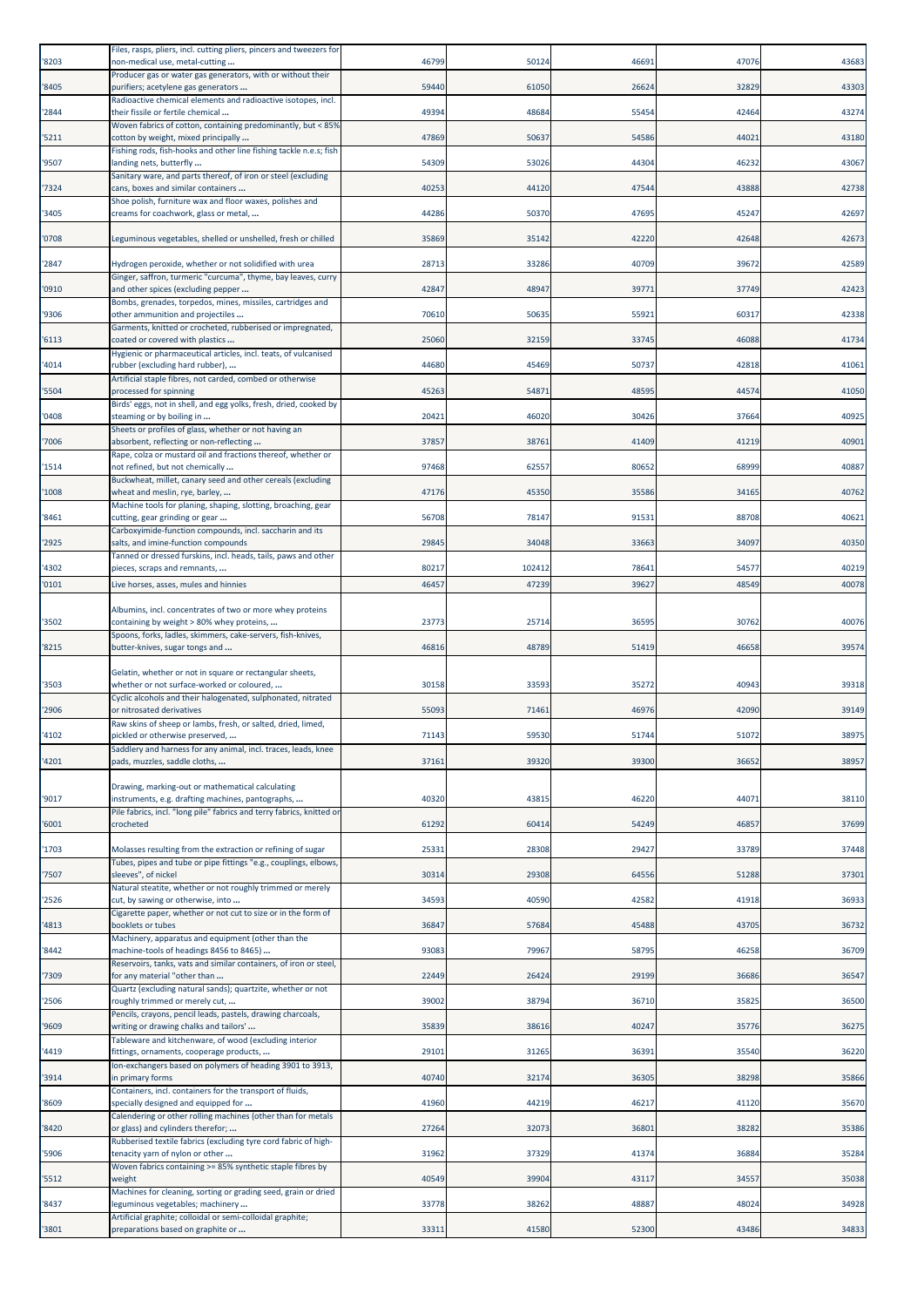| | | | | | | |
|---|---|---|---|---|---|---|
| '8203 | Files, rasps, pliers, incl. cutting pliers, pincers and tweezers for non-medical use, metal-cutting ... | 46799 | 50124 | 46691 | 47076 | 43683 |
| '8405 | Producer gas or water gas generators, with or without their purifiers; acetylene gas generators ... | 59440 | 61050 | 26624 | 32829 | 43303 |
| '2844 | Radioactive chemical elements and radioactive isotopes, incl. their fissile or fertile chemical ... | 49394 | 48684 | 55454 | 42464 | 43274 |
| '5211 | Woven fabrics of cotton, containing predominantly, but < 85% cotton by weight, mixed principally ... | 47869 | 50637 | 54586 | 44021 | 43180 |
| '9507 | Fishing rods, fish-hooks and other line fishing tackle n.e.s; fish landing nets, butterfly ... | 54309 | 53026 | 44304 | 46232 | 43067 |
| '7324 | Sanitary ware, and parts thereof, of iron or steel (excluding cans, boxes and similar containers ... | 40253 | 44120 | 47544 | 43888 | 42738 |
| '3405 | Shoe polish, furniture wax and floor waxes, polishes and creams for coachwork, glass or metal, ... | 44286 | 50370 | 47695 | 45247 | 42697 |
| '0708 | Leguminous vegetables, shelled or unshelled, fresh or chilled | 35869 | 35142 | 42220 | 42648 | 42673 |
| '2847 | Hydrogen peroxide, whether or not solidified with urea | 28713 | 33286 | 40709 | 39672 | 42589 |
| '0910 | Ginger, saffron, turmeric "curcuma", thyme, bay leaves, curry and other spices (excluding pepper ... | 42847 | 48947 | 39771 | 37749 | 42423 |
| '9306 | Bombs, grenades, torpedos, mines, missiles, cartridges and other ammunition and projectiles ... | 70610 | 50635 | 55921 | 60317 | 42338 |
| '6113 | Garments, knitted or crocheted, rubberised or impregnated, coated or covered with plastics ... | 25060 | 32159 | 33745 | 46088 | 41734 |
| '4014 | Hygienic or pharmaceutical articles, incl. teats, of vulcanised rubber (excluding hard rubber), ... | 44680 | 45469 | 50737 | 42818 | 41061 |
| '5504 | Artificial staple fibres, not carded, combed or otherwise processed for spinning | 45263 | 54871 | 48595 | 44574 | 41050 |
| '0408 | Birds' eggs, not in shell, and egg yolks, fresh, dried, cooked by steaming or by boiling in ... | 20421 | 46020 | 30426 | 37664 | 40925 |
| '7006 | Sheets or profiles of glass, whether or not having an absorbent, reflecting or non-reflecting ... | 37857 | 38761 | 41409 | 41219 | 40901 |
| '1514 | Rape, colza or mustard oil and fractions thereof, whether or not refined, but not chemically ... | 97468 | 62557 | 80652 | 68999 | 40887 |
| '1008 | Buckwheat, millet, canary seed and other cereals (excluding wheat and meslin, rye, barley, ... | 47176 | 45350 | 35586 | 34165 | 40762 |
| '8461 | Machine tools for planing, shaping, slotting, broaching, gear cutting, gear grinding or gear ... | 56708 | 78147 | 91531 | 88708 | 40621 |
| '2925 | Carboxyimide-function compounds, incl. saccharin and its salts, and imine-function compounds | 29845 | 34048 | 33663 | 34097 | 40350 |
| '4302 | Tanned or dressed furskins, incl. heads, tails, paws and other pieces, scraps and remnants, ... | 80217 | 102412 | 78641 | 54577 | 40219 |
| '0101 | Live horses, asses, mules and hinnies | 46457 | 47239 | 39627 | 48549 | 40078 |
| '3502 | Albumins, incl. concentrates of two or more whey proteins containing by weight > 80% whey proteins, ... | 23773 | 25714 | 36595 | 30762 | 40076 |
| '8215 | Spoons, forks, ladles, skimmers, cake-servers, fish-knives, butter-knives, sugar tongs and ... | 46816 | 48789 | 51419 | 46658 | 39574 |
| '3503 | Gelatin, whether or not in square or rectangular sheets, whether or not surface-worked or coloured, ... | 30158 | 33593 | 35272 | 40943 | 39318 |
| '2906 | Cyclic alcohols and their halogenated, sulphonated, nitrated or nitrosated derivatives | 55093 | 71461 | 46976 | 42090 | 39149 |
| '4102 | Raw skins of sheep or lambs, fresh, or salted, dried, limed, pickled or otherwise preserved, ... | 71143 | 59530 | 51744 | 51072 | 38975 |
| '4201 | Saddlery and harness for any animal, incl. traces, leads, knee pads, muzzles, saddle cloths, ... | 37161 | 39320 | 39300 | 36652 | 38957 |
| '9017 | Drawing, marking-out or mathematical calculating instruments, e.g. drafting machines, pantographs, ... | 40320 | 43815 | 46220 | 44071 | 38110 |
| '6001 | Pile fabrics, incl. "long pile" fabrics and terry fabrics, knitted or crocheted | 61292 | 60414 | 54249 | 46857 | 37699 |
| '1703 | Molasses resulting from the extraction or refining of sugar | 25331 | 28308 | 29427 | 33789 | 37448 |
| '7507 | Tubes, pipes and tube or pipe fittings "e.g., couplings, elbows, sleeves", of nickel | 30314 | 29308 | 64556 | 51288 | 37301 |
| '2526 | Natural steatite, whether or not roughly trimmed or merely cut, by sawing or otherwise, into ... | 34593 | 40590 | 42582 | 41918 | 36933 |
| '4813 | Cigarette paper, whether or not cut to size or in the form of booklets or tubes | 36847 | 57684 | 45488 | 43705 | 36732 |
| '8442 | Machinery, apparatus and equipment (other than the machine-tools of headings 8456 to 8465) ... | 93083 | 79967 | 58795 | 46258 | 36709 |
| '7309 | Reservoirs, tanks, vats and similar containers, of iron or steel, for any material "other than ... | 22449 | 26424 | 29199 | 36686 | 36547 |
| '2506 | Quartz (excluding natural sands); quartzite, whether or not roughly trimmed or merely cut, ... | 39002 | 38794 | 36710 | 35825 | 36500 |
| '9609 | Pencils, crayons, pencil leads, pastels, drawing charcoals, writing or drawing chalks and tailors' ... | 35839 | 38616 | 40247 | 35776 | 36275 |
| '4419 | Tableware and kitchenware, of wood (excluding interior fittings, ornaments, cooperage products, ... | 29101 | 31265 | 36391 | 35540 | 36220 |
| '3914 | Ion-exchangers based on polymers of heading 3901 to 3913, in primary forms | 40740 | 32174 | 36305 | 38298 | 35866 |
| '8609 | Containers, incl. containers for the transport of fluids, specially designed and equipped for ... | 41960 | 44219 | 46217 | 41120 | 35670 |
| '8420 | Calendering or other rolling machines (other than for metals or glass) and cylinders therefor; ... | 27264 | 32073 | 36801 | 38282 | 35386 |
| '5906 | Rubberised textile fabrics (excluding tyre cord fabric of high-tenacity yarn of nylon or other ... | 31962 | 37329 | 41374 | 36884 | 35284 |
| '5512 | Woven fabrics containing >= 85% synthetic staple fibres by weight | 40549 | 39904 | 43117 | 34557 | 35038 |
| '8437 | Machines for cleaning, sorting or grading seed, grain or dried leguminous vegetables; machinery ... | 33778 | 38262 | 48887 | 48024 | 34928 |
| '3801 | Artificial graphite; colloidal or semi-colloidal graphite; preparations based on graphite or ... | 33311 | 41580 | 52300 | 43486 | 34833 |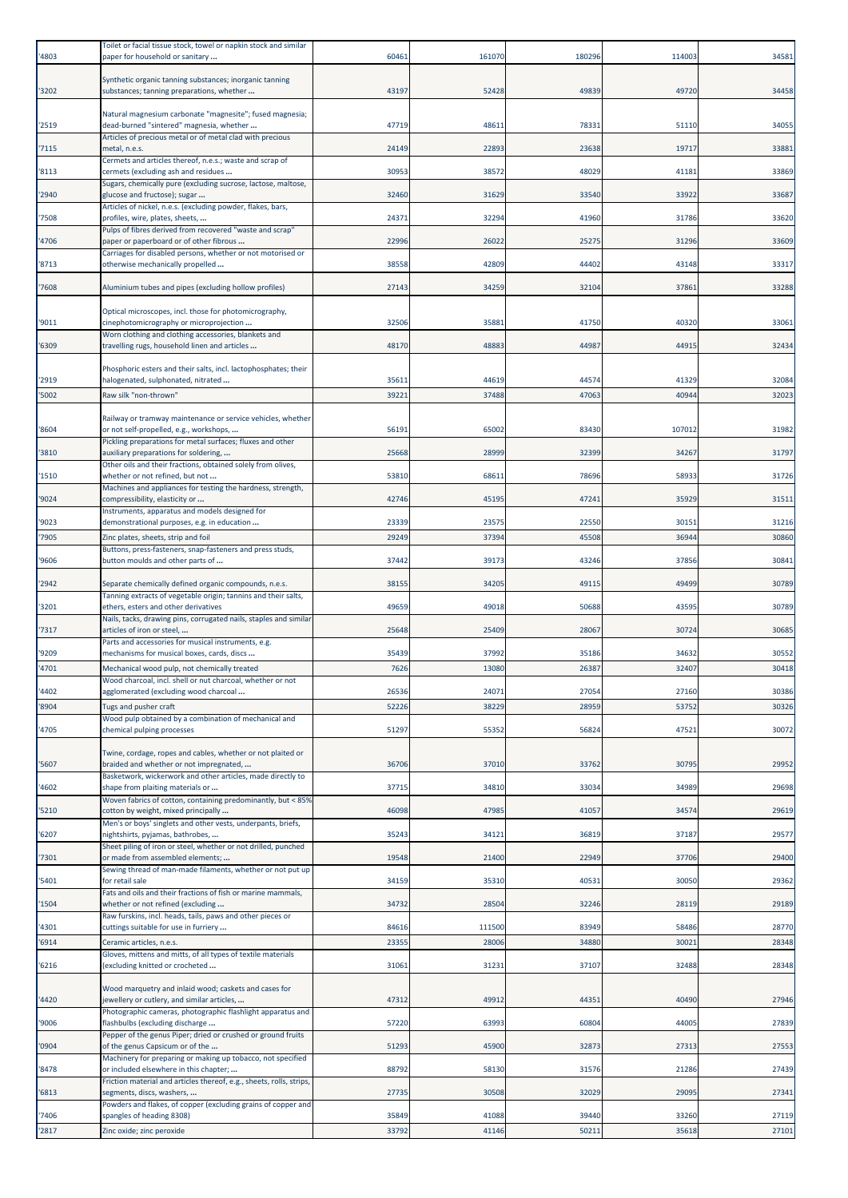| | | | | | | |
|---|---|---|---|---|---|---|
| '4803 | Toilet or facial tissue stock, towel or napkin stock and similar paper for household or sanitary ... | 60461 | 161070 | 180296 | 114003 | 34581 |
| '3202 | Synthetic organic tanning substances; inorganic tanning substances; tanning preparations, whether ... | 43197 | 52428 | 49839 | 49720 | 34458 |
| '2519 | Natural magnesium carbonate "magnesite"; fused magnesia; dead-burned "sintered" magnesia, whether ... | 47719 | 48611 | 78331 | 51110 | 34055 |
| '7115 | Articles of precious metal or of metal clad with precious metal, n.e.s. | 24149 | 22893 | 23638 | 19717 | 33881 |
| '8113 | Cermets and articles thereof, n.e.s.; waste and scrap of cermets (excluding ash and residues ... | 30953 | 38572 | 48029 | 41181 | 33869 |
| '2940 | Sugars, chemically pure (excluding sucrose, lactose, maltose, glucose and fructose); sugar ... | 32460 | 31629 | 33540 | 33922 | 33687 |
| '7508 | Articles of nickel, n.e.s. (excluding powder, flakes, bars, profiles, wire, plates, sheets, ... | 24371 | 32294 | 41960 | 31786 | 33620 |
| '4706 | Pulps of fibres derived from recovered "waste and scrap" paper or paperboard or of other fibrous ... | 22996 | 26022 | 25275 | 31296 | 33609 |
| '8713 | Carriages for disabled persons, whether or not motorised or otherwise mechanically propelled ... | 38558 | 42809 | 44402 | 43148 | 33317 |
| '7608 | Aluminium tubes and pipes (excluding hollow profiles) | 27143 | 34259 | 32104 | 37861 | 33288 |
| '9011 | Optical microscopes, incl. those for photomicrography, cinephotomicrography or microprojection ... | 32506 | 35881 | 41750 | 40320 | 33061 |
| '6309 | Worn clothing and clothing accessories, blankets and travelling rugs, household linen and articles ... | 48170 | 48883 | 44987 | 44915 | 32434 |
| '2919 | Phosphoric esters and their salts, incl. lactophosphates; their halogenated, sulphonated, nitrated ... | 35611 | 44619 | 44574 | 41329 | 32084 |
| '5002 | Raw silk "non-thrown" | 39221 | 37488 | 47063 | 40944 | 32023 |
| '8604 | Railway or tramway maintenance or service vehicles, whether or not self-propelled, e.g., workshops, ... | 56191 | 65002 | 83430 | 107012 | 31982 |
| '3810 | Pickling preparations for metal surfaces; fluxes and other auxiliary preparations for soldering, ... | 25668 | 28999 | 32399 | 34267 | 31797 |
| '1510 | Other oils and their fractions, obtained solely from olives, whether or not refined, but not ... | 53810 | 68611 | 78696 | 58933 | 31726 |
| '9024 | Machines and appliances for testing the hardness, strength, compressibility, elasticity or ... | 42746 | 45195 | 47241 | 35929 | 31511 |
| '9023 | Instruments, apparatus and models designed for demonstrational purposes, e.g. in education ... | 23339 | 23575 | 22550 | 30151 | 31216 |
| '7905 | Zinc plates, sheets, strip and foil | 29249 | 37394 | 45508 | 36944 | 30860 |
| '9606 | Buttons, press-fasteners, snap-fasteners and press studs, button moulds and other parts of ... | 37442 | 39173 | 43246 | 37856 | 30841 |
| '2942 | Separate chemically defined organic compounds, n.e.s. | 38155 | 34205 | 49115 | 49499 | 30789 |
| '3201 | Tanning extracts of vegetable origin; tannins and their salts, ethers, esters and other derivatives | 49659 | 49018 | 50688 | 43595 | 30789 |
| '7317 | Nails, tacks, drawing pins, corrugated nails, staples and similar articles of iron or steel, ... | 25648 | 25409 | 28067 | 30724 | 30685 |
| '9209 | Parts and accessories for musical instruments, e.g. mechanisms for musical boxes, cards, discs ... | 35439 | 37992 | 35186 | 34632 | 30552 |
| '4701 | Mechanical wood pulp, not chemically treated | 7626 | 13080 | 26387 | 32407 | 30418 |
| '4402 | Wood charcoal, incl. shell or nut charcoal, whether or not agglomerated (excluding wood charcoal ... | 26536 | 24071 | 27054 | 27160 | 30386 |
| '8904 | Tugs and pusher craft | 52226 | 38229 | 28959 | 53752 | 30326 |
| '4705 | Wood pulp obtained by a combination of mechanical and chemical pulping processes | 51297 | 55352 | 56824 | 47521 | 30072 |
| '5607 | Twine, cordage, ropes and cables, whether or not plaited or braided and whether or not impregnated, ... | 36706 | 37010 | 33762 | 30795 | 29952 |
| '4602 | Basketwork, wickerwork and other articles, made directly to shape from plaiting materials or ... | 37715 | 34810 | 33034 | 34989 | 29698 |
| '5210 | Woven fabrics of cotton, containing predominantly, but < 85% cotton by weight, mixed principally ... | 46098 | 47985 | 41057 | 34574 | 29619 |
| '6207 | Men's or boys' singlets and other vests, underpants, briefs, nightshirts, pyjamas, bathrobes, ... | 35243 | 34121 | 36819 | 37187 | 29577 |
| '7301 | Sheet piling of iron or steel, whether or not drilled, punched or made from assembled elements; ... | 19548 | 21400 | 22949 | 37706 | 29400 |
| '5401 | Sewing thread of man-made filaments, whether or not put up for retail sale | 34159 | 35310 | 40531 | 30050 | 29362 |
| '1504 | Fats and oils and their fractions of fish or marine mammals, whether or not refined (excluding ... | 34732 | 28504 | 32246 | 28119 | 29189 |
| '4301 | Raw furskins, incl. heads, tails, paws and other pieces or cuttings suitable for use in furriery ... | 84616 | 111500 | 83949 | 58486 | 28770 |
| '6914 | Ceramic articles, n.e.s. | 23355 | 28006 | 34880 | 30021 | 28348 |
| '6216 | Gloves, mittens and mitts, of all types of textile materials (excluding knitted or crocheted ... | 31061 | 31231 | 37107 | 32488 | 28348 |
| '4420 | Wood marquetry and inlaid wood; caskets and cases for jewellery or cutlery, and similar articles, ... | 47312 | 49912 | 44351 | 40490 | 27946 |
| '9006 | Photographic cameras, photographic flashlight apparatus and flashbulbs (excluding discharge ... | 57220 | 63993 | 60804 | 44005 | 27839 |
| '0904 | Pepper of the genus Piper; dried or crushed or ground fruits of the genus Capsicum or of the ... | 51293 | 45900 | 32873 | 27313 | 27553 |
| '8478 | Machinery for preparing or making up tobacco, not specified or included elsewhere in this chapter; ... | 88792 | 58130 | 31576 | 21286 | 27439 |
| '6813 | Friction material and articles thereof, e.g., sheets, rolls, strips, segments, discs, washers, ... | 27735 | 30508 | 32029 | 29095 | 27341 |
| '7406 | Powders and flakes, of copper (excluding grains of copper and spangles of heading 8308) | 35849 | 41088 | 39440 | 33260 | 27119 |
| '2817 | Zinc oxide; zinc peroxide | 33792 | 41146 | 50211 | 35618 | 27101 |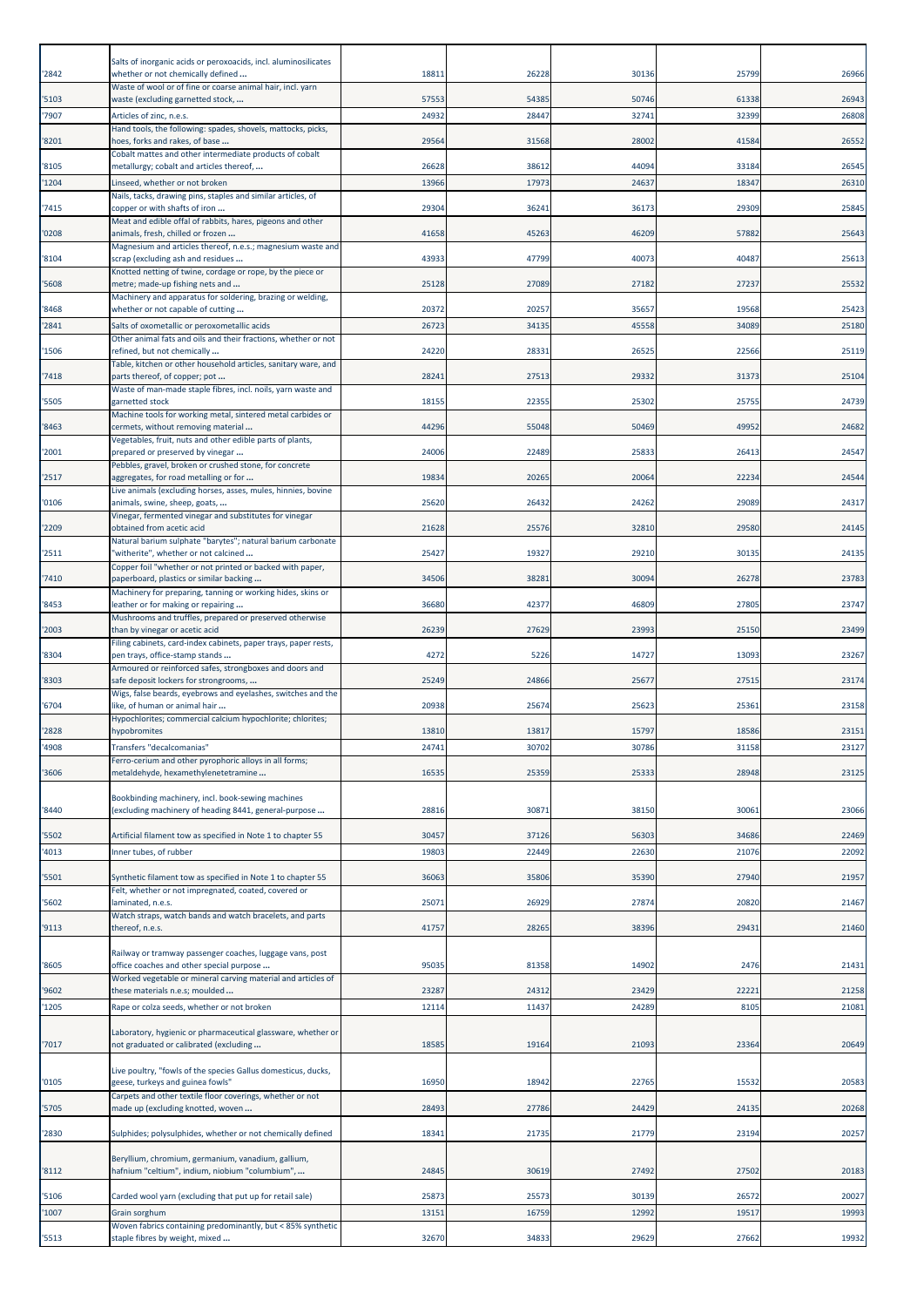| '2842 | Salts of inorganic acids or peroxoacids, incl. aluminosilicates whether or not chemically defined ... | 18811 | 26228 | 30136 | 25799 | 26966 |
|---|---|---|---|---|---|---|
| '5103 | Waste of wool or of fine or coarse animal hair, incl. yarn waste (excluding garnetted stock, ... | 57553 | 54385 | 50746 | 61338 | 26943 |
| '7907 | Articles of zinc, n.e.s. | 24932 | 28447 | 32741 | 32399 | 26808 |
| '8201 | Hand tools, the following: spades, shovels, mattocks, picks, hoes, forks and rakes, of base ... | 29564 | 31568 | 28002 | 41584 | 26552 |
| '8105 | Cobalt mattes and other intermediate products of cobalt metallurgy; cobalt and articles thereof, ... | 26628 | 38612 | 44094 | 33184 | 26545 |
| '1204 | Linseed, whether or not broken | 13966 | 17973 | 24637 | 18347 | 26310 |
| '7415 | Nails, tacks, drawing pins, staples and similar articles, of copper or with shafts of iron ... | 29304 | 36241 | 36173 | 29309 | 25845 |
| '0208 | Meat and edible offal of rabbits, hares, pigeons and other animals, fresh, chilled or frozen ... | 41658 | 45263 | 46209 | 57882 | 25643 |
| '8104 | Magnesium and articles thereof, n.e.s.; magnesium waste and scrap (excluding ash and residues ... | 43933 | 47799 | 40073 | 40487 | 25613 |
| '5608 | Knotted netting of twine, cordage or rope, by the piece or metre; made-up fishing nets and ... | 25128 | 27089 | 27182 | 27237 | 25532 |
| '8468 | Machinery and apparatus for soldering, brazing or welding, whether or not capable of cutting ... | 20372 | 20257 | 35657 | 19568 | 25423 |
| '2841 | Salts of oxometallic or peroxometallic acids | 26723 | 34135 | 45558 | 34089 | 25180 |
| '1506 | Other animal fats and oils and their fractions, whether or not refined, but not chemically ... | 24220 | 28331 | 26525 | 22566 | 25119 |
| '7418 | Table, kitchen or other household articles, sanitary ware, and parts thereof, of copper; pot ... | 28241 | 27513 | 29332 | 31373 | 25104 |
| '5505 | Waste of man-made staple fibres, incl. noils, yarn waste and garnetted stock | 18155 | 22355 | 25302 | 25755 | 24739 |
| '8463 | Machine tools for working metal, sintered metal carbides or cermets, without removing material ... | 44296 | 55048 | 50469 | 49952 | 24682 |
| '2001 | Vegetables, fruit, nuts and other edible parts of plants, prepared or preserved by vinegar ... | 24006 | 22489 | 25833 | 26413 | 24547 |
| '2517 | Pebbles, gravel, broken or crushed stone, for concrete aggregates, for road metalling or for ... | 19834 | 20265 | 20064 | 22234 | 24544 |
| '0106 | Live animals (excluding horses, asses, mules, hinnies, bovine animals, swine, sheep, goats, ... | 25620 | 26432 | 24262 | 29089 | 24317 |
| '2209 | Vinegar, fermented vinegar and substitutes for vinegar obtained from acetic acid | 21628 | 25576 | 32810 | 29580 | 24145 |
| '2511 | Natural barium sulphate "barytes"; natural barium carbonate "witherite", whether or not calcined ... | 25427 | 19327 | 29210 | 30135 | 24135 |
| '7410 | Copper foil "whether or not printed or backed with paper, paperboard, plastics or similar backing ... | 34506 | 38281 | 30094 | 26278 | 23783 |
| '8453 | Machinery for preparing, tanning or working hides, skins or leather or for making or repairing ... | 36680 | 42377 | 46809 | 27805 | 23747 |
| '2003 | Mushrooms and truffles, prepared or preserved otherwise than by vinegar or acetic acid | 26239 | 27629 | 23993 | 25150 | 23499 |
| '8304 | Filing cabinets, card-index cabinets, paper trays, paper rests, pen trays, office-stamp stands ... | 4272 | 5226 | 14727 | 13093 | 23267 |
| '8303 | Armoured or reinforced safes, strongboxes and doors and safe deposit lockers for strongrooms, ... | 25249 | 24866 | 25677 | 27515 | 23174 |
| '6704 | Wigs, false beards, eyebrows and eyelashes, switches and the like, of human or animal hair ... | 20938 | 25674 | 25623 | 25361 | 23158 |
| '2828 | Hypochlorites; commercial calcium hypochlorite; chlorites; hypobromites | 13810 | 13817 | 15797 | 18586 | 23151 |
| '4908 | Transfers "decalcomanias" | 24741 | 30702 | 30786 | 31158 | 23127 |
| '3606 | Ferro-cerium and other pyrophoric alloys in all forms; metaldehyde, hexamethylenetetramine ... | 16535 | 25359 | 25333 | 28948 | 23125 |
| '8440 | Bookbinding machinery, incl. book-sewing machines (excluding machinery of heading 8441, general-purpose ... | 28816 | 30871 | 38150 | 30061 | 23066 |
| '5502 | Artificial filament tow as specified in Note 1 to chapter 55 | 30457 | 37126 | 56303 | 34686 | 22469 |
| '4013 | Inner tubes, of rubber | 19803 | 22449 | 22630 | 21076 | 22092 |
| '5501 | Synthetic filament tow as specified in Note 1 to chapter 55 | 36063 | 35806 | 35390 | 27940 | 21957 |
| '5602 | Felt, whether or not impregnated, coated, covered or laminated, n.e.s. | 25071 | 26929 | 27874 | 20820 | 21467 |
| '9113 | Watch straps, watch bands and watch bracelets, and parts thereof, n.e.s. | 41757 | 28265 | 38396 | 29431 | 21460 |
| '8605 | Railway or tramway passenger coaches, luggage vans, post office coaches and other special purpose ... | 95035 | 81358 | 14902 | 2476 | 21431 |
| '9602 | Worked vegetable or mineral carving material and articles of these materials n.e.s; moulded ... | 23287 | 24312 | 23429 | 22221 | 21258 |
| '1205 | Rape or colza seeds, whether or not broken | 12114 | 11437 | 24289 | 8105 | 21081 |
| '7017 | Laboratory, hygienic or pharmaceutical glassware, whether or not graduated or calibrated (excluding ... | 18585 | 19164 | 21093 | 23364 | 20649 |
| '0105 | Live poultry, "fowls of the species Gallus domesticus, ducks, geese, turkeys and guinea fowls" | 16950 | 18942 | 22765 | 15532 | 20583 |
| '5705 | Carpets and other textile floor coverings, whether or not made up (excluding knotted, woven ... | 28493 | 27786 | 24429 | 24135 | 20268 |
| '2830 | Sulphides; polysulphides, whether or not chemically defined | 18341 | 21735 | 21779 | 23194 | 20257 |
| '8112 | Beryllium, chromium, germanium, vanadium, gallium, hafnium "celtium", indium, niobium "columbium", ... | 24845 | 30619 | 27492 | 27502 | 20183 |
| '5106 | Carded wool yarn (excluding that put up for retail sale) | 25873 | 25573 | 30139 | 26572 | 20027 |
| '1007 | Grain sorghum | 13151 | 16759 | 12992 | 19517 | 19993 |
| '5513 | Woven fabrics containing predominantly, but < 85% synthetic staple fibres by weight, mixed ... | 32670 | 34833 | 29629 | 27662 | 19932 |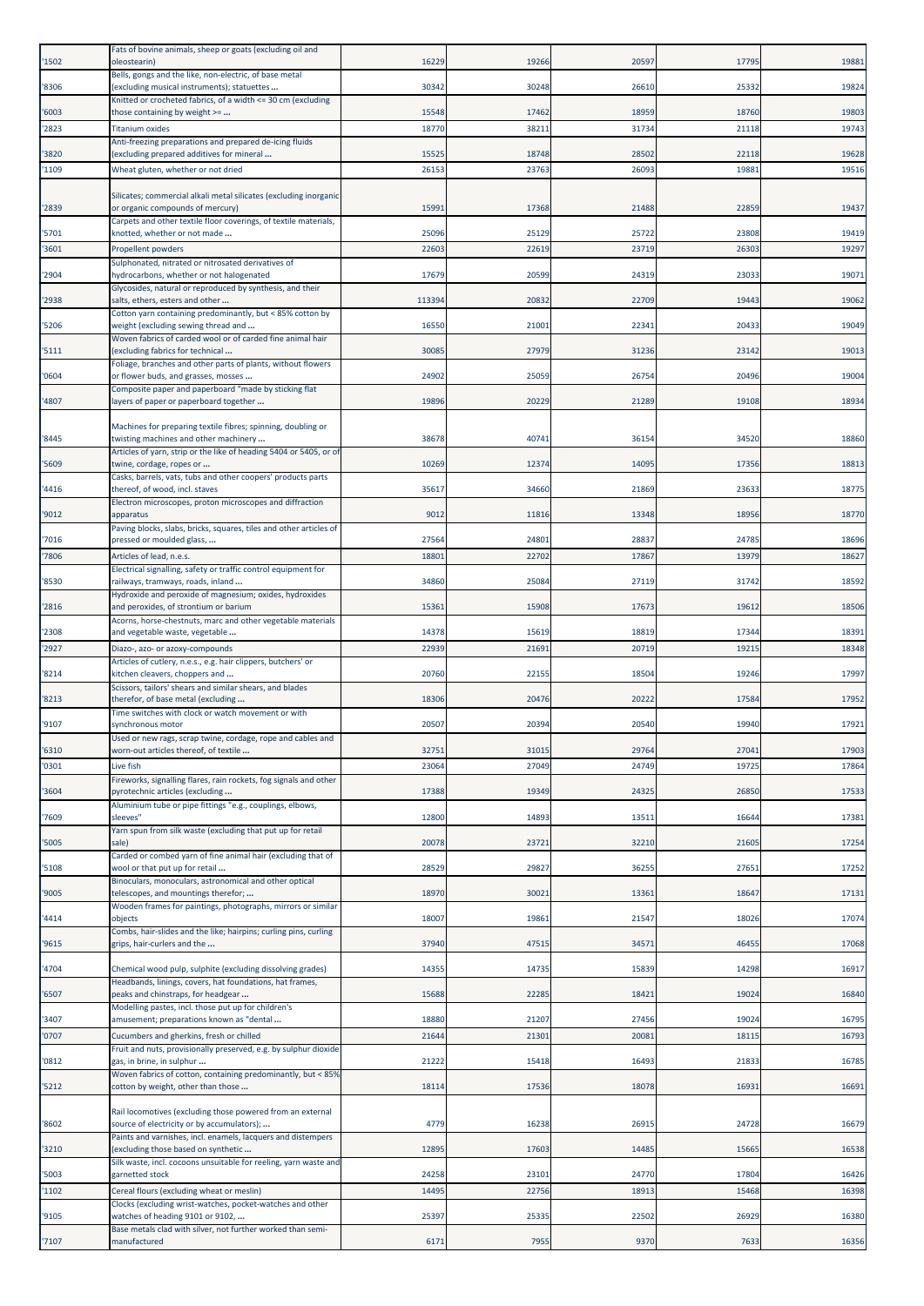| '1502 | Fats of bovine animals, sheep or goats (excluding oil and oleostearin) | 16229 | 19266 | 20597 | 17795 | 19881 |
|---|---|---|---|---|---|---|
| '8306 | Bells, gongs and the like, non-electric, of base metal (excluding musical instruments); statuettes ... | 30342 | 30248 | 26610 | 25332 | 19824 |
| '6003 | Knitted or crocheted fabrics, of a width <= 30 cm (excluding those containing by weight >= ... | 15548 | 17462 | 18959 | 18760 | 19803 |
| '2823 | Titanium oxides | 18770 | 38211 | 31734 | 21118 | 19743 |
| '3820 | Anti-freezing preparations and prepared de-icing fluids (excluding prepared additives for mineral ... | 15525 | 18748 | 28502 | 22118 | 19628 |
| '1109 | Wheat gluten, whether or not dried | 26153 | 23763 | 26093 | 19881 | 19516 |
| '2839 | Silicates; commercial alkali metal silicates (excluding inorganic or organic compounds of mercury) | 15991 | 17368 | 21488 | 22859 | 19437 |
| '5701 | Carpets and other textile floor coverings, of textile materials, knotted, whether or not made ... | 25096 | 25129 | 25722 | 23808 | 19419 |
| '3601 | Propellent powders | 22603 | 22619 | 23719 | 26303 | 19297 |
| '2904 | Sulphonated, nitrated or nitrosated derivatives of hydrocarbons, whether or not halogenated | 17679 | 20599 | 24319 | 23033 | 19071 |
| '2938 | Glycosides, natural or reproduced by synthesis, and their salts, ethers, esters and other ... | 113394 | 20832 | 22709 | 19443 | 19062 |
| '5206 | Cotton yarn containing predominantly, but < 85% cotton by weight (excluding sewing thread and ... | 16550 | 21001 | 22341 | 20433 | 19049 |
| '5111 | Woven fabrics of carded wool or of carded fine animal hair (excluding fabrics for technical ... | 30085 | 27979 | 31236 | 23142 | 19013 |
| '0604 | Foliage, branches and other parts of plants, without flowers or flower buds, and grasses, mosses ... | 24902 | 25059 | 26754 | 20496 | 19004 |
| '4807 | Composite paper and paperboard "made by sticking flat layers of paper or paperboard together ... | 19896 | 20229 | 21289 | 19108 | 18934 |
| '8445 | Machines for preparing textile fibres; spinning, doubling or twisting machines and other machinery ... | 38678 | 40741 | 36154 | 34520 | 18860 |
| '5609 | Articles of yarn, strip or the like of heading 5404 or 5405, or of twine, cordage, ropes or ... | 10269 | 12374 | 14095 | 17356 | 18813 |
| '4416 | Casks, barrels, vats, tubs and other coopers' products parts thereof, of wood, incl. staves | 35617 | 34660 | 21869 | 23633 | 18775 |
| '9012 | Electron microscopes, proton microscopes and diffraction apparatus | 9012 | 11816 | 13348 | 18956 | 18770 |
| '7016 | Paving blocks, slabs, bricks, squares, tiles and other articles of pressed or moulded glass, ... | 27564 | 24801 | 28837 | 24785 | 18696 |
| '7806 | Articles of lead, n.e.s. | 18801 | 22702 | 17867 | 13979 | 18627 |
| '8530 | Electrical signalling, safety or traffic control equipment for railways, tramways, roads, inland ... | 34860 | 25084 | 27119 | 31742 | 18592 |
| '2816 | Hydroxide and peroxide of magnesium; oxides, hydroxides and peroxides, of strontium or barium | 15361 | 15908 | 17673 | 19612 | 18506 |
| '2308 | Acorns, horse-chestnuts, marc and other vegetable materials and vegetable waste, vegetable ... | 14378 | 15619 | 18819 | 17344 | 18391 |
| '2927 | Diazo-, azo- or azoxy-compounds | 22939 | 21691 | 20719 | 19215 | 18348 |
| '8214 | Articles of cutlery, n.e.s., e.g. hair clippers, butchers' or kitchen cleavers, choppers and ... | 20760 | 22155 | 18504 | 19246 | 17997 |
| '8213 | Scissors, tailors' shears and similar shears, and blades therefor, of base metal (excluding ... | 18306 | 20476 | 20222 | 17584 | 17952 |
| '9107 | Time switches with clock or watch movement or with synchronous motor | 20507 | 20394 | 20540 | 19940 | 17921 |
| '6310 | Used or new rags, scrap twine, cordage, rope and cables and worn-out articles thereof, of textile ... | 32751 | 31015 | 29764 | 27041 | 17903 |
| '0301 | Live fish | 23064 | 27049 | 24749 | 19725 | 17864 |
| '3604 | Fireworks, signalling flares, rain rockets, fog signals and other pyrotechnic articles (excluding ... | 17388 | 19349 | 24325 | 26850 | 17533 |
| '7609 | Aluminium tube or pipe fittings "e.g., couplings, elbows, sleeves" | 12800 | 14893 | 13511 | 16644 | 17381 |
| '5005 | Yarn spun from silk waste (excluding that put up for retail sale) | 20078 | 23721 | 32210 | 21605 | 17254 |
| '5108 | Carded or combed yarn of fine animal hair (excluding that of wool or that put up for retail ... | 28529 | 29827 | 36255 | 27651 | 17252 |
| '9005 | Binoculars, monoculars, astronomical and other optical telescopes, and mountings therefor; ... | 18970 | 30021 | 13361 | 18647 | 17131 |
| '4414 | Wooden frames for paintings, photographs, mirrors or similar objects | 18007 | 19861 | 21547 | 18026 | 17074 |
| '9615 | Combs, hair-slides and the like; hairpins; curling pins, curling grips, hair-curlers and the ... | 37940 | 47515 | 34571 | 46455 | 17068 |
| '4704 | Chemical wood pulp, sulphite (excluding dissolving grades) | 14355 | 14735 | 15839 | 14298 | 16917 |
| '6507 | Headbands, linings, covers, hat foundations, hat frames, peaks and chinstraps, for headgear ... | 15688 | 22285 | 18421 | 19024 | 16840 |
| '3407 | Modelling pastes, incl. those put up for children's amusement; preparations known as "dental ... | 18880 | 21207 | 27456 | 19024 | 16795 |
| '0707 | Cucumbers and gherkins, fresh or chilled | 21644 | 21301 | 20081 | 18115 | 16793 |
| '0812 | Fruit and nuts, provisionally preserved, e.g. by sulphur dioxide gas, in brine, in sulphur ... | 21222 | 15418 | 16493 | 21833 | 16785 |
| '5212 | Woven fabrics of cotton, containing predominantly, but < 85% cotton by weight, other than those ... | 18114 | 17536 | 18078 | 16931 | 16691 |
| '8602 | Rail locomotives (excluding those powered from an external source of electricity or by accumulators); ... | 4779 | 16238 | 26915 | 24728 | 16679 |
| '3210 | Paints and varnishes, incl. enamels, lacquers and distempers (excluding those based on synthetic ... | 12895 | 17603 | 14485 | 15665 | 16538 |
| '5003 | Silk waste, incl. cocoons unsuitable for reeling, yarn waste and garnetted stock | 24258 | 23101 | 24770 | 17804 | 16426 |
| '1102 | Cereal flours (excluding wheat or meslin) | 14495 | 22756 | 18913 | 15468 | 16398 |
| '9105 | Clocks (excluding wrist-watches, pocket-watches and other watches of heading 9101 or 9102, ... | 25397 | 25335 | 22502 | 26929 | 16380 |
| '7107 | Base metals clad with silver, not further worked than semi-manufactured | 6171 | 7955 | 9370 | 7633 | 16356 |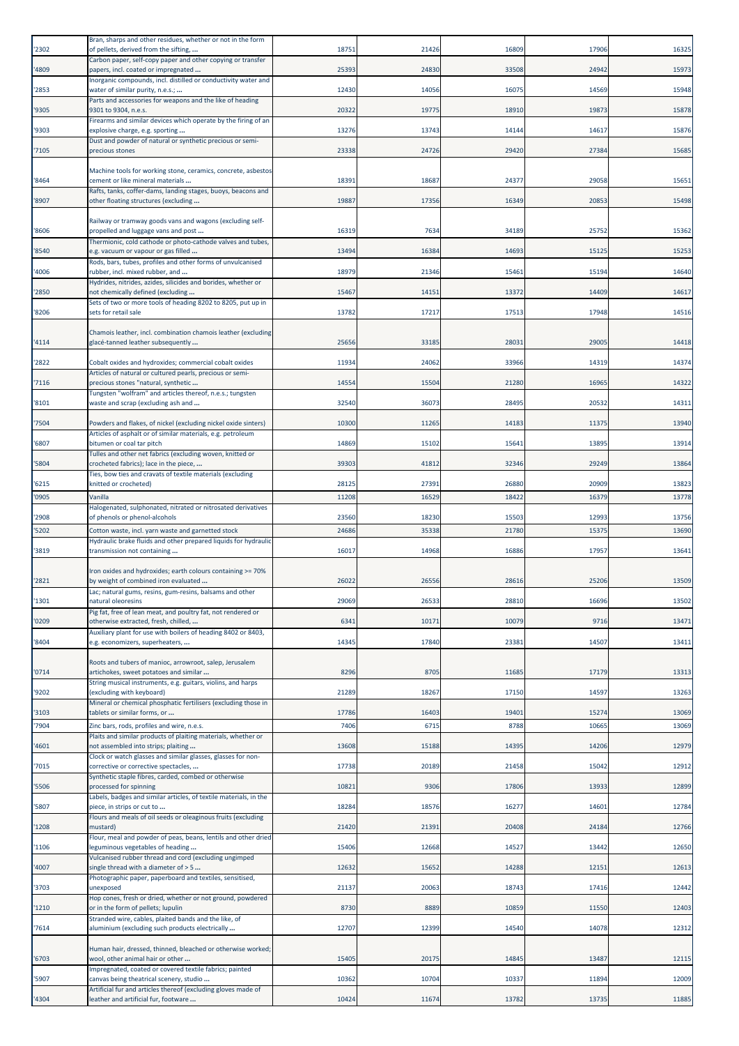| '2302 | Bran, sharps and other residues, whether or not in the form of pellets, derived from the sifting, ... | 18751 | 21426 | 16809 | 17906 | 16325 |
|---|---|---|---|---|---|---|
| '4809 | Carbon paper, self-copy paper and other copying or transfer papers, incl. coated or impregnated ... | 25393 | 24830 | 33508 | 24942 | 15973 |
| '2853 | Inorganic compounds, incl. distilled or conductivity water and water of similar purity, n.e.s.; ... | 12430 | 14056 | 16075 | 14569 | 15948 |
| '9305 | Parts and accessories for weapons and the like of heading 9301 to 9304, n.e.s. | 20322 | 19775 | 18910 | 19873 | 15878 |
| '9303 | Firearms and similar devices which operate by the firing of an explosive charge, e.g. sporting ... | 13276 | 13743 | 14144 | 14617 | 15876 |
| '7105 | Dust and powder of natural or synthetic precious or semi-precious stones | 23338 | 24726 | 29420 | 27384 | 15685 |
| '8464 | Machine tools for working stone, ceramics, concrete, asbestos cement or like mineral materials ... | 18391 | 18687 | 24377 | 29058 | 15651 |
| '8907 | Rafts, tanks, coffer-dams, landing stages, buoys, beacons and other floating structures (excluding ... | 19887 | 17356 | 16349 | 20853 | 15498 |
| '8606 | Railway or tramway goods vans and wagons (excluding self-propelled and luggage vans and post ... | 16319 | 7634 | 34189 | 25752 | 15362 |
| '8540 | Thermionic, cold cathode or photo-cathode valves and tubes, e.g. vacuum or vapour or gas filled ... | 13494 | 16384 | 14693 | 15125 | 15253 |
| '4006 | Rods, bars, tubes, profiles and other forms of unvulcanised rubber, incl. mixed rubber, and ... | 18979 | 21346 | 15461 | 15194 | 14640 |
| '2850 | Hydrides, nitrides, azides, silicides and borides, whether or not chemically defined (excluding ... | 15467 | 14151 | 13372 | 14409 | 14617 |
| '8206 | Sets of two or more tools of heading 8202 to 8205, put up in sets for retail sale | 13782 | 17217 | 17513 | 17948 | 14516 |
| '4114 | Chamois leather, incl. combination chamois leather (excluding glacé-tanned leather subsequently ... | 25656 | 33185 | 28031 | 29005 | 14418 |
| '2822 | Cobalt oxides and hydroxides; commercial cobalt oxides | 11934 | 24062 | 33966 | 14319 | 14374 |
| '7116 | Articles of natural or cultured pearls, precious or semi-precious stones "natural, synthetic ... | 14554 | 15504 | 21280 | 16965 | 14322 |
| '8101 | Tungsten "wolfram" and articles thereof, n.e.s.; tungsten waste and scrap (excluding ash and ... | 32540 | 36073 | 28495 | 20532 | 14311 |
| '7504 | Powders and flakes, of nickel (excluding nickel oxide sinters) | 10300 | 11265 | 14183 | 11375 | 13940 |
| '6807 | Articles of asphalt or of similar materials, e.g. petroleum bitumen or coal tar pitch | 14869 | 15102 | 15641 | 13895 | 13914 |
| '5804 | Tulles and other net fabrics (excluding woven, knitted or crocheted fabrics); lace in the piece, ... | 39303 | 41812 | 32346 | 29249 | 13864 |
| '6215 | Ties, bow ties and cravats of textile materials (excluding knitted or crocheted) | 28125 | 27391 | 26880 | 20909 | 13823 |
| '0905 | Vanilla | 11208 | 16529 | 18422 | 16379 | 13778 |
| '2908 | Halogenated, sulphonated, nitrated or nitrosated derivatives of phenols or phenol-alcohols | 23560 | 18230 | 15503 | 12993 | 13756 |
| '5202 | Cotton waste, incl. yarn waste and garnetted stock | 24686 | 35338 | 21780 | 15375 | 13690 |
| '3819 | Hydraulic brake fluids and other prepared liquids for hydraulic transmission not containing ... | 16017 | 14968 | 16886 | 17957 | 13641 |
| '2821 | Iron oxides and hydroxides; earth colours containing >= 70% by weight of combined iron evaluated ... | 26022 | 26556 | 28616 | 25206 | 13509 |
| '1301 | Lac; natural gums, resins, gum-resins, balsams and other natural oleoresins | 29069 | 26533 | 28810 | 16696 | 13502 |
| '0209 | Pig fat, free of lean meat, and poultry fat, not rendered or otherwise extracted, fresh, chilled, ... | 6341 | 10171 | 10079 | 9716 | 13471 |
| '8404 | Auxiliary plant for use with boilers of heading 8402 or 8403, e.g. economizers, superheaters, ... | 14345 | 17840 | 23381 | 14507 | 13411 |
| '0714 | Roots and tubers of manioc, arrowroot, salep, Jerusalem artichokes, sweet potatoes and similar ... | 8296 | 8705 | 11685 | 17179 | 13313 |
| '9202 | String musical instruments, e.g. guitars, violins, and harps (excluding with keyboard) | 21289 | 18267 | 17150 | 14597 | 13263 |
| '3103 | Mineral or chemical phosphatic fertilisers (excluding those in tablets or similar forms, or ... | 17786 | 16403 | 19401 | 15274 | 13069 |
| '7904 | Zinc bars, rods, profiles and wire, n.e.s. | 7406 | 6715 | 8788 | 10665 | 13069 |
| '4601 | Plaits and similar products of plaiting materials, whether or not assembled into strips; plaiting ... | 13608 | 15188 | 14395 | 14206 | 12979 |
| '7015 | Clock or watch glasses and similar glasses, glasses for non-corrective or corrective spectacles, ... | 17738 | 20189 | 21458 | 15042 | 12912 |
| '5506 | Synthetic staple fibres, carded, combed or otherwise processed for spinning | 10821 | 9306 | 17806 | 13933 | 12899 |
| '5807 | Labels, badges and similar articles, of textile materials, in the piece, in strips or cut to ... | 18284 | 18576 | 16277 | 14601 | 12784 |
| '1208 | Flours and meals of oil seeds or oleaginous fruits (excluding mustard) | 21420 | 21391 | 20408 | 24184 | 12766 |
| '1106 | Flour, meal and powder of peas, beans, lentils and other dried leguminous vegetables of heading ... | 15406 | 12668 | 14527 | 13442 | 12650 |
| '4007 | Vulcanised rubber thread and cord (excluding ungimped single thread with a diameter of > 5 ... | 12632 | 15652 | 14288 | 12151 | 12613 |
| '3703 | Photographic paper, paperboard and textiles, sensitised, unexposed | 21137 | 20063 | 18743 | 17416 | 12442 |
| '1210 | Hop cones, fresh or dried, whether or not ground, powdered or in the form of pellets; lupulin | 8730 | 8889 | 10859 | 11550 | 12403 |
| '7614 | Stranded wire, cables, plaited bands and the like, of aluminium (excluding such products electrically ... | 12707 | 12399 | 14540 | 14078 | 12312 |
| '6703 | Human hair, dressed, thinned, bleached or otherwise worked; wool, other animal hair or other ... | 15405 | 20175 | 14845 | 13487 | 12115 |
| '5907 | Impregnated, coated or covered textile fabrics; painted canvas being theatrical scenery, studio ... | 10362 | 10704 | 10337 | 11894 | 12009 |
| '4304 | Artificial fur and articles thereof (excluding gloves made of leather and artificial fur, footware ... | 10424 | 11674 | 13782 | 13735 | 11885 |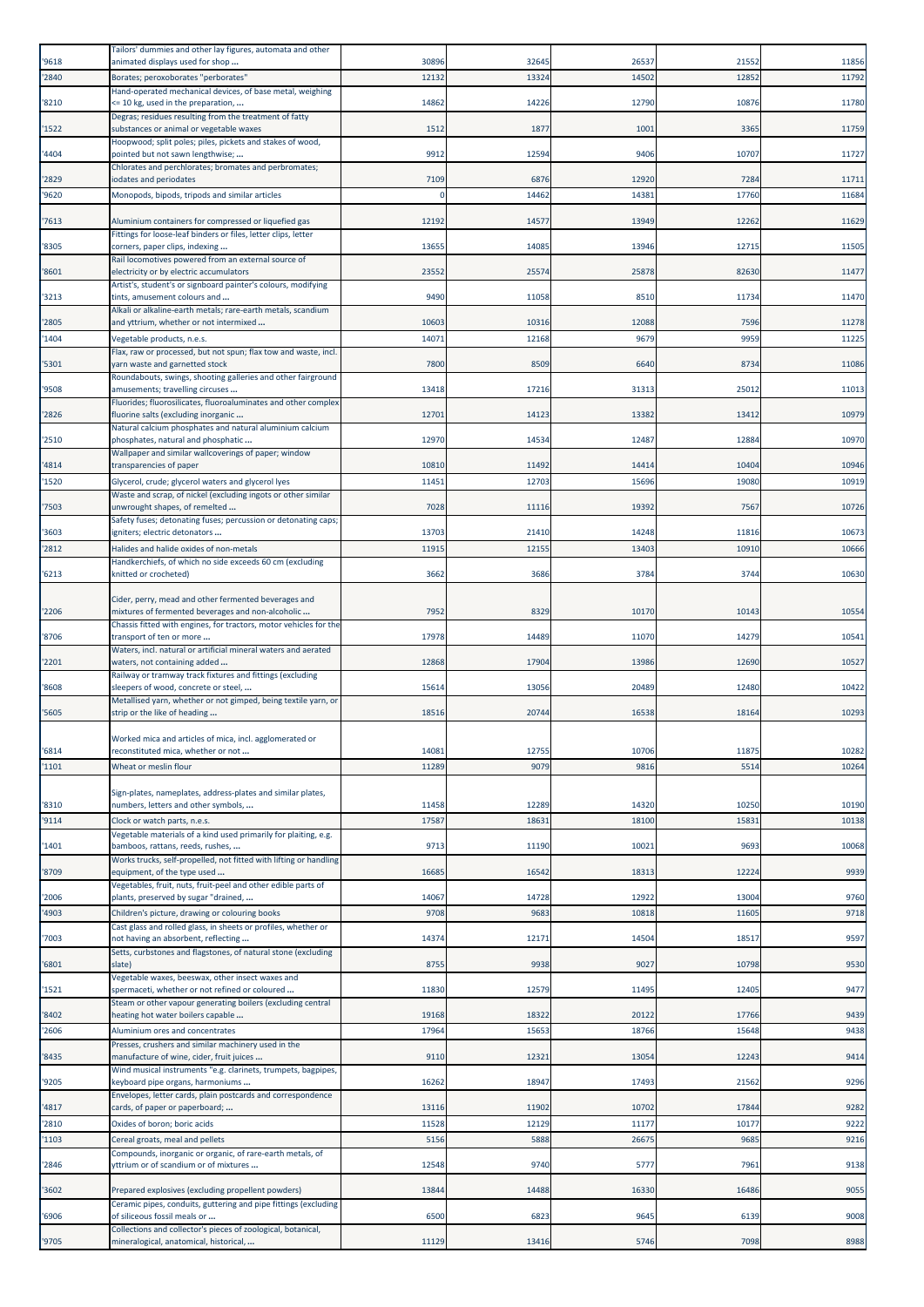| | | | | | | |
|---|---|---|---|---|---|---|
| '9618 | Tailors' dummies and other lay figures, automata and other animated displays used for shop ... | 30896 | 32645 | 26537 | 21552 | 11856 |
| '2840 | Borates; peroxoborates "perborates" | 12132 | 13324 | 14502 | 12852 | 11792 |
| '8210 | Hand-operated mechanical devices, of base metal, weighing <= 10 kg, used in the preparation, ... | 14862 | 14226 | 12790 | 10876 | 11780 |
| '1522 | Degras; residues resulting from the treatment of fatty substances or animal or vegetable waxes | 1512 | 1877 | 1001 | 3365 | 11759 |
| '4404 | Hoopwood; split poles; piles, pickets and stakes of wood, pointed but not sawn lengthwise; ... | 9912 | 12594 | 9406 | 10707 | 11727 |
| '2829 | Chlorates and perchlorates; bromates and perbromates; iodates and periodates | 7109 | 6876 | 12920 | 7284 | 11711 |
| '9620 | Monopods, bipods, tripods and similar articles | 0 | 14462 | 14381 | 17760 | 11684 |
| '7613 | Aluminium containers for compressed or liquefied gas | 12192 | 14577 | 13949 | 12262 | 11629 |
| '8305 | Fittings for loose-leaf binders or files, letter clips, letter corners, paper clips, indexing ... | 13655 | 14085 | 13946 | 12715 | 11505 |
| '8601 | Rail locomotives powered from an external source of electricity or by electric accumulators | 23552 | 25574 | 25878 | 82630 | 11477 |
| '3213 | Artist's, student's or signboard painter's colours, modifying tints, amusement colours and ... | 9490 | 11058 | 8510 | 11734 | 11470 |
| '2805 | Alkali or alkaline-earth metals; rare-earth metals, scandium and yttrium, whether or not intermixed ... | 10603 | 10316 | 12088 | 7596 | 11278 |
| '1404 | Vegetable products, n.e.s. | 14071 | 12168 | 9679 | 9959 | 11225 |
| '5301 | Flax, raw or processed, but not spun; flax tow and waste, incl. yarn waste and garnetted stock | 7800 | 8509 | 6640 | 8734 | 11086 |
| '9508 | Roundabouts, swings, shooting galleries and other fairground amusements; travelling circuses ... | 13418 | 17216 | 31313 | 25012 | 11013 |
| '2826 | Fluorides; fluorosilicates, fluoroaluminates and other complex fluorine salts (excluding inorganic ... | 12701 | 14123 | 13382 | 13412 | 10979 |
| '2510 | Natural calcium phosphates and natural aluminium calcium phosphates, natural and phosphatic ... | 12970 | 14534 | 12487 | 12884 | 10970 |
| '4814 | Wallpaper and similar wallcoverings of paper; window transparencies of paper | 10810 | 11492 | 14414 | 10404 | 10946 |
| '1520 | Glycerol, crude; glycerol waters and glycerol lyes | 11451 | 12703 | 15696 | 19080 | 10919 |
| '7503 | Waste and scrap, of nickel (excluding ingots or other similar unwrought shapes, of remelted ... | 7028 | 11116 | 19392 | 7567 | 10726 |
| '3603 | Safety fuses; detonating fuses; percussion or detonating caps; igniters; electric detonators ... | 13703 | 21410 | 14248 | 11816 | 10673 |
| '2812 | Halides and halide oxides of non-metals | 11915 | 12155 | 13403 | 10910 | 10666 |
| '6213 | Handkerchiefs, of which no side exceeds 60 cm (excluding knitted or crocheted) | 3662 | 3686 | 3784 | 3744 | 10630 |
| '2206 | Cider, perry, mead and other fermented beverages and mixtures of fermented beverages and non-alcoholic ... | 7952 | 8329 | 10170 | 10143 | 10554 |
| '8706 | Chassis fitted with engines, for tractors, motor vehicles for the transport of ten or more ... | 17978 | 14489 | 11070 | 14279 | 10541 |
| '2201 | Waters, incl. natural or artificial mineral waters and aerated waters, not containing added ... | 12868 | 17904 | 13986 | 12690 | 10527 |
| '8608 | Railway or tramway track fixtures and fittings (excluding sleepers of wood, concrete or steel, ... | 15614 | 13056 | 20489 | 12480 | 10422 |
| '5605 | Metallised yarn, whether or not gimped, being textile yarn, or strip or the like of heading ... | 18516 | 20744 | 16538 | 18164 | 10293 |
| '6814 | Worked mica and articles of mica, incl. agglomerated or reconstituted mica, whether or not ... | 14081 | 12755 | 10706 | 11875 | 10282 |
| '1101 | Wheat or meslin flour | 11289 | 9079 | 9816 | 5514 | 10264 |
| '8310 | Sign-plates, nameplates, address-plates and similar plates, numbers, letters and other symbols, ... | 11458 | 12289 | 14320 | 10250 | 10190 |
| '9114 | Clock or watch parts, n.e.s. | 17587 | 18631 | 18100 | 15831 | 10138 |
| '1401 | Vegetable materials of a kind used primarily for plaiting, e.g. bamboos, rattans, reeds, rushes, ... | 9713 | 11190 | 10021 | 9693 | 10068 |
| '8709 | Works trucks, self-propelled, not fitted with lifting or handling equipment, of the type used ... | 16685 | 16542 | 18313 | 12224 | 9939 |
| '2006 | Vegetables, fruit, nuts, fruit-peel and other edible parts of plants, preserved by sugar "drained, ... | 14067 | 14728 | 12922 | 13004 | 9760 |
| '4903 | Children's picture, drawing or colouring books | 9708 | 9683 | 10818 | 11605 | 9718 |
| '7003 | Cast glass and rolled glass, in sheets or profiles, whether or not having an absorbent, reflecting ... | 14374 | 12171 | 14504 | 18517 | 9597 |
| '6801 | Setts, curbstones and flagstones, of natural stone (excluding slate) | 8755 | 9938 | 9027 | 10798 | 9530 |
| '1521 | Vegetable waxes, beeswax, other insect waxes and spermaceti, whether or not refined or coloured ... | 11830 | 12579 | 11495 | 12405 | 9477 |
| '8402 | Steam or other vapour generating boilers (excluding central heating hot water boilers capable ... | 19168 | 18322 | 20122 | 17766 | 9439 |
| '2606 | Aluminium ores and concentrates | 17964 | 15653 | 18766 | 15648 | 9438 |
| '8435 | Presses, crushers and similar machinery used in the manufacture of wine, cider, fruit juices ... | 9110 | 12321 | 13054 | 12243 | 9414 |
| '9205 | Wind musical instruments "e.g. clarinets, trumpets, bagpipes, keyboard pipe organs, harmoniums ... | 16262 | 18947 | 17493 | 21562 | 9296 |
| '4817 | Envelopes, letter cards, plain postcards and correspondence cards, of paper or paperboard; ... | 13116 | 11902 | 10702 | 17844 | 9282 |
| '2810 | Oxides of boron; boric acids | 11528 | 12129 | 11177 | 10177 | 9222 |
| '1103 | Cereal groats, meal and pellets | 5156 | 5888 | 26675 | 9685 | 9216 |
| '2846 | Compounds, inorganic or organic, of rare-earth metals, of yttrium or of scandium or of mixtures ... | 12548 | 9740 | 5777 | 7961 | 9138 |
| '3602 | Prepared explosives (excluding propellent powders) | 13844 | 14488 | 16330 | 16486 | 9055 |
| '6906 | Ceramic pipes, conduits, guttering and pipe fittings (excluding of siliceous fossil meals or ... | 6500 | 6823 | 9645 | 6139 | 9008 |
| '9705 | Collections and collector's pieces of zoological, botanical, mineralogical, anatomical, historical, ... | 11129 | 13416 | 5746 | 7098 | 8988 |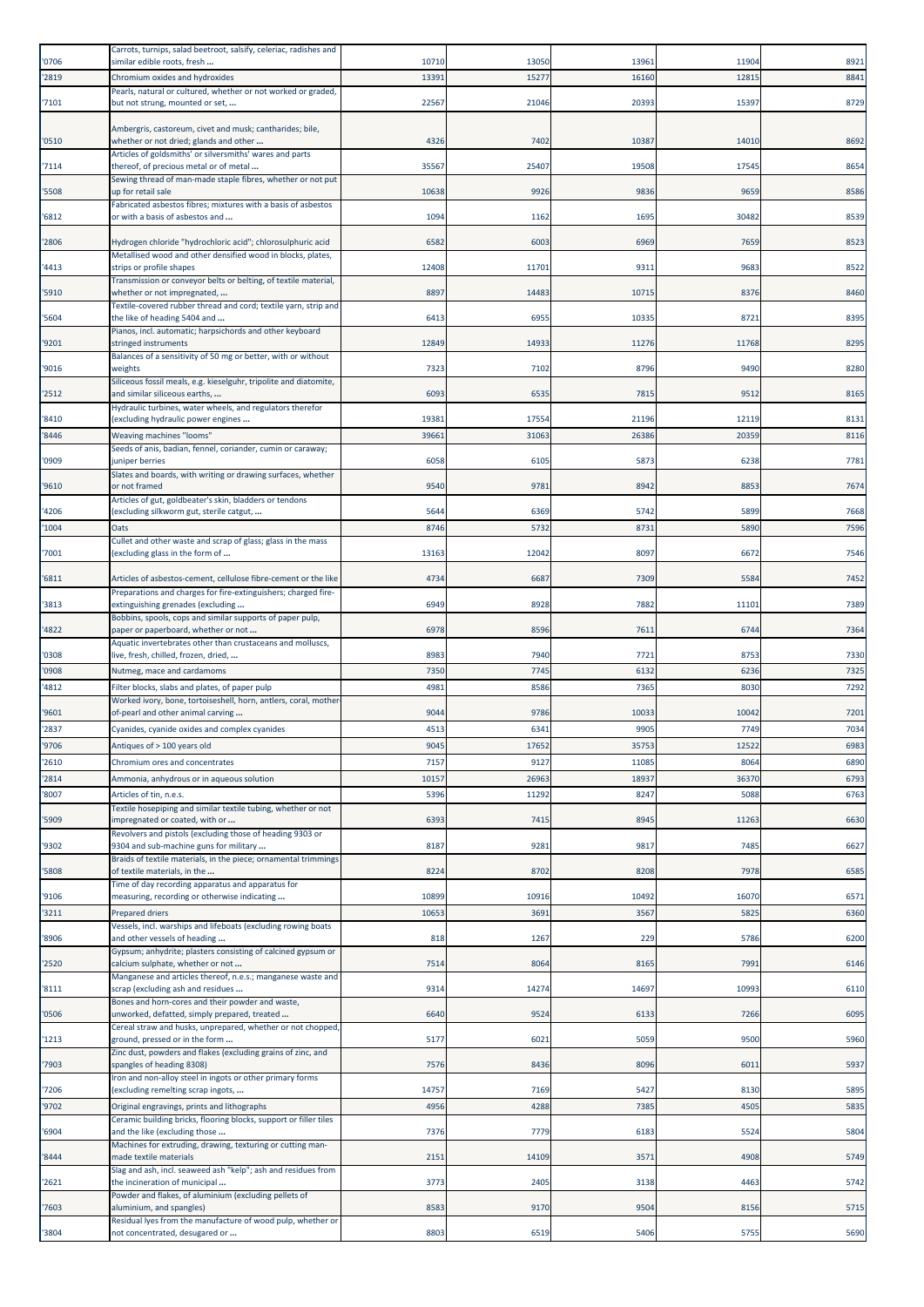| '0706 | Carrots, turnips, salad beetroot, salsify, celeriac, radishes and similar edible roots, fresh ... | 10710 | 13050 | 13961 | 11904 | 8921 |
|---|---|---|---|---|---|---|
| '2819 | Chromium oxides and hydroxides | 13391 | 15277 | 16160 | 12815 | 8841 |
| '7101 | Pearls, natural or cultured, whether or not worked or graded, but not strung, mounted or set, ... | 22567 | 21046 | 20393 | 15397 | 8729 |
| '0510 | Ambergris, castoreum, civet and musk; cantharides; bile, whether or not dried; glands and other ... | 4326 | 7402 | 10387 | 14010 | 8692 |
| '7114 | Articles of goldsmiths' or silversmiths' wares and parts thereof, of precious metal or of metal ... | 35567 | 25407 | 19508 | 17545 | 8654 |
| '5508 | Sewing thread of man-made staple fibres, whether or not put up for retail sale | 10638 | 9926 | 9836 | 9659 | 8586 |
| '6812 | Fabricated asbestos fibres; mixtures with a basis of asbestos or with a basis of asbestos and ... | 1094 | 1162 | 1695 | 30482 | 8539 |
| '2806 | Hydrogen chloride "hydrochloric acid"; chlorosulphuric acid | 6582 | 6003 | 6969 | 7659 | 8523 |
| '4413 | Metallised wood and other densified wood in blocks, plates, strips or profile shapes | 12408 | 11701 | 9311 | 9683 | 8522 |
| '5910 | Transmission or conveyor belts or belting, of textile material, whether or not impregnated, ... | 8897 | 14483 | 10715 | 8376 | 8460 |
| '5604 | Textile-covered rubber thread and cord; textile yarn, strip and the like of heading 5404 and ... | 6413 | 6955 | 10335 | 8721 | 8395 |
| '9201 | Pianos, incl. automatic; harpsichords and other keyboard stringed instruments | 12849 | 14933 | 11276 | 11768 | 8295 |
| '9016 | Balances of a sensitivity of 50 mg or better, with or without weights | 7323 | 7102 | 8796 | 9490 | 8280 |
| '2512 | Siliceous fossil meals, e.g. kieselguhr, tripolite and diatomite, and similar siliceous earths, ... | 6093 | 6535 | 7815 | 9512 | 8165 |
| '8410 | Hydraulic turbines, water wheels, and regulators therefor (excluding hydraulic power engines ... | 19381 | 17554 | 21196 | 12119 | 8131 |
| '8446 | Weaving machines "looms" | 39661 | 31063 | 26386 | 20359 | 8116 |
| '0909 | Seeds of anis, badian, fennel, coriander, cumin or caraway; juniper berries | 6058 | 6105 | 5873 | 6238 | 7781 |
| '9610 | Slates and boards, with writing or drawing surfaces, whether or not framed | 9540 | 9781 | 8942 | 8853 | 7674 |
| '4206 | Articles of gut, goldbeater's skin, bladders or tendons (excluding silkworm gut, sterile catgut, ... | 5644 | 6369 | 5742 | 5899 | 7668 |
| '1004 | Oats | 8746 | 5732 | 8731 | 5890 | 7596 |
| '7001 | Cullet and other waste and scrap of glass; glass in the mass (excluding glass in the form of ... | 13163 | 12042 | 8097 | 6672 | 7546 |
| '6811 | Articles of asbestos-cement, cellulose fibre-cement or the like | 4734 | 6687 | 7309 | 5584 | 7452 |
| '3813 | Preparations and charges for fire-extinguishers; charged fire-extinguishing grenades (excluding ... | 6949 | 8928 | 7882 | 11101 | 7389 |
| '4822 | Bobbins, spools, cops and similar supports of paper pulp, paper or paperboard, whether or not ... | 6978 | 8596 | 7611 | 6744 | 7364 |
| '0308 | Aquatic invertebrates other than crustaceans and molluscs, live, fresh, chilled, frozen, dried, ... | 8983 | 7940 | 7721 | 8753 | 7330 |
| '0908 | Nutmeg, mace and cardamoms | 7350 | 7745 | 6132 | 6236 | 7325 |
| '4812 | Filter blocks, slabs and plates, of paper pulp | 4981 | 8586 | 7365 | 8030 | 7292 |
| '9601 | Worked ivory, bone, tortoiseshell, horn, antlers, coral, mother-of-pearl and other animal carving ... | 9044 | 9786 | 10033 | 10042 | 7201 |
| '2837 | Cyanides, cyanide oxides and complex cyanides | 4513 | 6341 | 9905 | 7749 | 7034 |
| '9706 | Antiques of > 100 years old | 9045 | 17652 | 35753 | 12522 | 6983 |
| '2610 | Chromium ores and concentrates | 7157 | 9127 | 11085 | 8064 | 6890 |
| '2814 | Ammonia, anhydrous or in aqueous solution | 10157 | 26963 | 18937 | 36370 | 6793 |
| '8007 | Articles of tin, n.e.s. | 5396 | 11292 | 8247 | 5088 | 6763 |
| '5909 | Textile hosepiping and similar textile tubing, whether or not impregnated or coated, with or ... | 6393 | 7415 | 8945 | 11263 | 6630 |
| '9302 | Revolvers and pistols (excluding those of heading 9303 or 9304 and sub-machine guns for military ... | 8187 | 9281 | 9817 | 7485 | 6627 |
| '5808 | Braids of textile materials, in the piece; ornamental trimmings of textile materials, in the ... | 8224 | 8702 | 8208 | 7978 | 6585 |
| '9106 | Time of day recording apparatus and apparatus for measuring, recording or otherwise indicating ... | 10899 | 10916 | 10492 | 16070 | 6571 |
| '3211 | Prepared driers | 10653 | 3691 | 3567 | 5825 | 6360 |
| '8906 | Vessels, incl. warships and lifeboats (excluding rowing boats and other vessels of heading ... | 818 | 1267 | 229 | 5786 | 6200 |
| '2520 | Gypsum; anhydrite; plasters consisting of calcined gypsum or calcium sulphate, whether or not ... | 7514 | 8064 | 8165 | 7991 | 6146 |
| '8111 | Manganese and articles thereof, n.e.s.; manganese waste and scrap (excluding ash and residues ... | 9314 | 14274 | 14697 | 10993 | 6110 |
| '0506 | Bones and horn-cores and their powder and waste, unworked, defatted, simply prepared, treated ... | 6640 | 9524 | 6133 | 7266 | 6095 |
| '1213 | Cereal straw and husks, unprepared, whether or not chopped, ground, pressed or in the form ... | 5177 | 6021 | 5059 | 9500 | 5960 |
| '7903 | Zinc dust, powders and flakes (excluding grains of zinc, and spangles of heading 8308) | 7576 | 8436 | 8096 | 6011 | 5937 |
| '7206 | Iron and non-alloy steel in ingots or other primary forms (excluding remelting scrap ingots, ... | 14757 | 7169 | 5427 | 8130 | 5895 |
| '9702 | Original engravings, prints and lithographs | 4956 | 4288 | 7385 | 4505 | 5835 |
| '6904 | Ceramic building bricks, flooring blocks, support or filler tiles and the like (excluding those ... | 7376 | 7779 | 6183 | 5524 | 5804 |
| '8444 | Machines for extruding, drawing, texturing or cutting man-made textile materials | 2151 | 14109 | 3571 | 4908 | 5749 |
| '2621 | Slag and ash, incl. seaweed ash "kelp"; ash and residues from the incineration of municipal ... | 3773 | 2405 | 3138 | 4463 | 5742 |
| '7603 | Powder and flakes, of aluminium (excluding pellets of aluminium, and spangles) | 8583 | 9170 | 9504 | 8156 | 5715 |
| '3804 | Residual lyes from the manufacture of wood pulp, whether or not concentrated, desugared or ... | 8803 | 6519 | 5406 | 5755 | 5690 |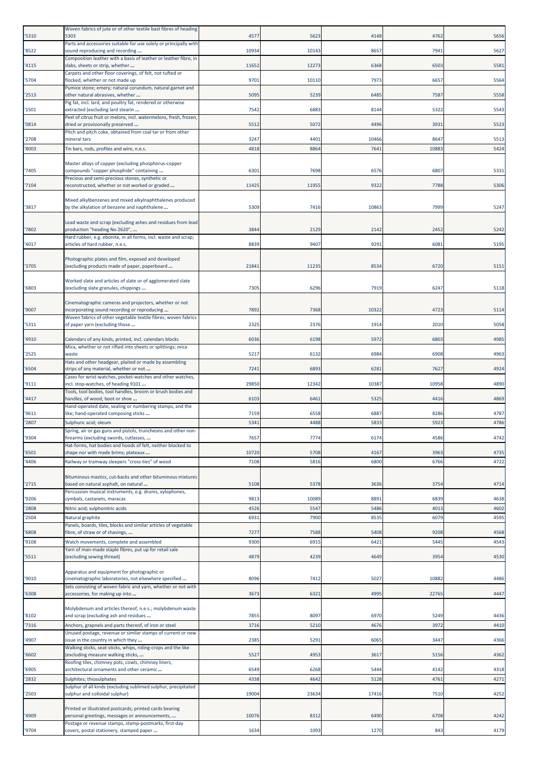| | | | | | | |
|---|---|---|---|---|---|---|
| '5310 | Woven fabrics of jute or of other textile bast fibres of heading 5303 | 4577 | 5623 | 4148 | 4762 | 5656 |
| '8522 | Parts and accessories suitable for use solely or principally with sound reproducing and recording ... | 10934 | 10143 | 8657 | 7941 | 5627 |
| '4115 | Composition leather with a basis of leather or leather fibre, in slabs, sheets or strip, whether ... | 11652 | 12273 | 6368 | 6503 | 5581 |
| '5704 | Carpets and other floor coverings, of felt, not tufted or flocked, whether or not made up | 9701 | 10110 | 7973 | 6657 | 5564 |
| '2513 | Pumice stone; emery; natural corundum, natural garnet and other natural abrasives, whether ... | 5095 | 5239 | 6485 | 7587 | 5558 |
| '1501 | Pig fat, incl. lard, and poultry fat, rendered or otherwise extracted (excluding lard stearin ... | 7542 | 6883 | 8144 | 5322 | 5543 |
| '0814 | Peel of citrus fruit or melons, incl. watermelons, fresh, frozen, dried or provisionally preserved ... | 5512 | 5072 | 4496 | 3931 | 5523 |
| '2708 | Pitch and pitch coke, obtained from coal tar or from other mineral tars | 3247 | 4401 | 10466 | 8647 | 5513 |
| '8003 | Tin bars, rods, profiles and wire, n.e.s. | 4818 | 8864 | 7641 | 10883 | 5424 |
| '7405 | Master alloys of copper (excluding phosphorus-copper compounds "copper phosphide" containing ... | 6301 | 7698 | 6576 | 6807 | 5331 |
| '7104 | Precious and semi-precious stones, synthetic or reconstructed, whether or not worked or graded ... | 11425 | 11955 | 9322 | 7788 | 5306 |
| '3817 | Mixed alkylbenzenes and mixed alkylnaphthalenes produced by the alkylation of benzene and naphthalene ... | 5309 | 7416 | 10863 | 7999 | 5247 |
| '7802 | Lead waste and scrap (excluding ashes and residues from lead production "heading No 2620", ... | 3844 | 2129 | 2142 | 2452 | 5242 |
| '4017 | Hard rubber, e.g. ebonite, in all forms, incl. waste and scrap; articles of hard rubber, n.e.s. | 8839 | 9407 | 9291 | 6081 | 5195 |
| '3705 | Photographic plates and film, exposed and developed (excluding products made of paper, paperboard ... | 21841 | 11235 | 8534 | 6720 | 5151 |
| '6803 | Worked slate and articles of slate or of agglomerated slate (excluding slate granules, chippings ... | 7305 | 6296 | 7919 | 6247 | 5118 |
| '9007 | Cinematographic cameras and projectors, whether or not incorporating sound recording or reproducing ... | 7892 | 7368 | 10322 | 4723 | 5114 |
| '5311 | Woven fabrics of other vegetable textile fibres; woven fabrics of paper yarn (excluding those ... | 2325 | 2376 | 1914 | 2010 | 5058 |
| '4910 | Calendars of any kinds, printed, incl. calendars blocks | 6036 | 6198 | 5972 | 6803 | 4985 |
| '2525 | Mica, whether or not rifted into sheets or splittings; mica waste | 5217 | 6132 | 6984 | 6908 | 4963 |
| '6504 | Hats and other headgear, plaited or made by assembling strips of any material, whether or not ... | 7241 | 6893 | 6281 | 7627 | 4924 |
| '9111 | Cases for wrist-watches, pocket-watches and other watches, incl. stop-watches, of heading 9101 ... | 29850 | 12342 | 10387 | 10958 | 4890 |
| '4417 | Tools, tool bodies, tool handles, broom or brush bodies and handles, of wood; boot or shoe ... | 6103 | 6461 | 5325 | 4416 | 4869 |
| '9611 | Hand-operated date, sealing or numbering stamps, and the like; hand-operated composing sticks ... | 7159 | 6558 | 6887 | 8286 | 4787 |
| '2807 | Sulphuric acid; oleum | 5341 | 4488 | 5833 | 5923 | 4786 |
| '9304 | Spring, air or gas guns and pistols, truncheons and other non-firearms (excluding swords, cutlasses, ... | 7657 | 7774 | 6174 | 4586 | 4742 |
| '6501 | Hat-forms, hat bodies and hoods of felt, neither blocked to shape nor with made brims; plateaux ... | 10720 | 5708 | 4167 | 3963 | 4735 |
| '4406 | Railway or tramway sleepers "cross-ties" of wood | 7108 | 5816 | 6800 | 6766 | 4722 |
| '2715 | Bituminous mastics, cut-backs and other bituminous mixtures based on natural asphalt, on natural ... | 5108 | 5378 | 3636 | 3754 | 4714 |
| '9206 | Percussion musical instruments, e.g. drums, xylophones, cymbals, castanets, maracas | 9813 | 10089 | 8891 | 6839 | 4638 |
| '2808 | Nitric acid; sulphonitric acids | 4526 | 5547 | 5486 | 4013 | 4602 |
| '2504 | Natural graphite | 6931 | 7900 | 8535 | 6079 | 4595 |
| '6808 | Panels, boards, tiles, blocks and similar articles of vegetable fibre, of straw or of shavings, ... | 7277 | 7588 | 5408 | 9208 | 4568 |
| '9108 | Watch movements, complete and assembled | 9300 | 6915 | 6421 | 5445 | 4543 |
| '5511 | Yarn of man-made staple fibres, put up for retail sale (excluding sewing thread) | 4879 | 4239 | 4649 | 3954 | 4530 |
| '9010 | Apparatus and equipment for photographic or cinematographic laboratories, not elsewhere specified ... | 8096 | 7412 | 5027 | 10882 | 4486 |
| '6308 | Sets consisting of woven fabric and yarn, whether or not with accessories, for making up into ... | 3673 | 6321 | 4995 | 22765 | 4447 |
| '8102 | Molybdenum and articles thereof, n.e.s.; molybdenum waste and scrap (excluding ash and residues ... | 7855 | 8097 | 6970 | 5249 | 4436 |
| '7316 | Anchors, grapnels and parts thereof, of iron or steel | 3716 | 5210 | 4676 | 3972 | 4410 |
| '4907 | Unused postage, revenue or similar stamps of current or new issue in the country in which they ... | 2385 | 5291 | 6065 | 3447 | 4366 |
| '6602 | Walking sticks, seat-sticks, whips, riding-crops and the like (excluding measure walking sticks, ... | 5527 | 4953 | 3617 | 5156 | 4362 |
| '6905 | Roofing tiles, chimney pots, cowls, chimney liners, architectural ornaments and other ceramic ... | 6549 | 6268 | 5444 | 4142 | 4318 |
| '2832 | Sulphites; thiosulphates | 4338 | 4642 | 5128 | 4761 | 4271 |
| '2503 | Sulphur of all kinds (excluding sublimed sulphur, precipitated sulphur and colloidal sulphur) | 19004 | 23634 | 17416 | 7510 | 4252 |
| '4909 | Printed or illustrated postcards; printed cards bearing personal greetings, messages or announcements, ... | 10076 | 8312 | 6490 | 6708 | 4242 |
| '9704 | Postage or revenue stamps, stamp-postmarks, first-day covers, postal stationery, stamped paper ... | 1634 | 1093 | 1270 | 843 | 4179 |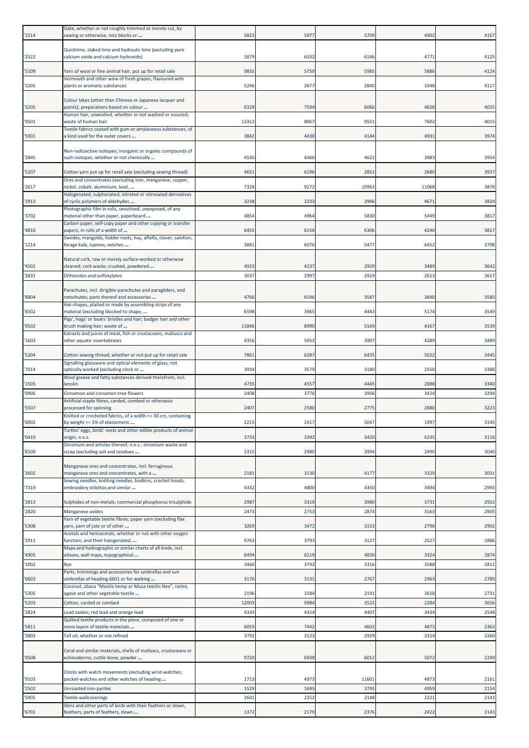| '2514 | Slate, whether or not roughly trimmed or merely cut, by sawing or otherwise, into blocks or ... | 5823 | 5977 | 5709 | 4902 | 4167 |
|---|---|---|---|---|---|---|
| '2522 | Quicklime, slaked lime and hydraulic lime (excluding pure calcium oxide and calcium hydroxide) | 5879 | 6332 | 6146 | 4771 | 4125 |
| '5109 | Yarn of wool or fine animal hair, put up for retail sale | 9835 | 5759 | 5985 | 5886 | 4124 |
| '2205 | Vermouth and other wine of fresh grapes, flavoured with plants or aromatic substances | 5246 | 2677 | 2840 | 3348 | 4117 |
| '3205 | Colour lakes (other than Chinese or Japanese lacquer and paints); preparations based on colour ... | 6328 | 7594 | 6066 | 4658 | 4035 |
| '0501 | Human hair, unworked, whether or not washed or scoured; waste of human hair | 13312 | 8067 | 9551 | 7602 | 4015 |
| '5901 | Textile fabrics coated with gum or amylaceous substances, of a kind used for the outer covers ... | 3842 | 4438 | 4144 | 4931 | 3974 |
| '2845 | Non-radioactive isotopes; inorganic or organic compounds of such isotopes, whether or not chemically ... | 4530 | 4360 | 4622 | 3983 | 3954 |
| '5207 | Cotton yarn put up for retail sale (excluding sewing thread) | 4651 | 6196 | 2852 | 2680 | 3937 |
| '2617 | Ores and concentrates (excluding iron, manganese, copper, nickel, cobalt, aluminium, lead, ... | 7328 | 9272 | 10963 | 11068 | 3878 |
| '2913 | Halogenated, sulphonated, nitrated or nitrosated derivatives of cyclic polymers of aldehydes ... | 3238 | 2233 | 2906 | 4671 | 3820 |
| '3702 | Photographic film in rolls, sensitised, unexposed, of any material other than paper, paperboard ... | 4854 | 4964 | 5830 | 5449 | 3817 |
| '4816 | Carbon paper, self-copy paper and other copying or transfer papers, in rolls of a width of ... | 6455 | 6156 | 6306 | 4240 | 3817 |
| '1214 | Swedes, mangolds, fodder roots, hay, alfalfa, clover, sainfoin, forage kale, lupines, vetches ... | 3881 | 6076 | 5477 | 6452 | 3798 |
| '4501 | Natural cork, raw or merely surface-worked or otherwise cleaned; cork waste; crushed, powdered ... | 4923 | 4237 | 2929 | 3489 | 3642 |
| '2831 | Dithionites and sulfoxylates | 3037 | 2997 | 2929 | 2613 | 3617 |
| '8804 | Parachutes, incl. dirigible parachutes and paragliders, and rotochutes; parts thereof and accessories ... | 4766 | 6196 | 3587 | 3840 | 3580 |
| '6502 | Hat-shapes, plaited or made by assembling strips of any material (excluding blocked to shape, ... | 6598 | 3965 | 4443 | 5174 | 3549 |
| '0502 | Pigs', hogs' or boars' bristles and hair; badger hair and other brush making hair; waste of ... | 11846 | 8990 | 5169 | 4167 | 3539 |
| '1603 | Extracts and juices of meat, fish or crustaceans, molluscs and other aquatic invertebrates | 4356 | 5952 | 3907 | 4289 | 3489 |
| '5204 | Cotton sewing thread, whether or not put up for retail sale | 7861 | 6287 | 6435 | 5022 | 3445 |
| '7014 | Signalling glassware and optical elements of glass, not optically worked (excluding clock or ... | 3934 | 3579 | 3180 | 2550 | 3388 |
| '1505 | Wool grease and fatty substances derived therefrom, incl. lanolin | 4735 | 4557 | 4445 | 2898 | 3340 |
| '0906 | Cinnamon and cinnamon-tree flowers | 2408 | 3776 | 3956 | 3424 | 3294 |
| '5507 | Artificial staple fibres, carded, combed or otherwise processed for spinning | 2407 | 2580 | 2775 | 2880 | 3223 |
| '6002 | Knitted or crocheted fabrics, of a width <= 30 cm, containing by weight >= 5% of elastomeric ... | 2215 | 2417 | 5047 | 1997 | 3145 |
| '0410 | Turtles' eggs, birds' nests and other edible products of animal origin, n.e.s. | 3733 | 3392 | 3420 | 6235 | 3116 |
| '8109 | Zirconium and articles thereof, n.e.s.; zirconium waste and scrap (excluding ash and residues ... | 2315 | 2980 | 3994 | 2490 | 3040 |
| '2602 | Manganese ores and concentrates, incl. ferruginous manganese ores and concentrates, with a ... | 2181 | 3130 | 4177 | 3329 | 3031 |
| '7319 | Sewing needles, knitting needles, bodkins, crochet hoods, embroidery stilettos and similar ... | 4332 | 4800 | 4350 | 3494 | 2993 |
| '2813 | Sulphides of non-metals; commercial phosphorus trisulphide | 2987 | 3319 | 3980 | 3731 | 2922 |
| '2820 | Manganese oxides | 2473 | 2753 | 2874 | 3163 | 2905 |
| '5308 | Yarn of vegetable textile fibres; paper yarn (excluding flax yarn, yarn of jute or of other ... | 3269 | 3472 | 3153 | 2796 | 2902 |
| '2911 | Acetals and hemiacetals, whether or not with other oxygen function, and their halogenated, ... | 9763 | 3793 | 3127 | 2527 | 2886 |
| '4905 | Maps and hydrographic or similar charts of all kinds, incl. atlases, wall maps, topographical ... | 6494 | 6219 | 4830 | 3324 | 2874 |
| '1002 | Rye | 3460 | 3742 | 3316 | 3588 | 2811 |
| '6603 | Parts, trimmings and accessories for umbrellas and sun umbrellas of heading 6601 or for walking ... | 3176 | 3131 | 2767 | 2963 | 2789 |
| '5305 | Coconut, abaca "Manila hemp or Musa textilis Nee", ramie, agave and other vegetable textile ... | 2196 | 3184 | 2191 | 3618 | 2731 |
| '5203 | Cotton, carded or combed | 12003 | 9984 | 3522 | 2284 | 2656 |
| '2824 | Lead oxides; red lead and orange lead | 4334 | 4314 | 4407 | 3434 | 2548 |
| '5811 | Quilted textile products in the piece, composed of one or more layers of textile materials ... | 6059 | 7442 | 4602 | 4873 | 2363 |
| '3803 | Tall oil, whether or not refined | 3792 | 3123 | 2929 | 3314 | 2260 |
| '0508 | Coral and similar materials, shells of molluscs, crustaceans or echinoderms, cuttle-bone, powder ... | 9720 | 6939 | 6012 | 5072 | 2249 |
| '9103 | Clocks with watch movements (excluding wrist-watches, pocket-watches and other watches of heading ... | 1713 | 4973 | 11601 | 4873 | 2161 |
| '2502 | Unroasted iron pyrites | 1529 | 1695 | 3793 | 4959 | 2154 |
| '5905 | Textile wallcoverings | 2601 | 2252 | 2148 | 2221 | 2143 |
| '6701 | Skins and other parts of birds with their feathers or down, feathers, parts of feathers, down ... | 1372 | 2179 | 2376 | 2422 | 2143 |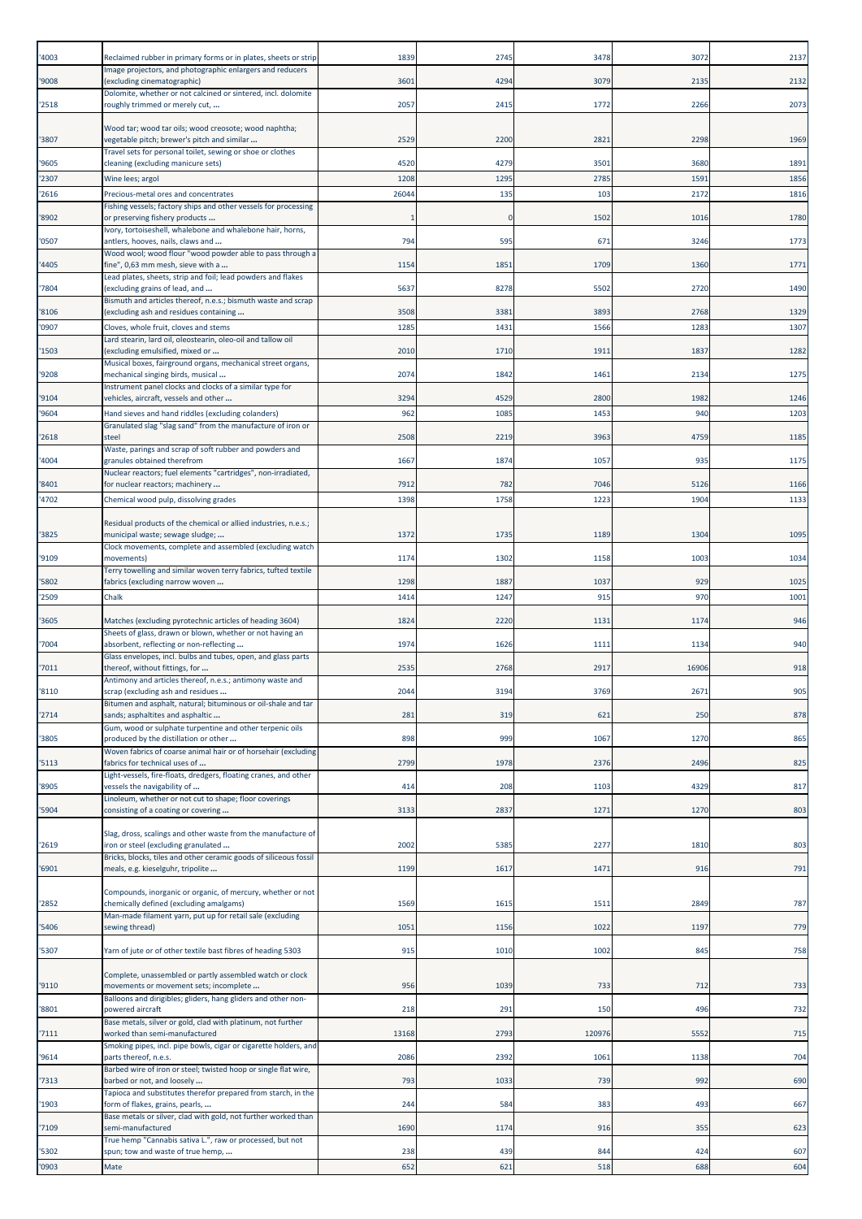| | | | | | | |
|---|---|---|---|---|---|---|
| '4003 | Reclaimed rubber in primary forms or in plates, sheets or strip | 1839 | 2745 | 3478 | 3072 | 2137 |
| '9008 | Image projectors, and photographic enlargers and reducers (excluding cinematographic) | 3601 | 4294 | 3079 | 2135 | 2132 |
| '2518 | Dolomite, whether or not calcined or sintered, incl. dolomite roughly trimmed or merely cut, ... | 2057 | 2415 | 1772 | 2266 | 2073 |
| '3807 | Wood tar; wood tar oils; wood creosote; wood naphtha; vegetable pitch; brewer's pitch and similar ... | 2529 | 2200 | 2821 | 2298 | 1969 |
| '9605 | Travel sets for personal toilet, sewing or shoe or clothes cleaning (excluding manicure sets) | 4520 | 4279 | 3501 | 3680 | 1891 |
| '2307 | Wine lees; argol | 1208 | 1295 | 2785 | 1591 | 1856 |
| '2616 | Precious-metal ores and concentrates | 26044 | 135 | 103 | 2172 | 1816 |
| '8902 | Fishing vessels; factory ships and other vessels for processing or preserving fishery products ... | 1 | 0 | 1502 | 1016 | 1780 |
| '0507 | Ivory, tortoiseshell, whalebone and whalebone hair, horns, antlers, hooves, nails, claws and ... | 794 | 595 | 671 | 3246 | 1773 |
| '4405 | Wood wool; wood flour "wood powder able to pass through a fine", 0,63 mm mesh, sieve with a ... | 1154 | 1851 | 1709 | 1360 | 1771 |
| '7804 | Lead plates, sheets, strip and foil; lead powders and flakes (excluding grains of lead, and ... | 5637 | 8278 | 5502 | 2720 | 1490 |
| '8106 | Bismuth and articles thereof, n.e.s.; bismuth waste and scrap (excluding ash and residues containing ... | 3508 | 3381 | 3893 | 2768 | 1329 |
| '0907 | Cloves, whole fruit, cloves and stems | 1285 | 1431 | 1566 | 1283 | 1307 |
| '1503 | Lard stearin, lard oil, oleostearin, oleo-oil and tallow oil (excluding emulsified, mixed or ... | 2010 | 1710 | 1911 | 1837 | 1282 |
| '9208 | Musical boxes, fairground organs, mechanical street organs, mechanical singing birds, musical ... | 2074 | 1842 | 1461 | 2134 | 1275 |
| '9104 | Instrument panel clocks and clocks of a similar type for vehicles, aircraft, vessels and other ... | 3294 | 4529 | 2800 | 1982 | 1246 |
| '9604 | Hand sieves and hand riddles (excluding colanders) | 962 | 1085 | 1453 | 940 | 1203 |
| '2618 | Granulated slag "slag sand" from the manufacture of iron or steel | 2508 | 2219 | 3963 | 4759 | 1185 |
| '4004 | Waste, parings and scrap of soft rubber and powders and granules obtained therefrom | 1667 | 1874 | 1057 | 935 | 1175 |
| '8401 | Nuclear reactors; fuel elements "cartridges", non-irradiated, for nuclear reactors; machinery ... | 7912 | 782 | 7046 | 5126 | 1166 |
| '4702 | Chemical wood pulp, dissolving grades | 1398 | 1758 | 1223 | 1904 | 1133 |
| '3825 | Residual products of the chemical or allied industries, n.e.s.; municipal waste; sewage sludge; ... | 1372 | 1735 | 1189 | 1304 | 1095 |
| '9109 | Clock movements, complete and assembled (excluding watch movements) | 1174 | 1302 | 1158 | 1003 | 1034 |
| '5802 | Terry towelling and similar woven terry fabrics, tufted textile fabrics (excluding narrow woven ... | 1298 | 1887 | 1037 | 929 | 1025 |
| '2509 | Chalk | 1414 | 1247 | 915 | 970 | 1001 |
| '3605 | Matches (excluding pyrotechnic articles of heading 3604) | 1824 | 2220 | 1131 | 1174 | 946 |
| '7004 | Sheets of glass, drawn or blown, whether or not having an absorbent, reflecting or non-reflecting ... | 1974 | 1626 | 1111 | 1134 | 940 |
| '7011 | Glass envelopes, incl. bulbs and tubes, open, and glass parts thereof, without fittings, for ... | 2535 | 2768 | 2917 | 16906 | 918 |
| '8110 | Antimony and articles thereof, n.e.s.; antimony waste and scrap (excluding ash and residues ... | 2044 | 3194 | 3769 | 2671 | 905 |
| '2714 | Bitumen and asphalt, natural; bituminous or oil-shale and tar sands; asphaltites and asphaltic ... | 281 | 319 | 621 | 250 | 878 |
| '3805 | Gum, wood or sulphate turpentine and other terpenic oils produced by the distillation or other ... | 898 | 999 | 1067 | 1270 | 865 |
| '5113 | Woven fabrics of coarse animal hair or of horsehair (excluding fabrics for technical uses of ... | 2799 | 1978 | 2376 | 2496 | 825 |
| '8905 | Light-vessels, fire-floats, dredgers, floating cranes, and other vessels the navigability of ... | 414 | 208 | 1103 | 4329 | 817 |
| '5904 | Linoleum, whether or not cut to shape; floor coverings consisting of a coating or covering ... | 3133 | 2837 | 1271 | 1270 | 803 |
| '2619 | Slag, dross, scalings and other waste from the manufacture of iron or steel (excluding granulated ... | 2002 | 5385 | 2277 | 1810 | 803 |
| '6901 | Bricks, blocks, tiles and other ceramic goods of siliceous fossil meals, e.g. kieselguhr, tripolite ... | 1199 | 1617 | 1471 | 916 | 791 |
| '2852 | Compounds, inorganic or organic, of mercury, whether or not chemically defined (excluding amalgams) | 1569 | 1615 | 1511 | 2849 | 787 |
| '5406 | Man-made filament yarn, put up for retail sale (excluding sewing thread) | 1051 | 1156 | 1022 | 1197 | 779 |
| '5307 | Yarn of jute or of other textile bast fibres of heading 5303 | 915 | 1010 | 1002 | 845 | 758 |
| '9110 | Complete, unassembled or partly assembled watch or clock movements or movement sets; incomplete ... | 956 | 1039 | 733 | 712 | 733 |
| '8801 | Balloons and dirigibles; gliders, hang gliders and other non-powered aircraft | 218 | 291 | 150 | 496 | 732 |
| '7111 | Base metals, silver or gold, clad with platinum, not further worked than semi-manufactured | 13168 | 2793 | 120976 | 5552 | 715 |
| '9614 | Smoking pipes, incl. pipe bowls, cigar or cigarette holders, and parts thereof, n.e.s. | 2086 | 2392 | 1061 | 1138 | 704 |
| '7313 | Barbed wire of iron or steel; twisted hoop or single flat wire, barbed or not, and loosely ... | 793 | 1033 | 739 | 992 | 690 |
| '1903 | Tapioca and substitutes therefor prepared from starch, in the form of flakes, grains, pearls, ... | 244 | 584 | 383 | 493 | 667 |
| '7109 | Base metals or silver, clad with gold, not further worked than semi-manufactured | 1690 | 1174 | 916 | 355 | 623 |
| '5302 | True hemp "Cannabis sativa L.", raw or processed, but not spun; tow and waste of true hemp, ... | 238 | 439 | 844 | 424 | 607 |
| '0903 | Mate | 652 | 621 | 518 | 688 | 604 |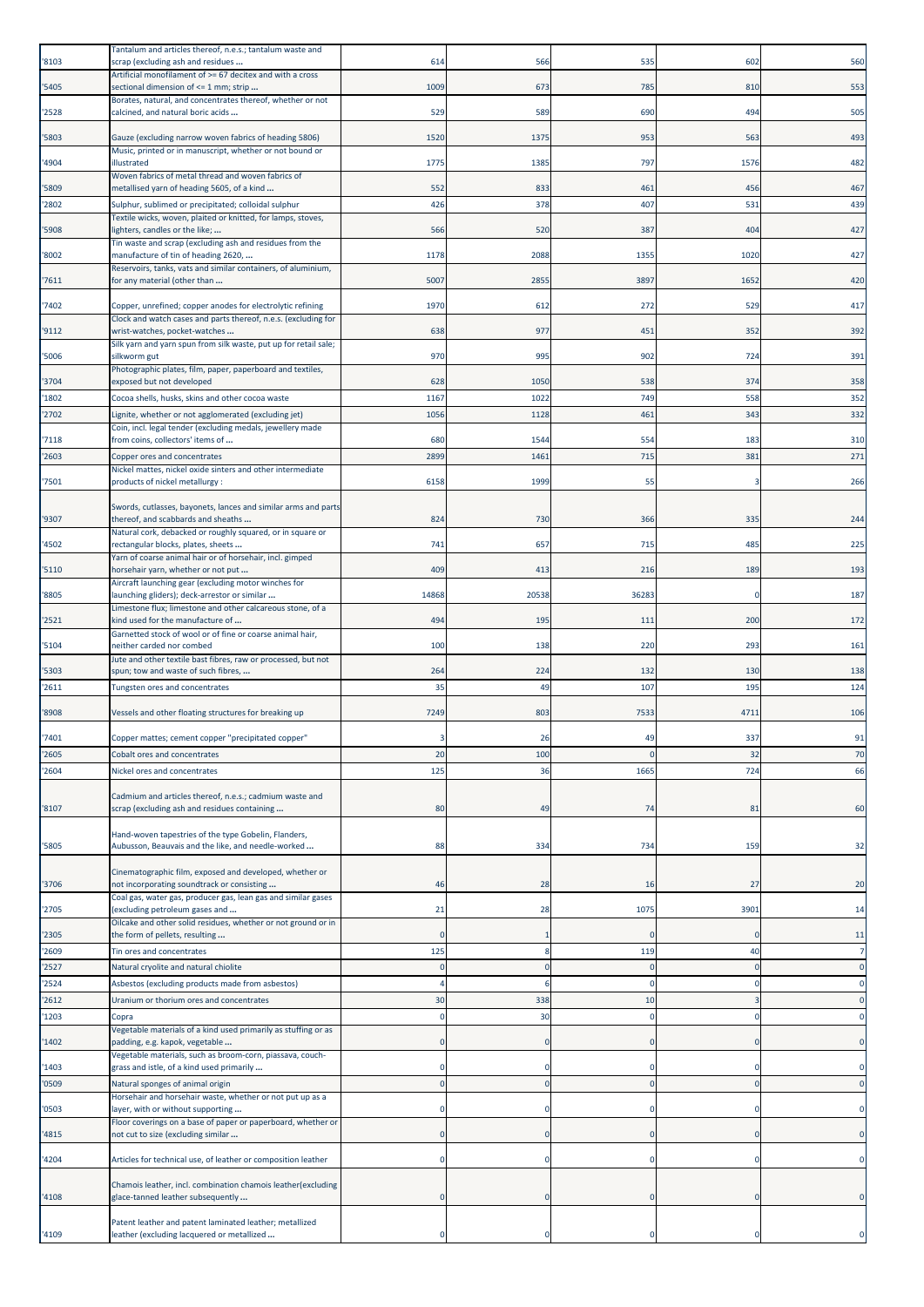| '8103 | Tantalum and articles thereof, n.e.s.; tantalum waste and scrap (excluding ash and residues ... | 614 | 566 | 535 | 602 | 560 |
|---|---|---|---|---|---|---|
| '5405 | Artificial monofilament of >= 67 decitex and with a cross sectional dimension of <= 1 mm; strip ... | 1009 | 673 | 785 | 810 | 553 |
| '2528 | Borates, natural, and concentrates thereof, whether or not calcined, and natural boric acids ... | 529 | 589 | 690 | 494 | 505 |
| '5803 | Gauze (excluding narrow woven fabrics of heading 5806) | 1520 | 1375 | 953 | 563 | 493 |
| '4904 | Music, printed or in manuscript, whether or not bound or illustrated | 1775 | 1385 | 797 | 1576 | 482 |
| '5809 | Woven fabrics of metal thread and woven fabrics of metallised yarn of heading 5605, of a kind ... | 552 | 833 | 461 | 456 | 467 |
| '2802 | Sulphur, sublimed or precipitated; colloidal sulphur | 426 | 378 | 407 | 531 | 439 |
| '5908 | Textile wicks, woven, plaited or knitted, for lamps, stoves, lighters, candles or the like; ... | 566 | 520 | 387 | 404 | 427 |
| '8002 | Tin waste and scrap (excluding ash and residues from the manufacture of tin of heading 2620, ... | 1178 | 2088 | 1355 | 1020 | 427 |
| '7611 | Reservoirs, tanks, vats and similar containers, of aluminium, for any material (other than ... | 5007 | 2855 | 3897 | 1652 | 420 |
| '7402 | Copper, unrefined; copper anodes for electrolytic refining | 1970 | 612 | 272 | 529 | 417 |
| '9112 | Clock and watch cases and parts thereof, n.e.s. (excluding for wrist-watches, pocket-watches ... | 638 | 977 | 451 | 352 | 392 |
| '5006 | Silk yarn and yarn spun from silk waste, put up for retail sale; silkworm gut | 970 | 995 | 902 | 724 | 391 |
| '3704 | Photographic plates, film, paper, paperboard and textiles, exposed but not developed | 628 | 1050 | 538 | 374 | 358 |
| '1802 | Cocoa shells, husks, skins and other cocoa waste | 1167 | 1022 | 749 | 558 | 352 |
| '2702 | Lignite, whether or not agglomerated (excluding jet) | 1056 | 1128 | 461 | 343 | 332 |
| '7118 | Coin, incl. legal tender (excluding medals, jewellery made from coins, collectors' items of ... | 680 | 1544 | 554 | 183 | 310 |
| '2603 | Copper ores and concentrates | 2899 | 1461 | 715 | 381 | 271 |
| '7501 | Nickel mattes, nickel oxide sinters and other intermediate products of nickel metallurgy : | 6158 | 1999 | 55 | 3 | 266 |
| '9307 | Swords, cutlasses, bayonets, lances and similar arms and parts thereof, and scabbards and sheaths ... | 824 | 730 | 366 | 335 | 244 |
| '4502 | Natural cork, debacked or roughly squared, or in square or rectangular blocks, plates, sheets ... | 741 | 657 | 715 | 485 | 225 |
| '5110 | Yarn of coarse animal hair or of horsehair, incl. gimped horsehair yarn, whether or not put ... | 409 | 413 | 216 | 189 | 193 |
| '8805 | Aircraft launching gear (excluding motor winches for launching gliders); deck-arrestor or similar ... | 14868 | 20538 | 36283 | 0 | 187 |
| '2521 | Limestone flux; limestone and other calcareous stone, of a kind used for the manufacture of ... | 494 | 195 | 111 | 200 | 172 |
| '5104 | Garnetted stock of wool or of fine or coarse animal hair, neither carded nor combed | 100 | 138 | 220 | 293 | 161 |
| '5303 | Jute and other textile bast fibres, raw or processed, but not spun; tow and waste of such fibres, ... | 264 | 224 | 132 | 130 | 138 |
| '2611 | Tungsten ores and concentrates | 35 | 49 | 107 | 195 | 124 |
| '8908 | Vessels and other floating structures for breaking up | 7249 | 803 | 7533 | 4711 | 106 |
| '7401 | Copper mattes; cement copper "precipitated copper" | 3 | 26 | 49 | 337 | 91 |
| '2605 | Cobalt ores and concentrates | 20 | 100 | 0 | 32 | 70 |
| '2604 | Nickel ores and concentrates | 125 | 36 | 1665 | 724 | 66 |
| '8107 | Cadmium and articles thereof, n.e.s.; cadmium waste and scrap (excluding ash and residues containing ... | 80 | 49 | 74 | 81 | 60 |
| '5805 | Hand-woven tapestries of the type Gobelin, Flanders, Aubusson, Beauvais and the like, and needle-worked ... | 88 | 334 | 734 | 159 | 32 |
| '3706 | Cinematographic film, exposed and developed, whether or not incorporating soundtrack or consisting ... | 46 | 28 | 16 | 27 | 20 |
| '2705 | Coal gas, water gas, producer gas, lean gas and similar gases (excluding petroleum gases and ... | 21 | 28 | 1075 | 3901 | 14 |
| '2305 | Oilcake and other solid residues, whether or not ground or in the form of pellets, resulting ... | 0 | 1 | 0 | 0 | 11 |
| '2609 | Tin ores and concentrates | 125 | 8 | 119 | 40 | 7 |
| '2527 | Natural cryolite and natural chiolite | 0 | 0 | 0 | 0 | 0 |
| '2524 | Asbestos (excluding products made from asbestos) | 4 | 6 | 0 | 0 | 0 |
| '2612 | Uranium or thorium ores and concentrates | 30 | 338 | 10 | 3 | 0 |
| '1203 | Copra | 0 | 30 | 0 | 0 | 0 |
| '1402 | Vegetable materials of a kind used primarily as stuffing or as padding, e.g. kapok, vegetable ... | 0 | 0 | 0 | 0 | 0 |
| '1403 | Vegetable materials, such as broom-corn, piassava, couch-grass and istle, of a kind used primarily ... | 0 | 0 | 0 | 0 | 0 |
| '0509 | Natural sponges of animal origin | 0 | 0 | 0 | 0 | 0 |
| '0503 | Horsehair and horsehair waste, whether or not put up as a layer, with or without supporting ... | 0 | 0 | 0 | 0 | 0 |
| '4815 | Floor coverings on a base of paper or of paperboard, whether or not cut to size (excluding similar ... | 0 | 0 | 0 | 0 | 0 |
| '4204 | Articles for technical use, of leather or composition leather | 0 | 0 | 0 | 0 | 0 |
| '4108 | Chamois leather, incl. combination chamois leather(excluding glace-tanned leather subsequently ... | 0 | 0 | 0 | 0 | 0 |
| '4109 | Patent leather and patent laminated leather; metallized leather (excluding lacquered or metallized ... | 0 | 0 | 0 | 0 | 0 |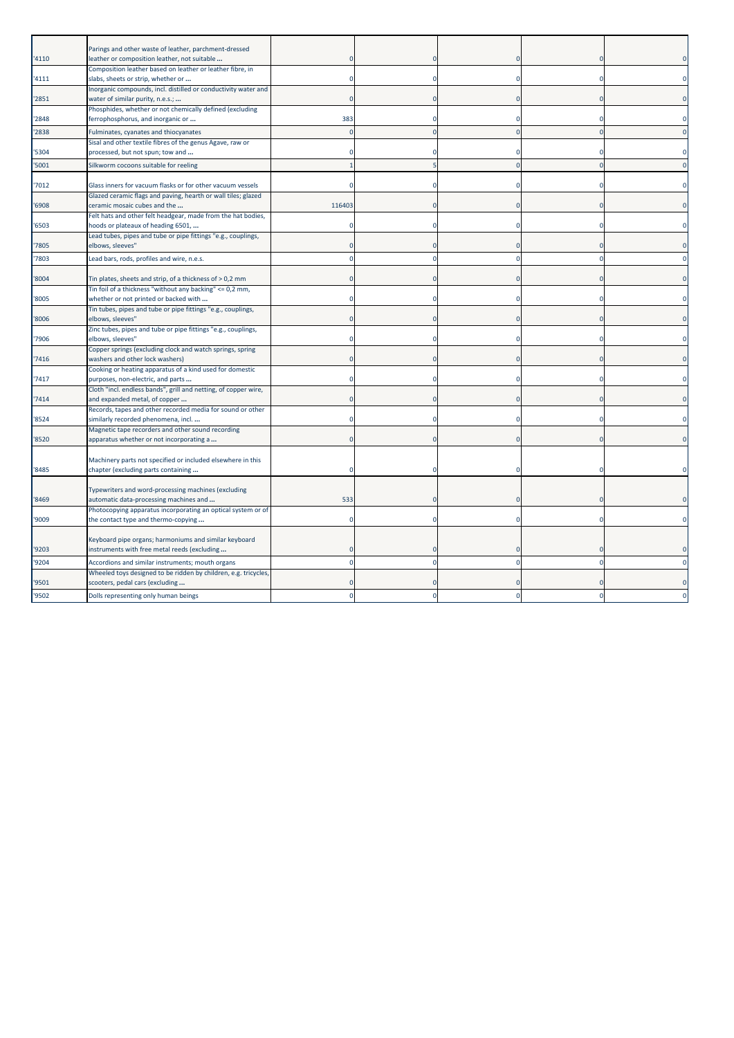| | | | | | | |
|---|---|---|---|---|---|---|
| '4110 | Parings and other waste of leather, parchment-dressed leather or composition leather, not suitable ... | 0 | 0 | 0 | 0 | 0 |
| '4111 | Composition leather based on leather or leather fibre, in slabs, sheets or strip, whether or ... | 0 | 0 | 0 | 0 | 0 |
| '2851 | Inorganic compounds, incl. distilled or conductivity water and water of similar purity, n.e.s.; ... | 0 | 0 | 0 | 0 | 0 |
| '2848 | Phosphides, whether or not chemically defined (excluding ferrophosphorus, and inorganic or ... | 383 | 0 | 0 | 0 | 0 |
| '2838 | Fulminates, cyanates and thiocyanates | 0 | 0 | 0 | 0 | 0 |
| '5304 | Sisal and other textile fibres of the genus Agave, raw or processed, but not spun; tow and ... | 0 | 0 | 0 | 0 | 0 |
| '5001 | Silkworm cocoons suitable for reeling | 1 | 5 | 0 | 0 | 0 |
| '7012 | Glass inners for vacuum flasks or for other vacuum vessels | 0 | 0 | 0 | 0 | 0 |
| '6908 | Glazed ceramic flags and paving, hearth or wall tiles; glazed ceramic mosaic cubes and the ... | 116403 | 0 | 0 | 0 | 0 |
| '6503 | Felt hats and other felt headgear, made from the hat bodies, hoods or plateaux of heading 6501, ... | 0 | 0 | 0 | 0 | 0 |
| '7805 | Lead tubes, pipes and tube or pipe fittings "e.g., couplings, elbows, sleeves" | 0 | 0 | 0 | 0 | 0 |
| '7803 | Lead bars, rods, profiles and wire, n.e.s. | 0 | 0 | 0 | 0 | 0 |
| '8004 | Tin plates, sheets and strip, of a thickness of > 0,2 mm | 0 | 0 | 0 | 0 | 0 |
| '8005 | Tin foil of a thickness "without any backing" <= 0,2 mm, whether or not printed or backed with ... | 0 | 0 | 0 | 0 | 0 |
| '8006 | Tin tubes, pipes and tube or pipe fittings "e.g., couplings, elbows, sleeves" | 0 | 0 | 0 | 0 | 0 |
| '7906 | Zinc tubes, pipes and tube or pipe fittings "e.g., couplings, elbows, sleeves" | 0 | 0 | 0 | 0 | 0 |
| '7416 | Copper springs (excluding clock and watch springs, spring washers and other lock washers) | 0 | 0 | 0 | 0 | 0 |
| '7417 | Cooking or heating apparatus of a kind used for domestic purposes, non-electric, and parts ... | 0 | 0 | 0 | 0 | 0 |
| '7414 | Cloth "incl. endless bands", grill and netting, of copper wire, and expanded metal, of copper ... | 0 | 0 | 0 | 0 | 0 |
| '8524 | Records, tapes and other recorded media for sound or other similarly recorded phenomena, incl. ... | 0 | 0 | 0 | 0 | 0 |
| '8520 | Magnetic tape recorders and other sound recording apparatus whether or not incorporating a ... | 0 | 0 | 0 | 0 | 0 |
| '8485 | Machinery parts not specified or included elsewhere in this chapter (excluding parts containing ... | 0 | 0 | 0 | 0 | 0 |
| '8469 | Typewriters and word-processing machines (excluding automatic data-processing machines and ... | 533 | 0 | 0 | 0 | 0 |
| '9009 | Photocopying apparatus incorporating an optical system or of the contact type and thermo-copying ... | 0 | 0 | 0 | 0 | 0 |
| '9203 | Keyboard pipe organs; harmoniums and similar keyboard instruments with free metal reeds (excluding ... | 0 | 0 | 0 | 0 | 0 |
| '9204 | Accordions and similar instruments; mouth organs | 0 | 0 | 0 | 0 | 0 |
| '9501 | Wheeled toys designed to be ridden by children, e.g. tricycles, scooters, pedal cars (excluding ... | 0 | 0 | 0 | 0 | 0 |
| '9502 | Dolls representing only human beings | 0 | 0 | 0 | 0 | 0 |